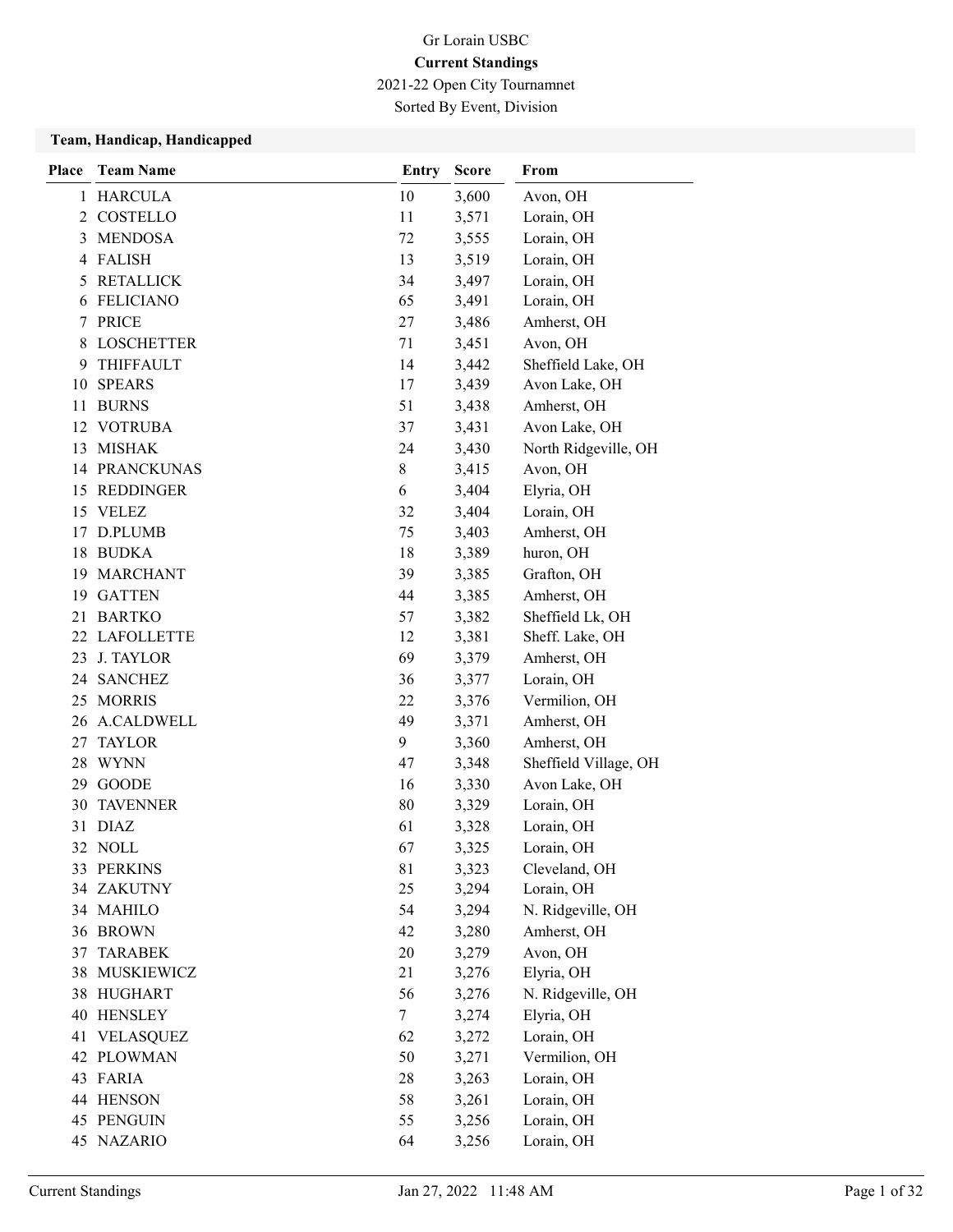# Gr Lorain USBC

**Current Standings**

2021-22 Open City Tournamnet

Sorted By Event, Division

## Team, Handicap, Handicapped

| Place | Team Name | Entry | Score | From |
|---|---|---|---|---|
| 1 | HARCULA | 10 | 3,600 | Avon, OH |
| 2 | COSTELLO | 11 | 3,571 | Lorain, OH |
| 3 | MENDOSA | 72 | 3,555 | Lorain, OH |
| 4 | FALISH | 13 | 3,519 | Lorain, OH |
| 5 | RETALLICK | 34 | 3,497 | Lorain, OH |
| 6 | FELICIANO | 65 | 3,491 | Lorain, OH |
| 7 | PRICE | 27 | 3,486 | Amherst, OH |
| 8 | LOSCHETTER | 71 | 3,451 | Avon, OH |
| 9 | THIFFAULT | 14 | 3,442 | Sheffield Lake, OH |
| 10 | SPEARS | 17 | 3,439 | Avon Lake, OH |
| 11 | BURNS | 51 | 3,438 | Amherst, OH |
| 12 | VOTRUBA | 37 | 3,431 | Avon Lake, OH |
| 13 | MISHAK | 24 | 3,430 | North Ridgeville, OH |
| 14 | PRANCKUNAS | 8 | 3,415 | Avon, OH |
| 15 | REDDINGER | 6 | 3,404 | Elyria, OH |
| 15 | VELEZ | 32 | 3,404 | Lorain, OH |
| 17 | D.PLUMB | 75 | 3,403 | Amherst, OH |
| 18 | BUDKA | 18 | 3,389 | huron, OH |
| 19 | MARCHANT | 39 | 3,385 | Grafton, OH |
| 19 | GATTEN | 44 | 3,385 | Amherst, OH |
| 21 | BARTKO | 57 | 3,382 | Sheffield Lk, OH |
| 22 | LAFOLLETTE | 12 | 3,381 | Sheff. Lake, OH |
| 23 | J. TAYLOR | 69 | 3,379 | Amherst, OH |
| 24 | SANCHEZ | 36 | 3,377 | Lorain, OH |
| 25 | MORRIS | 22 | 3,376 | Vermilion, OH |
| 26 | A.CALDWELL | 49 | 3,371 | Amherst, OH |
| 27 | TAYLOR | 9 | 3,360 | Amherst, OH |
| 28 | WYNN | 47 | 3,348 | Sheffield Village, OH |
| 29 | GOODE | 16 | 3,330 | Avon Lake, OH |
| 30 | TAVENNER | 80 | 3,329 | Lorain, OH |
| 31 | DIAZ | 61 | 3,328 | Lorain, OH |
| 32 | NOLL | 67 | 3,325 | Lorain, OH |
| 33 | PERKINS | 81 | 3,323 | Cleveland, OH |
| 34 | ZAKUTNY | 25 | 3,294 | Lorain, OH |
| 34 | MAHILO | 54 | 3,294 | N. Ridgeville, OH |
| 36 | BROWN | 42 | 3,280 | Amherst, OH |
| 37 | TARABEK | 20 | 3,279 | Avon, OH |
| 38 | MUSKIEWICZ | 21 | 3,276 | Elyria, OH |
| 38 | HUGHART | 56 | 3,276 | N. Ridgeville, OH |
| 40 | HENSLEY | 7 | 3,274 | Elyria, OH |
| 41 | VELASQUEZ | 62 | 3,272 | Lorain, OH |
| 42 | PLOWMAN | 50 | 3,271 | Vermilion, OH |
| 43 | FARIA | 28 | 3,263 | Lorain, OH |
| 44 | HENSON | 58 | 3,261 | Lorain, OH |
| 45 | PENGUIN | 55 | 3,256 | Lorain, OH |
| 45 | NAZARIO | 64 | 3,256 | Lorain, OH |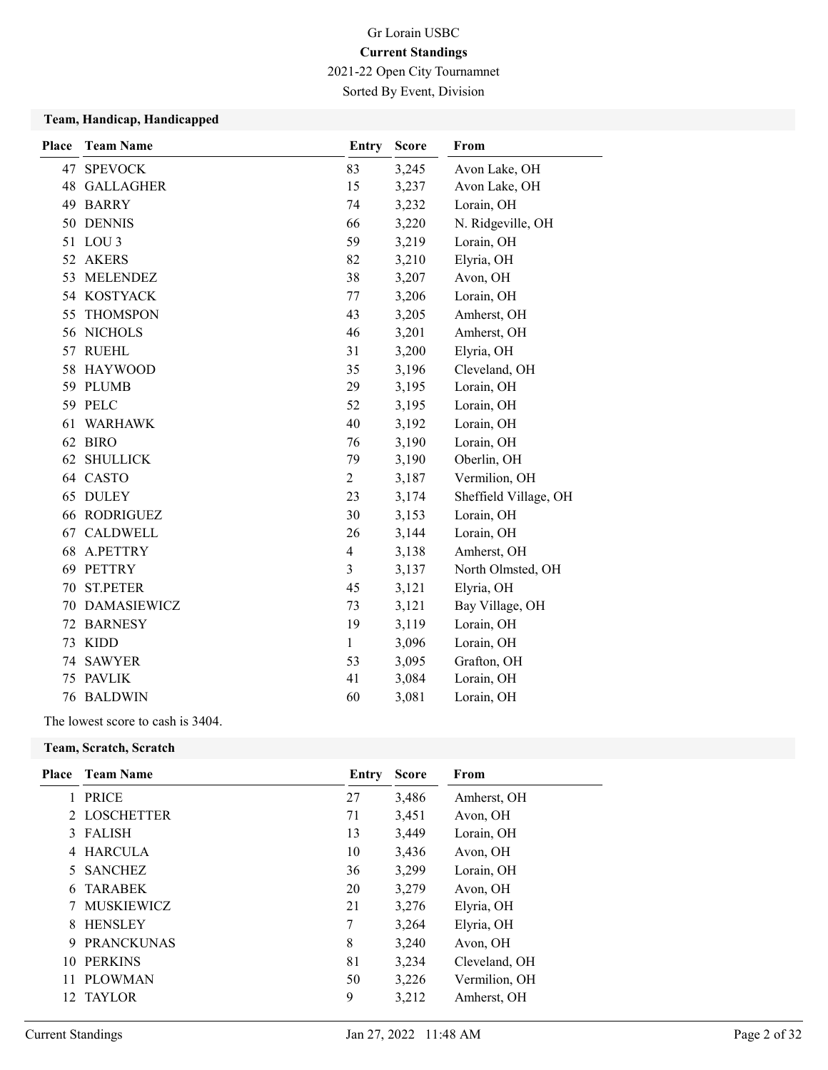# Gr Lorain USBC

**Current Standings**

2021-22 Open City Tournamnet

Sorted By Event, Division

## Team, Handicap, Handicapped

| Place | Team Name | Entry | Score | From |
|---|---|---|---|---|
| 47 | SPEVOCK | 83 | 3,245 | Avon Lake, OH |
| 48 | GALLAGHER | 15 | 3,237 | Avon Lake, OH |
| 49 | BARRY | 74 | 3,232 | Lorain, OH |
| 50 | DENNIS | 66 | 3,220 | N. Ridgeville, OH |
| 51 | LOU 3 | 59 | 3,219 | Lorain, OH |
| 52 | AKERS | 82 | 3,210 | Elyria, OH |
| 53 | MELENDEZ | 38 | 3,207 | Avon, OH |
| 54 | KOSTYACK | 77 | 3,206 | Lorain, OH |
| 55 | THOMSPON | 43 | 3,205 | Amherst, OH |
| 56 | NICHOLS | 46 | 3,201 | Amherst, OH |
| 57 | RUEHL | 31 | 3,200 | Elyria, OH |
| 58 | HAYWOOD | 35 | 3,196 | Cleveland, OH |
| 59 | PLUMB | 29 | 3,195 | Lorain, OH |
| 59 | PELC | 52 | 3,195 | Lorain, OH |
| 61 | WARHAWK | 40 | 3,192 | Lorain, OH |
| 62 | BIRO | 76 | 3,190 | Lorain, OH |
| 62 | SHULLICK | 79 | 3,190 | Oberlin, OH |
| 64 | CASTO | 2 | 3,187 | Vermilion, OH |
| 65 | DULEY | 23 | 3,174 | Sheffield Village, OH |
| 66 | RODRIGUEZ | 30 | 3,153 | Lorain, OH |
| 67 | CALDWELL | 26 | 3,144 | Lorain, OH |
| 68 | A.PETTRY | 4 | 3,138 | Amherst, OH |
| 69 | PETTRY | 3 | 3,137 | North Olmsted, OH |
| 70 | ST.PETER | 45 | 3,121 | Elyria, OH |
| 70 | DAMASIEWICZ | 73 | 3,121 | Bay Village, OH |
| 72 | BARNESY | 19 | 3,119 | Lorain, OH |
| 73 | KIDD | 1 | 3,096 | Lorain, OH |
| 74 | SAWYER | 53 | 3,095 | Grafton, OH |
| 75 | PAVLIK | 41 | 3,084 | Lorain, OH |
| 76 | BALDWIN | 60 | 3,081 | Lorain, OH |

The lowest score to cash is 3404.

## Team, Scratch, Scratch

| Place | Team Name | Entry | Score | From |
|---|---|---|---|---|
| 1 | PRICE | 27 | 3,486 | Amherst, OH |
| 2 | LOSCHETTER | 71 | 3,451 | Avon, OH |
| 3 | FALISH | 13 | 3,449 | Lorain, OH |
| 4 | HARCULA | 10 | 3,436 | Avon, OH |
| 5 | SANCHEZ | 36 | 3,299 | Lorain, OH |
| 6 | TARABEK | 20 | 3,279 | Avon, OH |
| 7 | MUSKIEWICZ | 21 | 3,276 | Elyria, OH |
| 8 | HENSLEY | 7 | 3,264 | Elyria, OH |
| 9 | PRANCKUNAS | 8 | 3,240 | Avon, OH |
| 10 | PERKINS | 81 | 3,234 | Cleveland, OH |
| 11 | PLOWMAN | 50 | 3,226 | Vermilion, OH |
| 12 | TAYLOR | 9 | 3,212 | Amherst, OH |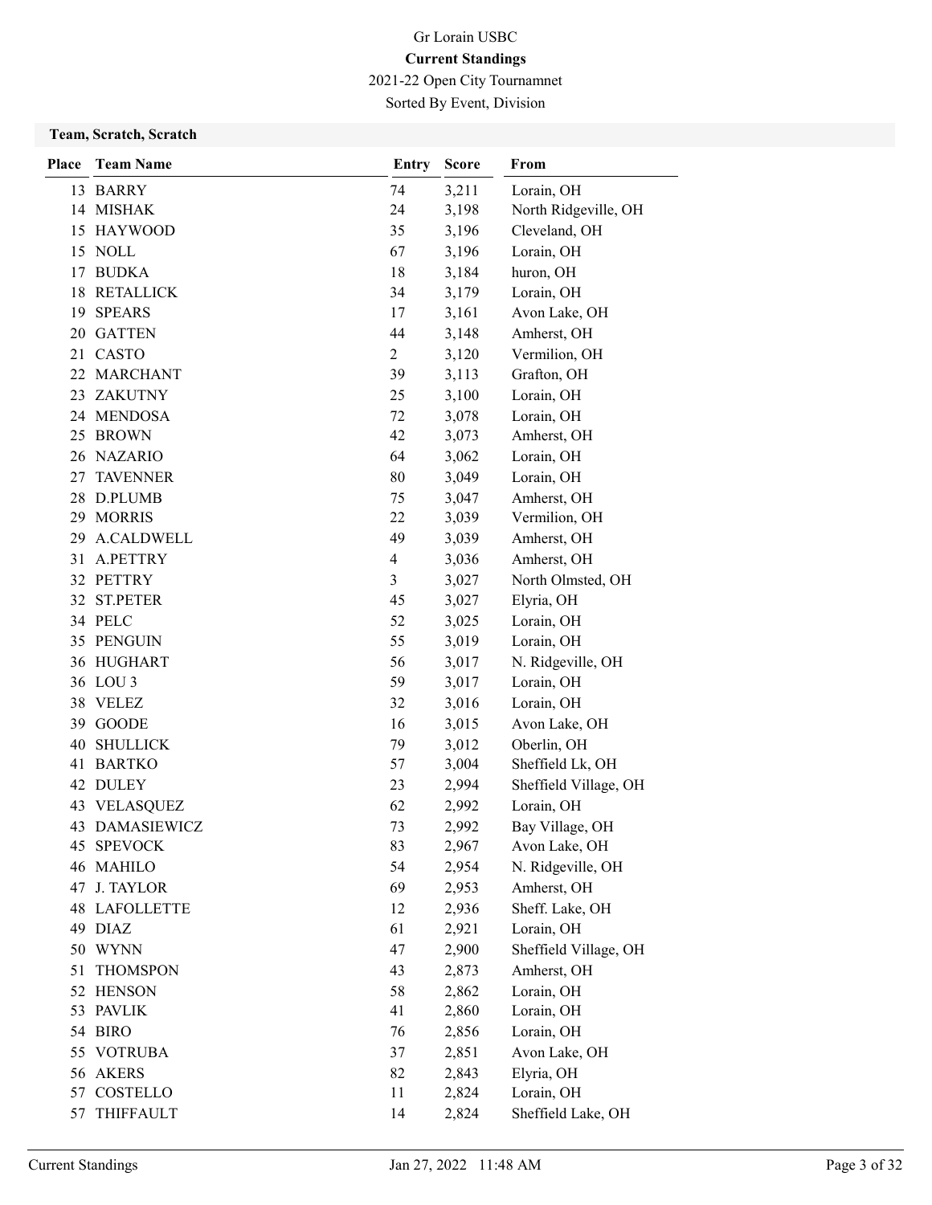# Gr Lorain USBC

**Current Standings**

2021-22 Open City Tournamnet

Sorted By Event, Division

## Team, Scratch, Scratch

| Place | Team Name | Entry | Score | From |
|---|---|---|---|---|
| 13 | BARRY | 74 | 3,211 | Lorain, OH |
| 14 | MISHAK | 24 | 3,198 | North Ridgeville, OH |
| 15 | HAYWOOD | 35 | 3,196 | Cleveland, OH |
| 15 | NOLL | 67 | 3,196 | Lorain, OH |
| 17 | BUDKA | 18 | 3,184 | huron, OH |
| 18 | RETALLICK | 34 | 3,179 | Lorain, OH |
| 19 | SPEARS | 17 | 3,161 | Avon Lake, OH |
| 20 | GATTEN | 44 | 3,148 | Amherst, OH |
| 21 | CASTO | 2 | 3,120 | Vermilion, OH |
| 22 | MARCHANT | 39 | 3,113 | Grafton, OH |
| 23 | ZAKUTNY | 25 | 3,100 | Lorain, OH |
| 24 | MENDOSA | 72 | 3,078 | Lorain, OH |
| 25 | BROWN | 42 | 3,073 | Amherst, OH |
| 26 | NAZARIO | 64 | 3,062 | Lorain, OH |
| 27 | TAVENNER | 80 | 3,049 | Lorain, OH |
| 28 | D.PLUMB | 75 | 3,047 | Amherst, OH |
| 29 | MORRIS | 22 | 3,039 | Vermilion, OH |
| 29 | A.CALDWELL | 49 | 3,039 | Amherst, OH |
| 31 | A.PETTRY | 4 | 3,036 | Amherst, OH |
| 32 | PETTRY | 3 | 3,027 | North Olmsted, OH |
| 32 | ST.PETER | 45 | 3,027 | Elyria, OH |
| 34 | PELC | 52 | 3,025 | Lorain, OH |
| 35 | PENGUIN | 55 | 3,019 | Lorain, OH |
| 36 | HUGHART | 56 | 3,017 | N. Ridgeville, OH |
| 36 | LOU 3 | 59 | 3,017 | Lorain, OH |
| 38 | VELEZ | 32 | 3,016 | Lorain, OH |
| 39 | GOODE | 16 | 3,015 | Avon Lake, OH |
| 40 | SHULLICK | 79 | 3,012 | Oberlin, OH |
| 41 | BARTKO | 57 | 3,004 | Sheffield Lk, OH |
| 42 | DULEY | 23 | 2,994 | Sheffield Village, OH |
| 43 | VELASQUEZ | 62 | 2,992 | Lorain, OH |
| 43 | DAMASIEWICZ | 73 | 2,992 | Bay Village, OH |
| 45 | SPEVOCK | 83 | 2,967 | Avon Lake, OH |
| 46 | MAHILO | 54 | 2,954 | N. Ridgeville, OH |
| 47 | J. TAYLOR | 69 | 2,953 | Amherst, OH |
| 48 | LAFOLLETTE | 12 | 2,936 | Sheff. Lake, OH |
| 49 | DIAZ | 61 | 2,921 | Lorain, OH |
| 50 | WYNN | 47 | 2,900 | Sheffield Village, OH |
| 51 | THOMSPON | 43 | 2,873 | Amherst, OH |
| 52 | HENSON | 58 | 2,862 | Lorain, OH |
| 53 | PAVLIK | 41 | 2,860 | Lorain, OH |
| 54 | BIRO | 76 | 2,856 | Lorain, OH |
| 55 | VOTRUBA | 37 | 2,851 | Avon Lake, OH |
| 56 | AKERS | 82 | 2,843 | Elyria, OH |
| 57 | COSTELLO | 11 | 2,824 | Lorain, OH |
| 57 | THIFFAULT | 14 | 2,824 | Sheffield Lake, OH |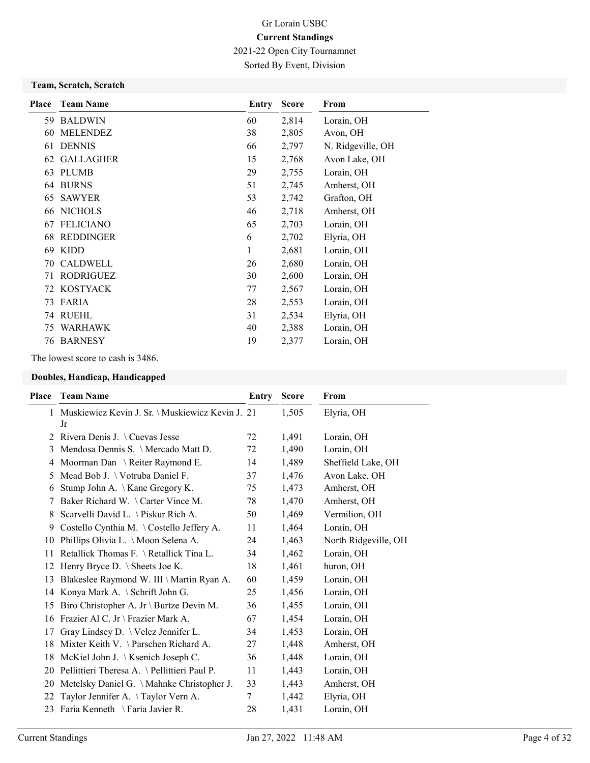Gr Lorain USBC

**Current Standings**

2021-22 Open City Tournamnet

Sorted By Event, Division

### Team, Scratch, Scratch

| Place | Team Name | Entry | Score | From |
|---|---|---|---|---|
| 59 | BALDWIN | 60 | 2,814 | Lorain, OH |
| 60 | MELENDEZ | 38 | 2,805 | Avon, OH |
| 61 | DENNIS | 66 | 2,797 | N. Ridgeville, OH |
| 62 | GALLAGHER | 15 | 2,768 | Avon Lake, OH |
| 63 | PLUMB | 29 | 2,755 | Lorain, OH |
| 64 | BURNS | 51 | 2,745 | Amherst, OH |
| 65 | SAWYER | 53 | 2,742 | Grafton, OH |
| 66 | NICHOLS | 46 | 2,718 | Amherst, OH |
| 67 | FELICIANO | 65 | 2,703 | Lorain, OH |
| 68 | REDDINGER | 6 | 2,702 | Elyria, OH |
| 69 | KIDD | 1 | 2,681 | Lorain, OH |
| 70 | CALDWELL | 26 | 2,680 | Lorain, OH |
| 71 | RODRIGUEZ | 30 | 2,600 | Lorain, OH |
| 72 | KOSTYACK | 77 | 2,567 | Lorain, OH |
| 73 | FARIA | 28 | 2,553 | Lorain, OH |
| 74 | RUEHL | 31 | 2,534 | Elyria, OH |
| 75 | WARHAWK | 40 | 2,388 | Lorain, OH |
| 76 | BARNESY | 19 | 2,377 | Lorain, OH |

The lowest score to cash is 3486.

### Doubles, Handicap, Handicapped

| Place | Team Name | Entry | Score | From |
|---|---|---|---|---|
| 1 | Muskiewicz Kevin J. Sr. \ Muskiewicz Kevin J. Jr | 21 | 1,505 | Elyria, OH |
| 2 | Rivera Denis J. \ Cuevas Jesse | 72 | 1,491 | Lorain, OH |
| 3 | Mendosa Dennis S. \ Mercado Matt D. | 72 | 1,490 | Lorain, OH |
| 4 | Moorman Dan \ Reiter Raymond E. | 14 | 1,489 | Sheffield Lake, OH |
| 5 | Mead Bob J. \ Votruba Daniel F. | 37 | 1,476 | Avon Lake, OH |
| 6 | Stump John A. \ Kane Gregory K. | 75 | 1,473 | Amherst, OH |
| 7 | Baker Richard W. \ Carter Vince M. | 78 | 1,470 | Amherst, OH |
| 8 | Scarvelli David L. \ Piskur Rich A. | 50 | 1,469 | Vermilion, OH |
| 9 | Costello Cynthia M. \ Costello Jeffery A. | 11 | 1,464 | Lorain, OH |
| 10 | Phillips Olivia L. \ Moon Selena A. | 24 | 1,463 | North Ridgeville, OH |
| 11 | Retallick Thomas F. \ Retallick Tina L. | 34 | 1,462 | Lorain, OH |
| 12 | Henry Bryce D. \ Sheets Joe K. | 18 | 1,461 | huron, OH |
| 13 | Blakeslee Raymond W. III \ Martin Ryan A. | 60 | 1,459 | Lorain, OH |
| 14 | Konya Mark A. \ Schrift John G. | 25 | 1,456 | Lorain, OH |
| 15 | Biro Christopher A. Jr \ Burtze Devin M. | 36 | 1,455 | Lorain, OH |
| 16 | Frazier Al C. Jr \ Frazier Mark A. | 67 | 1,454 | Lorain, OH |
| 17 | Gray Lindsey D. \ Velez Jennifer L. | 34 | 1,453 | Lorain, OH |
| 18 | Mixter Keith V. \ Parschen Richard A. | 27 | 1,448 | Amherst, OH |
| 18 | McKiel John J. \ Ksenich Joseph C. | 36 | 1,448 | Lorain, OH |
| 20 | Pellittieri Theresa A. \ Pellittieri Paul P. | 11 | 1,443 | Lorain, OH |
| 20 | Metelsky Daniel G. \ Mahnke Christopher J. | 33 | 1,443 | Amherst, OH |
| 22 | Taylor Jennifer A. \ Taylor Vern A. | 7 | 1,442 | Elyria, OH |
| 23 | Faria Kenneth \ Faria Javier R. | 28 | 1,431 | Lorain, OH |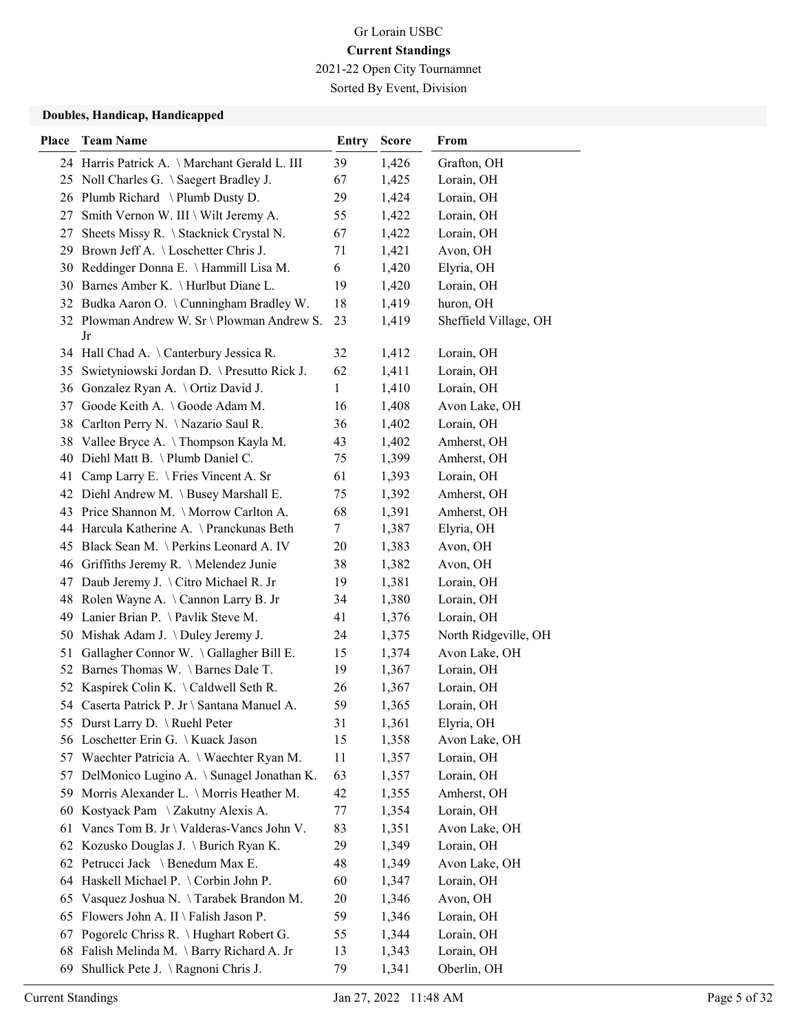Gr Lorain USBC

**Current Standings**

2021-22 Open City Tournamnet

Sorted By Event, Division

### Doubles, Handicap, Handicapped

| Place | Team Name | Entry | Score | From |
|---|---|---|---|---|
| 24 | Harris Patrick A. \ Marchant Gerald L. III | 39 | 1,426 | Grafton, OH |
| 25 | Noll Charles G. \ Saegert Bradley J. | 67 | 1,425 | Lorain, OH |
| 26 | Plumb Richard \ Plumb Dusty D. | 29 | 1,424 | Lorain, OH |
| 27 | Smith Vernon W. III \ Wilt Jeremy A. | 55 | 1,422 | Lorain, OH |
| 27 | Sheets Missy R. \ Stacknick Crystal N. | 67 | 1,422 | Lorain, OH |
| 29 | Brown Jeff A. \ Loschetter Chris J. | 71 | 1,421 | Avon, OH |
| 30 | Reddinger Donna E. \ Hammill Lisa M. | 6 | 1,420 | Elyria, OH |
| 30 | Barnes Amber K. \ Hurlbut Diane L. | 19 | 1,420 | Lorain, OH |
| 32 | Budka Aaron O. \ Cunningham Bradley W. | 18 | 1,419 | huron, OH |
| 32 | Plowman Andrew W. Sr \ Plowman Andrew S. Jr | 23 | 1,419 | Sheffield Village, OH |
| 34 | Hall Chad A. \ Canterbury Jessica R. | 32 | 1,412 | Lorain, OH |
| 35 | Swietyniowski Jordan D. \ Presutto Rick J. | 62 | 1,411 | Lorain, OH |
| 36 | Gonzalez Ryan A. \ Ortiz David J. | 1 | 1,410 | Lorain, OH |
| 37 | Goode Keith A. \ Goode Adam M. | 16 | 1,408 | Avon Lake, OH |
| 38 | Carlton Perry N. \ Nazario Saul R. | 36 | 1,402 | Lorain, OH |
| 38 | Vallee Bryce A. \ Thompson Kayla M. | 43 | 1,402 | Amherst, OH |
| 40 | Diehl Matt B. \ Plumb Daniel C. | 75 | 1,399 | Amherst, OH |
| 41 | Camp Larry E. \ Fries Vincent A. Sr | 61 | 1,393 | Lorain, OH |
| 42 | Diehl Andrew M. \ Busey Marshall E. | 75 | 1,392 | Amherst, OH |
| 43 | Price Shannon M. \ Morrow Carlton A. | 68 | 1,391 | Amherst, OH |
| 44 | Harcula Katherine A. \ Pranckunas Beth | 7 | 1,387 | Elyria, OH |
| 45 | Black Sean M. \ Perkins Leonard A. IV | 20 | 1,383 | Avon, OH |
| 46 | Griffiths Jeremy R. \ Melendez Junie | 38 | 1,382 | Avon, OH |
| 47 | Daub Jeremy J. \ Citro Michael R. Jr | 19 | 1,381 | Lorain, OH |
| 48 | Rolen Wayne A. \ Cannon Larry B. Jr | 34 | 1,380 | Lorain, OH |
| 49 | Lanier Brian P. \ Pavlik Steve M. | 41 | 1,376 | Lorain, OH |
| 50 | Mishak Adam J. \ Duley Jeremy J. | 24 | 1,375 | North Ridgeville, OH |
| 51 | Gallagher Connor W. \ Gallagher Bill E. | 15 | 1,374 | Avon Lake, OH |
| 52 | Barnes Thomas W. \ Barnes Dale T. | 19 | 1,367 | Lorain, OH |
| 52 | Kaspirek Colin K. \ Caldwell Seth R. | 26 | 1,367 | Lorain, OH |
| 54 | Caserta Patrick P. Jr \ Santana Manuel A. | 59 | 1,365 | Lorain, OH |
| 55 | Durst Larry D. \ Ruehl Peter | 31 | 1,361 | Elyria, OH |
| 56 | Loschetter Erin G. \ Kuack Jason | 15 | 1,358 | Avon Lake, OH |
| 57 | Waechter Patricia A. \ Waechter Ryan M. | 11 | 1,357 | Lorain, OH |
| 57 | DelMonico Lugino A. \ Sunagel Jonathan K. | 63 | 1,357 | Lorain, OH |
| 59 | Morris Alexander L. \ Morris Heather M. | 42 | 1,355 | Amherst, OH |
| 60 | Kostyack Pam \ Zakutny Alexis A. | 77 | 1,354 | Lorain, OH |
| 61 | Vancs Tom B. Jr \ Valderas-Vancs John V. | 83 | 1,351 | Avon Lake, OH |
| 62 | Kozusko Douglas J. \ Burich Ryan K. | 29 | 1,349 | Lorain, OH |
| 62 | Petrucci Jack \ Benedum Max E. | 48 | 1,349 | Avon Lake, OH |
| 64 | Haskell Michael P. \ Corbin John P. | 60 | 1,347 | Lorain, OH |
| 65 | Vasquez Joshua N. \ Tarabek Brandon M. | 20 | 1,346 | Avon, OH |
| 65 | Flowers John A. II \ Falish Jason P. | 59 | 1,346 | Lorain, OH |
| 67 | Pogorelc Chriss R. \ Hughart Robert G. | 55 | 1,344 | Lorain, OH |
| 68 | Falish Melinda M. \ Barry Richard A. Jr | 13 | 1,343 | Lorain, OH |
| 69 | Shullick Pete J. \ Ragnoni Chris J. | 79 | 1,341 | Oberlin, OH |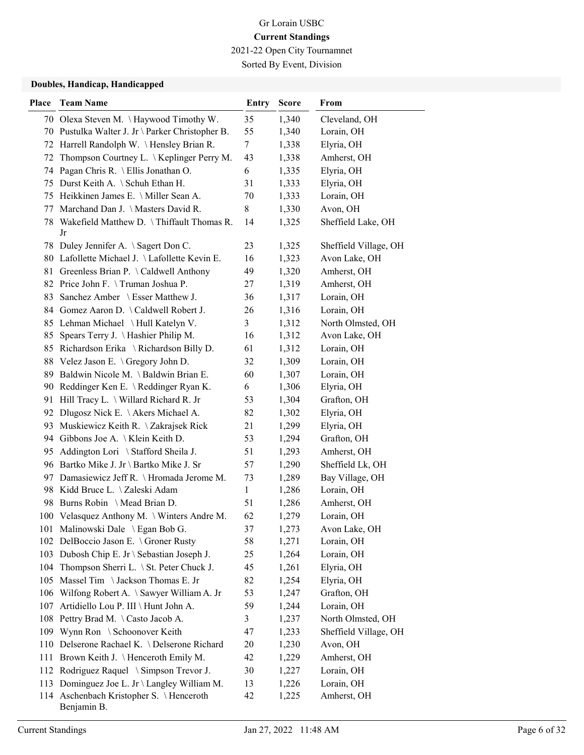Gr Lorain USBC

**Current Standings**

2021-22 Open City Tournamnet

Sorted By Event, Division

### Doubles, Handicap, Handicapped

| Place | Team Name | Entry | Score | From |
|---|---|---|---|---|
| 70 | Olexa Steven M. \ Haywood Timothy W. | 35 | 1,340 | Cleveland, OH |
| 70 | Pustulka Walter J. Jr \ Parker Christopher B. | 55 | 1,340 | Lorain, OH |
| 72 | Harrell Randolph W. \ Hensley Brian R. | 7 | 1,338 | Elyria, OH |
| 72 | Thompson Courtney L. \ Keplinger Perry M. | 43 | 1,338 | Amherst, OH |
| 74 | Pagan Chris R. \ Ellis Jonathan O. | 6 | 1,335 | Elyria, OH |
| 75 | Durst Keith A. \ Schuh Ethan H. | 31 | 1,333 | Elyria, OH |
| 75 | Heikkinen James E. \ Miller Sean A. | 70 | 1,333 | Lorain, OH |
| 77 | Marchand Dan J. \ Masters David R. | 8 | 1,330 | Avon, OH |
| 78 | Wakefield Matthew D. \ Thiffault Thomas R. Jr | 14 | 1,325 | Sheffield Lake, OH |
| 78 | Duley Jennifer A. \ Sagert Don C. | 23 | 1,325 | Sheffield Village, OH |
| 80 | Lafollette Michael J. \ Lafollette Kevin E. | 16 | 1,323 | Avon Lake, OH |
| 81 | Greenless Brian P. \ Caldwell Anthony | 49 | 1,320 | Amherst, OH |
| 82 | Price John F. \ Truman Joshua P. | 27 | 1,319 | Amherst, OH |
| 83 | Sanchez Amber \ Esser Matthew J. | 36 | 1,317 | Lorain, OH |
| 84 | Gomez Aaron D. \ Caldwell Robert J. | 26 | 1,316 | Lorain, OH |
| 85 | Lehman Michael \ Hull Katelyn V. | 3 | 1,312 | North Olmsted, OH |
| 85 | Spears Terry J. \ Hashier Philip M. | 16 | 1,312 | Avon Lake, OH |
| 85 | Richardson Erika \ Richardson Billy D. | 61 | 1,312 | Lorain, OH |
| 88 | Velez Jason E. \ Gregory John D. | 32 | 1,309 | Lorain, OH |
| 89 | Baldwin Nicole M. \ Baldwin Brian E. | 60 | 1,307 | Lorain, OH |
| 90 | Reddinger Ken E. \ Reddinger Ryan K. | 6 | 1,306 | Elyria, OH |
| 91 | Hill Tracy L. \ Willard Richard R. Jr | 53 | 1,304 | Grafton, OH |
| 92 | Dlugosz Nick E. \ Akers Michael A. | 82 | 1,302 | Elyria, OH |
| 93 | Muskiewicz Keith R. \ Zakrajsek Rick | 21 | 1,299 | Elyria, OH |
| 94 | Gibbons Joe A. \ Klein Keith D. | 53 | 1,294 | Grafton, OH |
| 95 | Addington Lori \ Stafford Sheila J. | 51 | 1,293 | Amherst, OH |
| 96 | Bartko Mike J. Jr \ Bartko Mike J. Sr | 57 | 1,290 | Sheffield Lk, OH |
| 97 | Damasiewicz Jeff R. \ Hromada Jerome M. | 73 | 1,289 | Bay Village, OH |
| 98 | Kidd Bruce L. \ Zaleski Adam | 1 | 1,286 | Lorain, OH |
| 98 | Burns Robin \ Mead Brian D. | 51 | 1,286 | Amherst, OH |
| 100 | Velasquez Anthony M. \ Winters Andre M. | 62 | 1,279 | Lorain, OH |
| 101 | Malinowski Dale \ Egan Bob G. | 37 | 1,273 | Avon Lake, OH |
| 102 | DelBoccio Jason E. \ Groner Rusty | 58 | 1,271 | Lorain, OH |
| 103 | Dubosh Chip E. Jr \ Sebastian Joseph J. | 25 | 1,264 | Lorain, OH |
| 104 | Thompson Sherri L. \ St. Peter Chuck J. | 45 | 1,261 | Elyria, OH |
| 105 | Massel Tim \ Jackson Thomas E. Jr | 82 | 1,254 | Elyria, OH |
| 106 | Wilfong Robert A. \ Sawyer William A. Jr | 53 | 1,247 | Grafton, OH |
| 107 | Artidiello Lou P. III \ Hunt John A. | 59 | 1,244 | Lorain, OH |
| 108 | Pettry Brad M. \ Casto Jacob A. | 3 | 1,237 | North Olmsted, OH |
| 109 | Wynn Ron \ Schoonover Keith | 47 | 1,233 | Sheffield Village, OH |
| 110 | Delserone Rachael K. \ Delserone Richard | 20 | 1,230 | Avon, OH |
| 111 | Brown Keith J. \ Henceroth Emily M. | 42 | 1,229 | Amherst, OH |
| 112 | Rodriguez Raquel \ Simpson Trevor J. | 30 | 1,227 | Lorain, OH |
| 113 | Dominguez Joe L. Jr \ Langley William M. | 13 | 1,226 | Lorain, OH |
| 114 | Aschenbach Kristopher S. \ Henceroth Benjamin B. | 42 | 1,225 | Amherst, OH |

Current Standings Jan 27, 2022 11:48 AM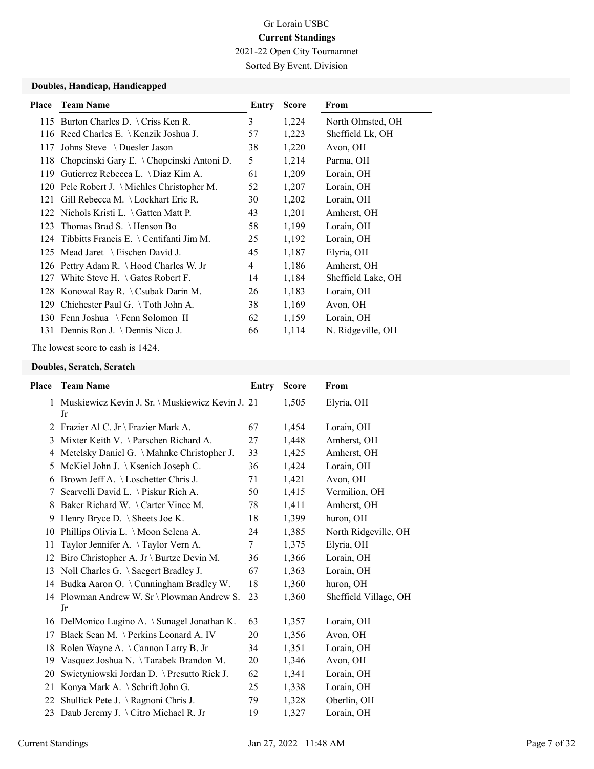Gr Lorain USBC

**Current Standings**

2021-22 Open City Tournamnet

Sorted By Event, Division

### Doubles, Handicap, Handicapped

| Place | Team Name | Entry | Score | From |
|---|---|---|---|---|
| 115 | Burton Charles D. \ Criss Ken R. | 3 | 1,224 | North Olmsted, OH |
| 116 | Reed Charles E. \ Kenzik Joshua J. | 57 | 1,223 | Sheffield Lk, OH |
| 117 | Johns Steve \ Duesler Jason | 38 | 1,220 | Avon, OH |
| 118 | Chopcinski Gary E. \ Chopcinski Antoni D. | 5 | 1,214 | Parma, OH |
| 119 | Gutierrez Rebecca L. \ Diaz Kim A. | 61 | 1,209 | Lorain, OH |
| 120 | Pelc Robert J. \ Michles Christopher M. | 52 | 1,207 | Lorain, OH |
| 121 | Gill Rebecca M. \ Lockhart Eric R. | 30 | 1,202 | Lorain, OH |
| 122 | Nichols Kristi L. \ Gatten Matt P. | 43 | 1,201 | Amherst, OH |
| 123 | Thomas Brad S. \ Henson Bo | 58 | 1,199 | Lorain, OH |
| 124 | Tibbitts Francis E. \ Centifanti Jim M. | 25 | 1,192 | Lorain, OH |
| 125 | Mead Jaret \ Eischen David J. | 45 | 1,187 | Elyria, OH |
| 126 | Pettry Adam R. \ Hood Charles W. Jr | 4 | 1,186 | Amherst, OH |
| 127 | White Steve H. \ Gates Robert F. | 14 | 1,184 | Sheffield Lake, OH |
| 128 | Konowal Ray R. \ Csubak Darin M. | 26 | 1,183 | Lorain, OH |
| 129 | Chichester Paul G. \ Toth John A. | 38 | 1,169 | Avon, OH |
| 130 | Fenn Joshua \ Fenn Solomon II | 62 | 1,159 | Lorain, OH |
| 131 | Dennis Ron J. \ Dennis Nico J. | 66 | 1,114 | N. Ridgeville, OH |

The lowest score to cash is 1424.

### Doubles, Scratch, Scratch

| Place | Team Name | Entry | Score | From |
|---|---|---|---|---|
| 1 | Muskiewicz Kevin J. Sr. \ Muskiewicz Kevin J. Jr | 21 | 1,505 | Elyria, OH |
| 2 | Frazier Al C. Jr \ Frazier Mark A. | 67 | 1,454 | Lorain, OH |
| 3 | Mixter Keith V. \ Parschen Richard A. | 27 | 1,448 | Amherst, OH |
| 4 | Metelsky Daniel G. \ Mahnke Christopher J. | 33 | 1,425 | Amherst, OH |
| 5 | McKiel John J. \ Ksenich Joseph C. | 36 | 1,424 | Lorain, OH |
| 6 | Brown Jeff A. \ Loschetter Chris J. | 71 | 1,421 | Avon, OH |
| 7 | Scarvelli David L. \ Piskur Rich A. | 50 | 1,415 | Vermilion, OH |
| 8 | Baker Richard W. \ Carter Vince M. | 78 | 1,411 | Amherst, OH |
| 9 | Henry Bryce D. \ Sheets Joe K. | 18 | 1,399 | huron, OH |
| 10 | Phillips Olivia L. \ Moon Selena A. | 24 | 1,385 | North Ridgeville, OH |
| 11 | Taylor Jennifer A. \ Taylor Vern A. | 7 | 1,375 | Elyria, OH |
| 12 | Biro Christopher A. Jr \ Burtze Devin M. | 36 | 1,366 | Lorain, OH |
| 13 | Noll Charles G. \ Saegert Bradley J. | 67 | 1,363 | Lorain, OH |
| 14 | Budka Aaron O. \ Cunningham Bradley W. | 18 | 1,360 | huron, OH |
| 14 | Plowman Andrew W. Sr \ Plowman Andrew S. Jr | 23 | 1,360 | Sheffield Village, OH |
| 16 | DelMonico Lugino A. \ Sunagel Jonathan K. | 63 | 1,357 | Lorain, OH |
| 17 | Black Sean M. \ Perkins Leonard A. IV | 20 | 1,356 | Avon, OH |
| 18 | Rolen Wayne A. \ Cannon Larry B. Jr | 34 | 1,351 | Lorain, OH |
| 19 | Vasquez Joshua N. \ Tarabek Brandon M. | 20 | 1,346 | Avon, OH |
| 20 | Swietyniowski Jordan D. \ Presutto Rick J. | 62 | 1,341 | Lorain, OH |
| 21 | Konya Mark A. \ Schrift John G. | 25 | 1,338 | Lorain, OH |
| 22 | Shullick Pete J. \ Ragnoni Chris J. | 79 | 1,328 | Oberlin, OH |
| 23 | Daub Jeremy J. \ Citro Michael R. Jr | 19 | 1,327 | Lorain, OH |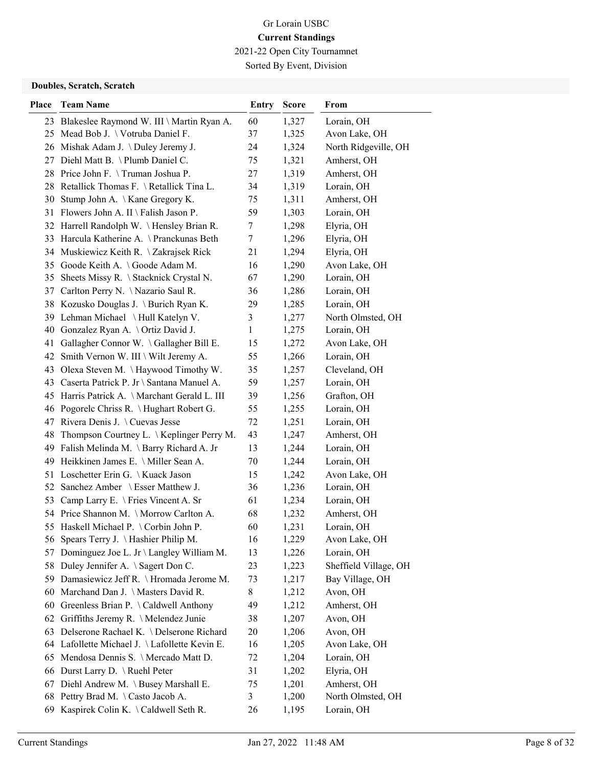Gr Lorain USBC

**Current Standings**

2021-22 Open City Tournamnet

Sorted By Event, Division

**Doubles, Scratch, Scratch**

| Place | Team Name | Entry | Score | From |
|---|---|---|---|---|
| 23 | Blakeslee Raymond W. III \ Martin Ryan A. | 60 | 1,327 | Lorain, OH |
| 25 | Mead Bob J. \ Votruba Daniel F. | 37 | 1,325 | Avon Lake, OH |
| 26 | Mishak Adam J. \ Duley Jeremy J. | 24 | 1,324 | North Ridgeville, OH |
| 27 | Diehl Matt B. \ Plumb Daniel C. | 75 | 1,321 | Amherst, OH |
| 28 | Price John F. \ Truman Joshua P. | 27 | 1,319 | Amherst, OH |
| 28 | Retallick Thomas F. \ Retallick Tina L. | 34 | 1,319 | Lorain, OH |
| 30 | Stump John A. \ Kane Gregory K. | 75 | 1,311 | Amherst, OH |
| 31 | Flowers John A. II \ Falish Jason P. | 59 | 1,303 | Lorain, OH |
| 32 | Harrell Randolph W. \ Hensley Brian R. | 7 | 1,298 | Elyria, OH |
| 33 | Harcula Katherine A. \ Pranckunas Beth | 7 | 1,296 | Elyria, OH |
| 34 | Muskiewicz Keith R. \ Zakrajsek Rick | 21 | 1,294 | Elyria, OH |
| 35 | Goode Keith A. \ Goode Adam M. | 16 | 1,290 | Avon Lake, OH |
| 35 | Sheets Missy R. \ Stacknick Crystal N. | 67 | 1,290 | Lorain, OH |
| 37 | Carlton Perry N. \ Nazario Saul R. | 36 | 1,286 | Lorain, OH |
| 38 | Kozusko Douglas J. \ Burich Ryan K. | 29 | 1,285 | Lorain, OH |
| 39 | Lehman Michael \ Hull Katelyn V. | 3 | 1,277 | North Olmsted, OH |
| 40 | Gonzalez Ryan A. \ Ortiz David J. | 1 | 1,275 | Lorain, OH |
| 41 | Gallagher Connor W. \ Gallagher Bill E. | 15 | 1,272 | Avon Lake, OH |
| 42 | Smith Vernon W. III \ Wilt Jeremy A. | 55 | 1,266 | Lorain, OH |
| 43 | Olexa Steven M. \ Haywood Timothy W. | 35 | 1,257 | Cleveland, OH |
| 43 | Caserta Patrick P. Jr \ Santana Manuel A. | 59 | 1,257 | Lorain, OH |
| 45 | Harris Patrick A. \ Marchant Gerald L. III | 39 | 1,256 | Grafton, OH |
| 46 | Pogorelc Chriss R. \ Hughart Robert G. | 55 | 1,255 | Lorain, OH |
| 47 | Rivera Denis J. \ Cuevas Jesse | 72 | 1,251 | Lorain, OH |
| 48 | Thompson Courtney L. \ Keplinger Perry M. | 43 | 1,247 | Amherst, OH |
| 49 | Falish Melinda M. \ Barry Richard A. Jr | 13 | 1,244 | Lorain, OH |
| 49 | Heikkinen James E. \ Miller Sean A. | 70 | 1,244 | Lorain, OH |
| 51 | Loschetter Erin G. \ Kuack Jason | 15 | 1,242 | Avon Lake, OH |
| 52 | Sanchez Amber \ Esser Matthew J. | 36 | 1,236 | Lorain, OH |
| 53 | Camp Larry E. \ Fries Vincent A. Sr | 61 | 1,234 | Lorain, OH |
| 54 | Price Shannon M. \ Morrow Carlton A. | 68 | 1,232 | Amherst, OH |
| 55 | Haskell Michael P. \ Corbin John P. | 60 | 1,231 | Lorain, OH |
| 56 | Spears Terry J. \ Hashier Philip M. | 16 | 1,229 | Avon Lake, OH |
| 57 | Dominguez Joe L. Jr \ Langley William M. | 13 | 1,226 | Lorain, OH |
| 58 | Duley Jennifer A. \ Sagert Don C. | 23 | 1,223 | Sheffield Village, OH |
| 59 | Damasiewicz Jeff R. \ Hromada Jerome M. | 73 | 1,217 | Bay Village, OH |
| 60 | Marchand Dan J. \ Masters David R. | 8 | 1,212 | Avon, OH |
| 60 | Greenless Brian P. \ Caldwell Anthony | 49 | 1,212 | Amherst, OH |
| 62 | Griffiths Jeremy R. \ Melendez Junie | 38 | 1,207 | Avon, OH |
| 63 | Delserone Rachael K. \ Delserone Richard | 20 | 1,206 | Avon, OH |
| 64 | Lafollette Michael J. \ Lafollette Kevin E. | 16 | 1,205 | Avon Lake, OH |
| 65 | Mendosa Dennis S. \ Mercado Matt D. | 72 | 1,204 | Lorain, OH |
| 66 | Durst Larry D. \ Ruehl Peter | 31 | 1,202 | Elyria, OH |
| 67 | Diehl Andrew M. \ Busey Marshall E. | 75 | 1,201 | Amherst, OH |
| 68 | Pettry Brad M. \ Casto Jacob A. | 3 | 1,200 | North Olmsted, OH |
| 69 | Kaspirek Colin K. \ Caldwell Seth R. | 26 | 1,195 | Lorain, OH |

Current Standings Jan 27, 2022 11:48 AM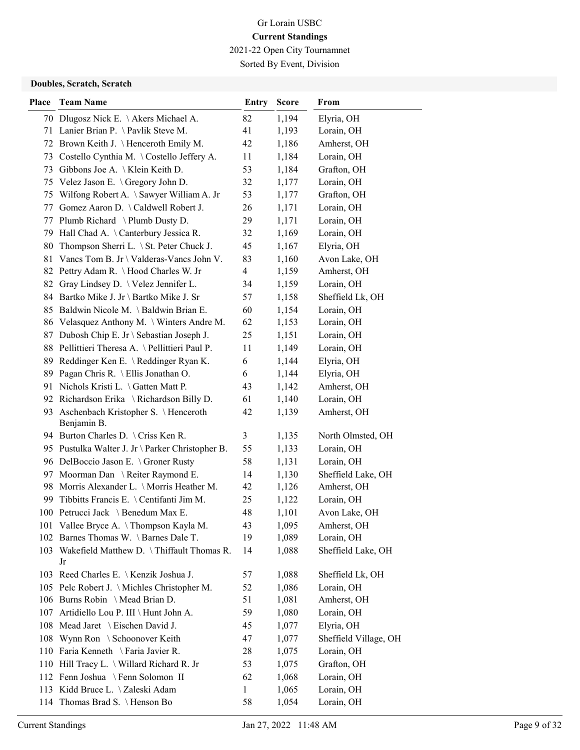Gr Lorain USBC

**Current Standings**

2021-22 Open City Tournamnet

Sorted By Event, Division

**Doubles, Scratch, Scratch**

| Place | Team Name | Entry | Score | From |
|---|---|---|---|---|
| 70 | Dlugosz Nick E. \ Akers Michael A. | 82 | 1,194 | Elyria, OH |
| 71 | Lanier Brian P. \ Pavlik Steve M. | 41 | 1,193 | Lorain, OH |
| 72 | Brown Keith J. \ Henceroth Emily M. | 42 | 1,186 | Amherst, OH |
| 73 | Costello Cynthia M. \ Costello Jeffery A. | 11 | 1,184 | Lorain, OH |
| 73 | Gibbons Joe A. \ Klein Keith D. | 53 | 1,184 | Grafton, OH |
| 75 | Velez Jason E. \ Gregory John D. | 32 | 1,177 | Lorain, OH |
| 75 | Wilfong Robert A. \ Sawyer William A. Jr | 53 | 1,177 | Grafton, OH |
| 77 | Gomez Aaron D. \ Caldwell Robert J. | 26 | 1,171 | Lorain, OH |
| 77 | Plumb Richard \ Plumb Dusty D. | 29 | 1,171 | Lorain, OH |
| 79 | Hall Chad A. \ Canterbury Jessica R. | 32 | 1,169 | Lorain, OH |
| 80 | Thompson Sherri L. \ St. Peter Chuck J. | 45 | 1,167 | Elyria, OH |
| 81 | Vancs Tom B. Jr \ Valderas-Vancs John V. | 83 | 1,160 | Avon Lake, OH |
| 82 | Pettry Adam R. \ Hood Charles W. Jr | 4 | 1,159 | Amherst, OH |
| 82 | Gray Lindsey D. \ Velez Jennifer L. | 34 | 1,159 | Lorain, OH |
| 84 | Bartko Mike J. Jr \ Bartko Mike J. Sr | 57 | 1,158 | Sheffield Lk, OH |
| 85 | Baldwin Nicole M. \ Baldwin Brian E. | 60 | 1,154 | Lorain, OH |
| 86 | Velasquez Anthony M. \ Winters Andre M. | 62 | 1,153 | Lorain, OH |
| 87 | Dubosh Chip E. Jr \ Sebastian Joseph J. | 25 | 1,151 | Lorain, OH |
| 88 | Pellittieri Theresa A. \ Pellittieri Paul P. | 11 | 1,149 | Lorain, OH |
| 89 | Reddinger Ken E. \ Reddinger Ryan K. | 6 | 1,144 | Elyria, OH |
| 89 | Pagan Chris R. \ Ellis Jonathan O. | 6 | 1,144 | Elyria, OH |
| 91 | Nichols Kristi L. \ Gatten Matt P. | 43 | 1,142 | Amherst, OH |
| 92 | Richardson Erika \ Richardson Billy D. | 61 | 1,140 | Lorain, OH |
| 93 | Aschenbach Kristopher S. \ Henceroth Benjamin B. | 42 | 1,139 | Amherst, OH |
| 94 | Burton Charles D. \ Criss Ken R. | 3 | 1,135 | North Olmsted, OH |
| 95 | Pustulka Walter J. Jr \ Parker Christopher B. | 55 | 1,133 | Lorain, OH |
| 96 | DelBoccio Jason E. \ Groner Rusty | 58 | 1,131 | Lorain, OH |
| 97 | Moorman Dan \ Reiter Raymond E. | 14 | 1,130 | Sheffield Lake, OH |
| 98 | Morris Alexander L. \ Morris Heather M. | 42 | 1,126 | Amherst, OH |
| 99 | Tibbitts Francis E. \ Centifanti Jim M. | 25 | 1,122 | Lorain, OH |
| 100 | Petrucci Jack \ Benedum Max E. | 48 | 1,101 | Avon Lake, OH |
| 101 | Vallee Bryce A. \ Thompson Kayla M. | 43 | 1,095 | Amherst, OH |
| 102 | Barnes Thomas W. \ Barnes Dale T. | 19 | 1,089 | Lorain, OH |
| 103 | Wakefield Matthew D. \ Thiffault Thomas R. Jr | 14 | 1,088 | Sheffield Lake, OH |
| 103 | Reed Charles E. \ Kenzik Joshua J. | 57 | 1,088 | Sheffield Lk, OH |
| 105 | Pelc Robert J. \ Michles Christopher M. | 52 | 1,086 | Lorain, OH |
| 106 | Burns Robin \ Mead Brian D. | 51 | 1,081 | Amherst, OH |
| 107 | Artidiello Lou P. III \ Hunt John A. | 59 | 1,080 | Lorain, OH |
| 108 | Mead Jaret \ Eischen David J. | 45 | 1,077 | Elyria, OH |
| 108 | Wynn Ron \ Schoonover Keith | 47 | 1,077 | Sheffield Village, OH |
| 110 | Faria Kenneth \ Faria Javier R. | 28 | 1,075 | Lorain, OH |
| 110 | Hill Tracy L. \ Willard Richard R. Jr | 53 | 1,075 | Grafton, OH |
| 112 | Fenn Joshua \ Fenn Solomon II | 62 | 1,068 | Lorain, OH |
| 113 | Kidd Bruce L. \ Zaleski Adam | 1 | 1,065 | Lorain, OH |
| 114 | Thomas Brad S. \ Henson Bo | 58 | 1,054 | Lorain, OH |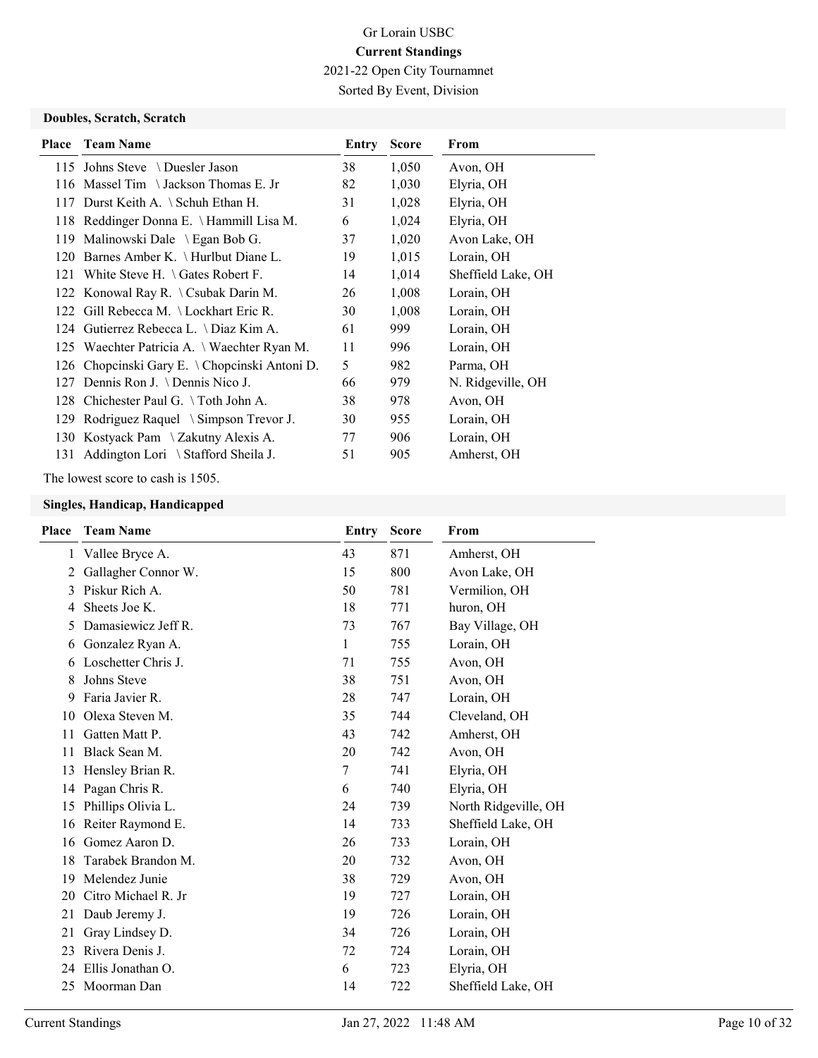Gr Lorain USBC

**Current Standings**

2021-22 Open City Tournamnet

Sorted By Event, Division

### Doubles, Scratch, Scratch

| Place | Team Name | Entry | Score | From |
|---|---|---|---|---|
| 115 | Johns Steve \ Duesler Jason | 38 | 1,050 | Avon, OH |
| 116 | Massel Tim \ Jackson Thomas E. Jr | 82 | 1,030 | Elyria, OH |
| 117 | Durst Keith A. \ Schuh Ethan H. | 31 | 1,028 | Elyria, OH |
| 118 | Reddinger Donna E. \ Hammill Lisa M. | 6 | 1,024 | Elyria, OH |
| 119 | Malinowski Dale \ Egan Bob G. | 37 | 1,020 | Avon Lake, OH |
| 120 | Barnes Amber K. \ Hurlbut Diane L. | 19 | 1,015 | Lorain, OH |
| 121 | White Steve H. \ Gates Robert F. | 14 | 1,014 | Sheffield Lake, OH |
| 122 | Konowal Ray R. \ Csubak Darin M. | 26 | 1,008 | Lorain, OH |
| 122 | Gill Rebecca M. \ Lockhart Eric R. | 30 | 1,008 | Lorain, OH |
| 124 | Gutierrez Rebecca L. \ Diaz Kim A. | 61 | 999 | Lorain, OH |
| 125 | Waechter Patricia A. \ Waechter Ryan M. | 11 | 996 | Lorain, OH |
| 126 | Chopcinski Gary E. \ Chopcinski Antoni D. | 5 | 982 | Parma, OH |
| 127 | Dennis Ron J. \ Dennis Nico J. | 66 | 979 | N. Ridgeville, OH |
| 128 | Chichester Paul G. \ Toth John A. | 38 | 978 | Avon, OH |
| 129 | Rodriguez Raquel \ Simpson Trevor J. | 30 | 955 | Lorain, OH |
| 130 | Kostyack Pam \ Zakutny Alexis A. | 77 | 906 | Lorain, OH |
| 131 | Addington Lori \ Stafford Sheila J. | 51 | 905 | Amherst, OH |

The lowest score to cash is 1505.

### Singles, Handicap, Handicapped

| Place | Team Name | Entry | Score | From |
|---|---|---|---|---|
| 1 | Vallee Bryce A. | 43 | 871 | Amherst, OH |
| 2 | Gallagher Connor W. | 15 | 800 | Avon Lake, OH |
| 3 | Piskur Rich A. | 50 | 781 | Vermilion, OH |
| 4 | Sheets Joe K. | 18 | 771 | huron, OH |
| 5 | Damasiewicz Jeff R. | 73 | 767 | Bay Village, OH |
| 6 | Gonzalez Ryan A. | 1 | 755 | Lorain, OH |
| 6 | Loschetter Chris J. | 71 | 755 | Avon, OH |
| 8 | Johns Steve | 38 | 751 | Avon, OH |
| 9 | Faria Javier R. | 28 | 747 | Lorain, OH |
| 10 | Olexa Steven M. | 35 | 744 | Cleveland, OH |
| 11 | Gatten Matt P. | 43 | 742 | Amherst, OH |
| 11 | Black Sean M. | 20 | 742 | Avon, OH |
| 13 | Hensley Brian R. | 7 | 741 | Elyria, OH |
| 14 | Pagan Chris R. | 6 | 740 | Elyria, OH |
| 15 | Phillips Olivia L. | 24 | 739 | North Ridgeville, OH |
| 16 | Reiter Raymond E. | 14 | 733 | Sheffield Lake, OH |
| 16 | Gomez Aaron D. | 26 | 733 | Lorain, OH |
| 18 | Tarabek Brandon M. | 20 | 732 | Avon, OH |
| 19 | Melendez Junie | 38 | 729 | Avon, OH |
| 20 | Citro Michael R. Jr | 19 | 727 | Lorain, OH |
| 21 | Daub Jeremy J. | 19 | 726 | Lorain, OH |
| 21 | Gray Lindsey D. | 34 | 726 | Lorain, OH |
| 23 | Rivera Denis J. | 72 | 724 | Lorain, OH |
| 24 | Ellis Jonathan O. | 6 | 723 | Elyria, OH |
| 25 | Moorman Dan | 14 | 722 | Sheffield Lake, OH |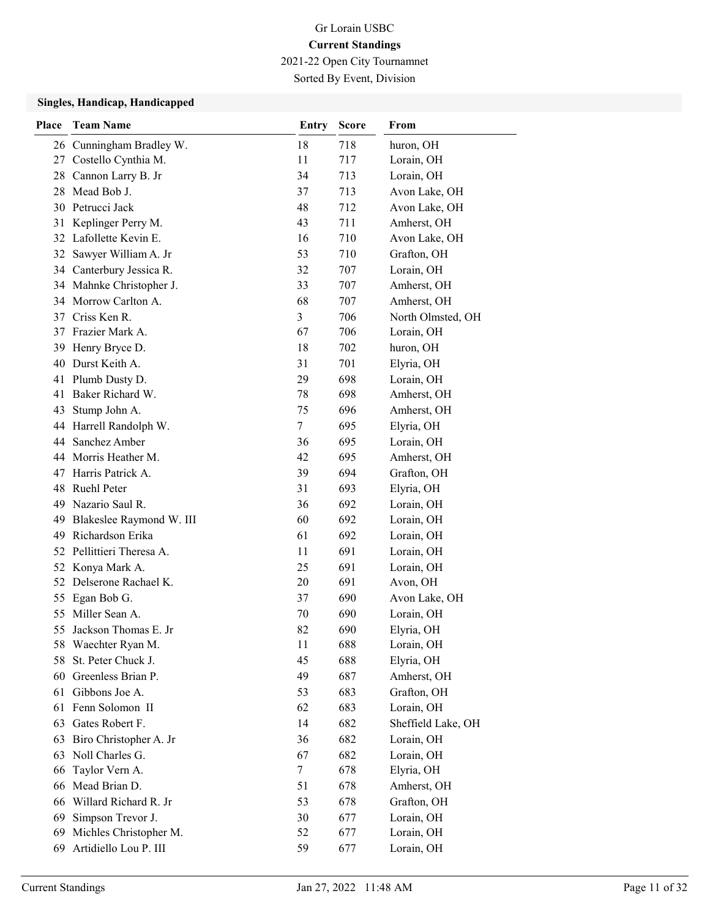Gr Lorain USBC

**Current Standings**

2021-22 Open City Tournamnet

Sorted By Event, Division

### Singles, Handicap, Handicapped

| Place | Team Name | Entry | Score | From |
|---|---|---|---|---|
| 26 | Cunningham Bradley W. | 18 | 718 | huron, OH |
| 27 | Costello Cynthia M. | 11 | 717 | Lorain, OH |
| 28 | Cannon Larry B. Jr | 34 | 713 | Lorain, OH |
| 28 | Mead Bob J. | 37 | 713 | Avon Lake, OH |
| 30 | Petrucci Jack | 48 | 712 | Avon Lake, OH |
| 31 | Keplinger Perry M. | 43 | 711 | Amherst, OH |
| 32 | Lafollette Kevin E. | 16 | 710 | Avon Lake, OH |
| 32 | Sawyer William A. Jr | 53 | 710 | Grafton, OH |
| 34 | Canterbury Jessica R. | 32 | 707 | Lorain, OH |
| 34 | Mahnke Christopher J. | 33 | 707 | Amherst, OH |
| 34 | Morrow Carlton A. | 68 | 707 | Amherst, OH |
| 37 | Criss Ken R. | 3 | 706 | North Olmsted, OH |
| 37 | Frazier Mark A. | 67 | 706 | Lorain, OH |
| 39 | Henry Bryce D. | 18 | 702 | huron, OH |
| 40 | Durst Keith A. | 31 | 701 | Elyria, OH |
| 41 | Plumb Dusty D. | 29 | 698 | Lorain, OH |
| 41 | Baker Richard W. | 78 | 698 | Amherst, OH |
| 43 | Stump John A. | 75 | 696 | Amherst, OH |
| 44 | Harrell Randolph W. | 7 | 695 | Elyria, OH |
| 44 | Sanchez Amber | 36 | 695 | Lorain, OH |
| 44 | Morris Heather M. | 42 | 695 | Amherst, OH |
| 47 | Harris Patrick A. | 39 | 694 | Grafton, OH |
| 48 | Ruehl Peter | 31 | 693 | Elyria, OH |
| 49 | Nazario Saul R. | 36 | 692 | Lorain, OH |
| 49 | Blakeslee Raymond W. III | 60 | 692 | Lorain, OH |
| 49 | Richardson Erika | 61 | 692 | Lorain, OH |
| 52 | Pellittieri Theresa A. | 11 | 691 | Lorain, OH |
| 52 | Konya Mark A. | 25 | 691 | Lorain, OH |
| 52 | Delserone Rachael K. | 20 | 691 | Avon, OH |
| 55 | Egan Bob G. | 37 | 690 | Avon Lake, OH |
| 55 | Miller Sean A. | 70 | 690 | Lorain, OH |
| 55 | Jackson Thomas E. Jr | 82 | 690 | Elyria, OH |
| 58 | Waechter Ryan M. | 11 | 688 | Lorain, OH |
| 58 | St. Peter Chuck J. | 45 | 688 | Elyria, OH |
| 60 | Greenless Brian P. | 49 | 687 | Amherst, OH |
| 61 | Gibbons Joe A. | 53 | 683 | Grafton, OH |
| 61 | Fenn Solomon II | 62 | 683 | Lorain, OH |
| 63 | Gates Robert F. | 14 | 682 | Sheffield Lake, OH |
| 63 | Biro Christopher A. Jr | 36 | 682 | Lorain, OH |
| 63 | Noll Charles G. | 67 | 682 | Lorain, OH |
| 66 | Taylor Vern A. | 7 | 678 | Elyria, OH |
| 66 | Mead Brian D. | 51 | 678 | Amherst, OH |
| 66 | Willard Richard R. Jr | 53 | 678 | Grafton, OH |
| 69 | Simpson Trevor J. | 30 | 677 | Lorain, OH |
| 69 | Michles Christopher M. | 52 | 677 | Lorain, OH |
| 69 | Artidiello Lou P. III | 59 | 677 | Lorain, OH |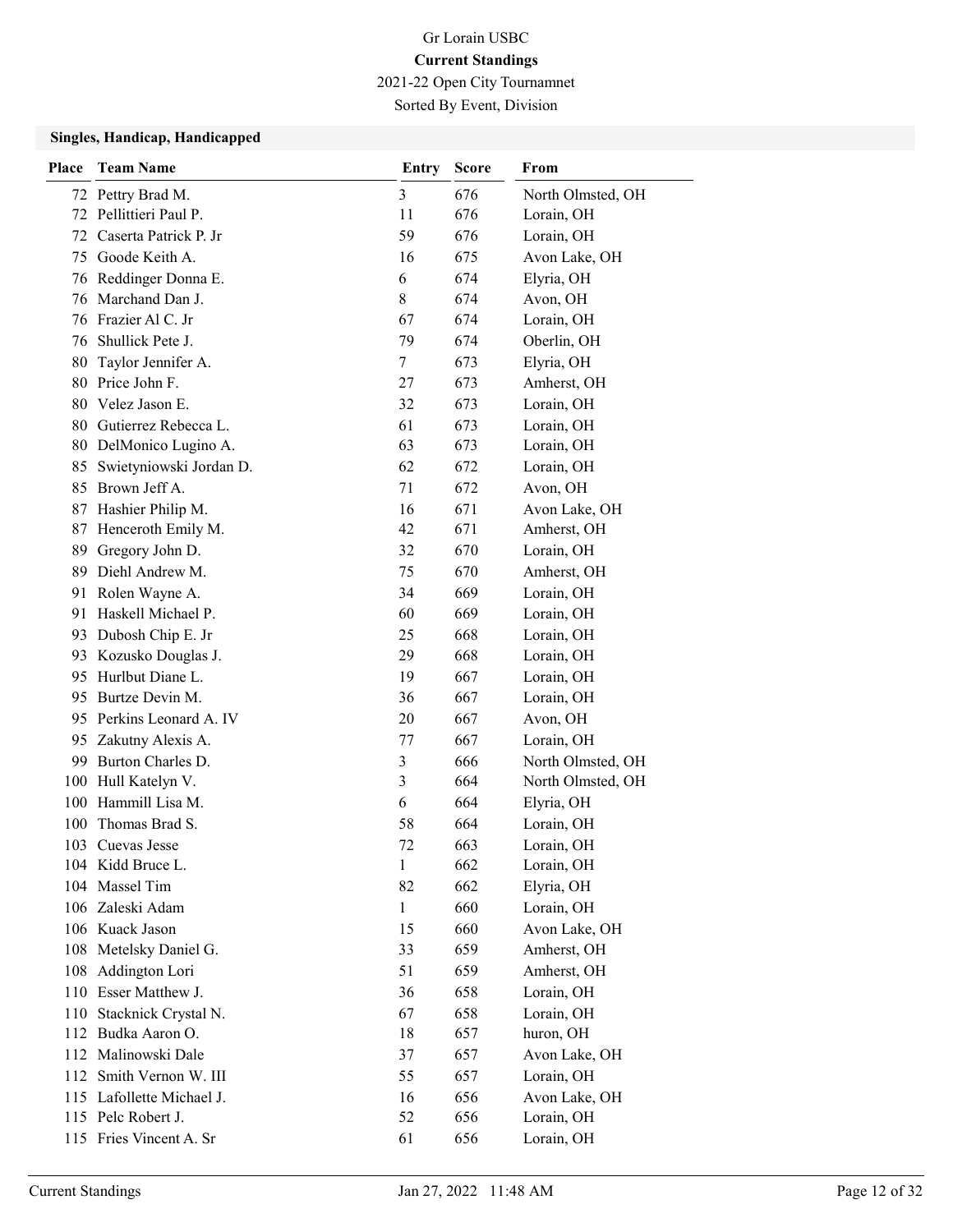# Gr Lorain USBC

**Current Standings**

2021-22 Open City Tournamnet

Sorted By Event, Division

### Singles, Handicap, Handicapped

| Place | Team Name | Entry | Score | From |
|---|---|---|---|---|
| 72 | Pettry Brad M. | 3 | 676 | North Olmsted, OH |
| 72 | Pellittieri Paul P. | 11 | 676 | Lorain, OH |
| 72 | Caserta Patrick P. Jr | 59 | 676 | Lorain, OH |
| 75 | Goode Keith A. | 16 | 675 | Avon Lake, OH |
| 76 | Reddinger Donna E. | 6 | 674 | Elyria, OH |
| 76 | Marchand Dan J. | 8 | 674 | Avon, OH |
| 76 | Frazier Al C. Jr | 67 | 674 | Lorain, OH |
| 76 | Shullick Pete J. | 79 | 674 | Oberlin, OH |
| 80 | Taylor Jennifer A. | 7 | 673 | Elyria, OH |
| 80 | Price John F. | 27 | 673 | Amherst, OH |
| 80 | Velez Jason E. | 32 | 673 | Lorain, OH |
| 80 | Gutierrez Rebecca L. | 61 | 673 | Lorain, OH |
| 80 | DelMonico Lugino A. | 63 | 673 | Lorain, OH |
| 85 | Swietyniowski Jordan D. | 62 | 672 | Lorain, OH |
| 85 | Brown Jeff A. | 71 | 672 | Avon, OH |
| 87 | Hashier Philip M. | 16 | 671 | Avon Lake, OH |
| 87 | Henceroth Emily M. | 42 | 671 | Amherst, OH |
| 89 | Gregory John D. | 32 | 670 | Lorain, OH |
| 89 | Diehl Andrew M. | 75 | 670 | Amherst, OH |
| 91 | Rolen Wayne A. | 34 | 669 | Lorain, OH |
| 91 | Haskell Michael P. | 60 | 669 | Lorain, OH |
| 93 | Dubosh Chip E. Jr | 25 | 668 | Lorain, OH |
| 93 | Kozusko Douglas J. | 29 | 668 | Lorain, OH |
| 95 | Hurlbut Diane L. | 19 | 667 | Lorain, OH |
| 95 | Burtze Devin M. | 36 | 667 | Lorain, OH |
| 95 | Perkins Leonard A. IV | 20 | 667 | Avon, OH |
| 95 | Zakutny Alexis A. | 77 | 667 | Lorain, OH |
| 99 | Burton Charles D. | 3 | 666 | North Olmsted, OH |
| 100 | Hull Katelyn V. | 3 | 664 | North Olmsted, OH |
| 100 | Hammill Lisa M. | 6 | 664 | Elyria, OH |
| 100 | Thomas Brad S. | 58 | 664 | Lorain, OH |
| 103 | Cuevas Jesse | 72 | 663 | Lorain, OH |
| 104 | Kidd Bruce L. | 1 | 662 | Lorain, OH |
| 104 | Massel Tim | 82 | 662 | Elyria, OH |
| 106 | Zaleski Adam | 1 | 660 | Lorain, OH |
| 106 | Kuack Jason | 15 | 660 | Avon Lake, OH |
| 108 | Metelsky Daniel G. | 33 | 659 | Amherst, OH |
| 108 | Addington Lori | 51 | 659 | Amherst, OH |
| 110 | Esser Matthew J. | 36 | 658 | Lorain, OH |
| 110 | Stacknick Crystal N. | 67 | 658 | Lorain, OH |
| 112 | Budka Aaron O. | 18 | 657 | huron, OH |
| 112 | Malinowski Dale | 37 | 657 | Avon Lake, OH |
| 112 | Smith Vernon W. III | 55 | 657 | Lorain, OH |
| 115 | Lafollette Michael J. | 16 | 656 | Avon Lake, OH |
| 115 | Pelc Robert J. | 52 | 656 | Lorain, OH |
| 115 | Fries Vincent A. Sr | 61 | 656 | Lorain, OH |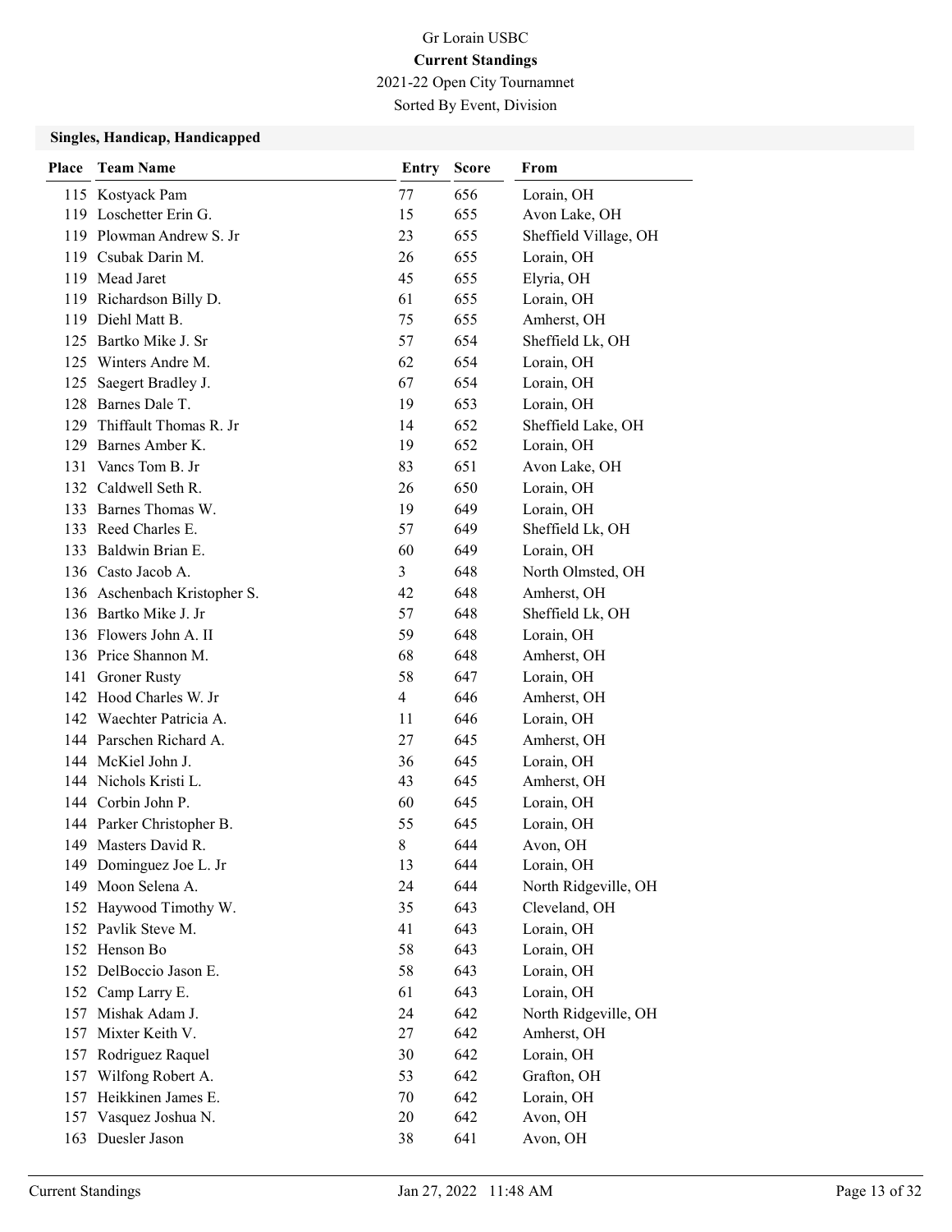Gr Lorain USBC

**Current Standings**

2021-22 Open City Tournamnet

Sorted By Event, Division

### Singles, Handicap, Handicapped

| Place | Team Name | Entry | Score | From |
|---|---|---|---|---|
| 115 | Kostyack Pam | 77 | 656 | Lorain, OH |
| 119 | Loschetter Erin G. | 15 | 655 | Avon Lake, OH |
| 119 | Plowman Andrew S. Jr | 23 | 655 | Sheffield Village, OH |
| 119 | Csubak Darin M. | 26 | 655 | Lorain, OH |
| 119 | Mead Jaret | 45 | 655 | Elyria, OH |
| 119 | Richardson Billy D. | 61 | 655 | Lorain, OH |
| 119 | Diehl Matt B. | 75 | 655 | Amherst, OH |
| 125 | Bartko Mike J. Sr | 57 | 654 | Sheffield Lk, OH |
| 125 | Winters Andre M. | 62 | 654 | Lorain, OH |
| 125 | Saegert Bradley J. | 67 | 654 | Lorain, OH |
| 128 | Barnes Dale T. | 19 | 653 | Lorain, OH |
| 129 | Thiffault Thomas R. Jr | 14 | 652 | Sheffield Lake, OH |
| 129 | Barnes Amber K. | 19 | 652 | Lorain, OH |
| 131 | Vancs Tom B. Jr | 83 | 651 | Avon Lake, OH |
| 132 | Caldwell Seth R. | 26 | 650 | Lorain, OH |
| 133 | Barnes Thomas W. | 19 | 649 | Lorain, OH |
| 133 | Reed Charles E. | 57 | 649 | Sheffield Lk, OH |
| 133 | Baldwin Brian E. | 60 | 649 | Lorain, OH |
| 136 | Casto Jacob A. | 3 | 648 | North Olmsted, OH |
| 136 | Aschenbach Kristopher S. | 42 | 648 | Amherst, OH |
| 136 | Bartko Mike J. Jr | 57 | 648 | Sheffield Lk, OH |
| 136 | Flowers John A. II | 59 | 648 | Lorain, OH |
| 136 | Price Shannon M. | 68 | 648 | Amherst, OH |
| 141 | Groner Rusty | 58 | 647 | Lorain, OH |
| 142 | Hood Charles W. Jr | 4 | 646 | Amherst, OH |
| 142 | Waechter Patricia A. | 11 | 646 | Lorain, OH |
| 144 | Parschen Richard A. | 27 | 645 | Amherst, OH |
| 144 | McKiel John J. | 36 | 645 | Lorain, OH |
| 144 | Nichols Kristi L. | 43 | 645 | Amherst, OH |
| 144 | Corbin John P. | 60 | 645 | Lorain, OH |
| 144 | Parker Christopher B. | 55 | 645 | Lorain, OH |
| 149 | Masters David R. | 8 | 644 | Avon, OH |
| 149 | Dominguez Joe L. Jr | 13 | 644 | Lorain, OH |
| 149 | Moon Selena A. | 24 | 644 | North Ridgeville, OH |
| 152 | Haywood Timothy W. | 35 | 643 | Cleveland, OH |
| 152 | Pavlik Steve M. | 41 | 643 | Lorain, OH |
| 152 | Henson Bo | 58 | 643 | Lorain, OH |
| 152 | DelBoccio Jason E. | 58 | 643 | Lorain, OH |
| 152 | Camp Larry E. | 61 | 643 | Lorain, OH |
| 157 | Mishak Adam J. | 24 | 642 | North Ridgeville, OH |
| 157 | Mixter Keith V. | 27 | 642 | Amherst, OH |
| 157 | Rodriguez Raquel | 30 | 642 | Lorain, OH |
| 157 | Wilfong Robert A. | 53 | 642 | Grafton, OH |
| 157 | Heikkinen James E. | 70 | 642 | Lorain, OH |
| 157 | Vasquez Joshua N. | 20 | 642 | Avon, OH |
| 163 | Duesler Jason | 38 | 641 | Avon, OH |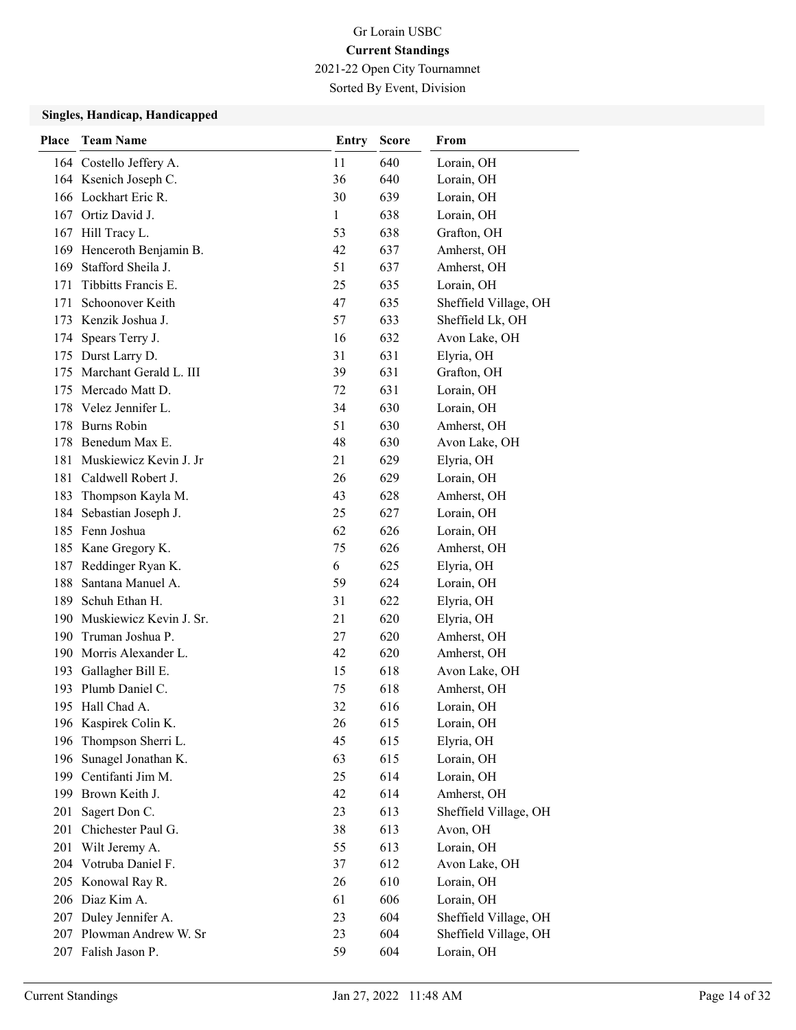# Gr Lorain USBC

**Current Standings**

2021-22 Open City Tournamnet

Sorted By Event, Division

### Singles, Handicap, Handicapped

| Place | Team Name | Entry | Score | From |
|---|---|---|---|---|
| 164 | Costello Jeffery A. | 11 | 640 | Lorain, OH |
| 164 | Ksenich Joseph C. | 36 | 640 | Lorain, OH |
| 166 | Lockhart Eric R. | 30 | 639 | Lorain, OH |
| 167 | Ortiz David J. | 1 | 638 | Lorain, OH |
| 167 | Hill Tracy L. | 53 | 638 | Grafton, OH |
| 169 | Henceroth Benjamin B. | 42 | 637 | Amherst, OH |
| 169 | Stafford Sheila J. | 51 | 637 | Amherst, OH |
| 171 | Tibbitts Francis E. | 25 | 635 | Lorain, OH |
| 171 | Schoonover Keith | 47 | 635 | Sheffield Village, OH |
| 173 | Kenzik Joshua J. | 57 | 633 | Sheffield Lk, OH |
| 174 | Spears Terry J. | 16 | 632 | Avon Lake, OH |
| 175 | Durst Larry D. | 31 | 631 | Elyria, OH |
| 175 | Marchant Gerald L. III | 39 | 631 | Grafton, OH |
| 175 | Mercado Matt D. | 72 | 631 | Lorain, OH |
| 178 | Velez Jennifer L. | 34 | 630 | Lorain, OH |
| 178 | Burns Robin | 51 | 630 | Amherst, OH |
| 178 | Benedum Max E. | 48 | 630 | Avon Lake, OH |
| 181 | Muskiewicz Kevin J. Jr | 21 | 629 | Elyria, OH |
| 181 | Caldwell Robert J. | 26 | 629 | Lorain, OH |
| 183 | Thompson Kayla M. | 43 | 628 | Amherst, OH |
| 184 | Sebastian Joseph J. | 25 | 627 | Lorain, OH |
| 185 | Fenn Joshua | 62 | 626 | Lorain, OH |
| 185 | Kane Gregory K. | 75 | 626 | Amherst, OH |
| 187 | Reddinger Ryan K. | 6 | 625 | Elyria, OH |
| 188 | Santana Manuel A. | 59 | 624 | Lorain, OH |
| 189 | Schuh Ethan H. | 31 | 622 | Elyria, OH |
| 190 | Muskiewicz Kevin J. Sr. | 21 | 620 | Elyria, OH |
| 190 | Truman Joshua P. | 27 | 620 | Amherst, OH |
| 190 | Morris Alexander L. | 42 | 620 | Amherst, OH |
| 193 | Gallagher Bill E. | 15 | 618 | Avon Lake, OH |
| 193 | Plumb Daniel C. | 75 | 618 | Amherst, OH |
| 195 | Hall Chad A. | 32 | 616 | Lorain, OH |
| 196 | Kaspirek Colin K. | 26 | 615 | Lorain, OH |
| 196 | Thompson Sherri L. | 45 | 615 | Elyria, OH |
| 196 | Sunagel Jonathan K. | 63 | 615 | Lorain, OH |
| 199 | Centifanti Jim M. | 25 | 614 | Lorain, OH |
| 199 | Brown Keith J. | 42 | 614 | Amherst, OH |
| 201 | Sagert Don C. | 23 | 613 | Sheffield Village, OH |
| 201 | Chichester Paul G. | 38 | 613 | Avon, OH |
| 201 | Wilt Jeremy A. | 55 | 613 | Lorain, OH |
| 204 | Votruba Daniel F. | 37 | 612 | Avon Lake, OH |
| 205 | Konowal Ray R. | 26 | 610 | Lorain, OH |
| 206 | Diaz Kim A. | 61 | 606 | Lorain, OH |
| 207 | Duley Jennifer A. | 23 | 604 | Sheffield Village, OH |
| 207 | Plowman Andrew W. Sr | 23 | 604 | Sheffield Village, OH |
| 207 | Falish Jason P. | 59 | 604 | Lorain, OH |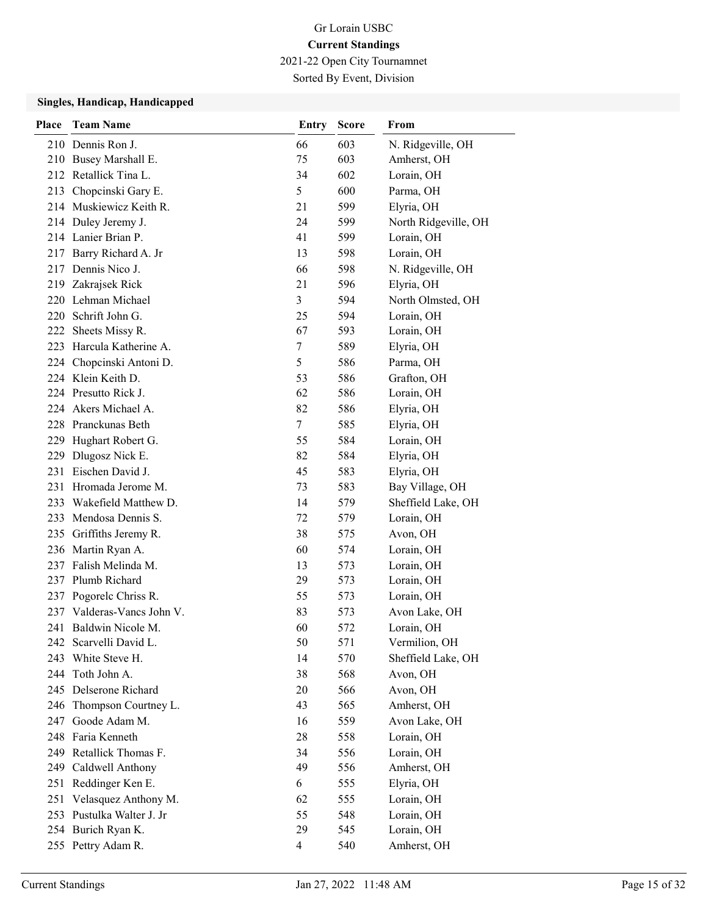# Gr Lorain USBC

## Current Standings

2021-22 Open City Tournamnet

Sorted By Event, Division

### Singles, Handicap, Handicapped

| Place | Team Name | Entry | Score | From |
|---|---|---|---|---|
| 210 | Dennis Ron J. | 66 | 603 | N. Ridgeville, OH |
| 210 | Busey Marshall E. | 75 | 603 | Amherst, OH |
| 212 | Retallick Tina L. | 34 | 602 | Lorain, OH |
| 213 | Chopcinski Gary E. | 5 | 600 | Parma, OH |
| 214 | Muskiewicz Keith R. | 21 | 599 | Elyria, OH |
| 214 | Duley Jeremy J. | 24 | 599 | North Ridgeville, OH |
| 214 | Lanier Brian P. | 41 | 599 | Lorain, OH |
| 217 | Barry Richard A. Jr | 13 | 598 | Lorain, OH |
| 217 | Dennis Nico J. | 66 | 598 | N. Ridgeville, OH |
| 219 | Zakrajsek Rick | 21 | 596 | Elyria, OH |
| 220 | Lehman Michael | 3 | 594 | North Olmsted, OH |
| 220 | Schrift John G. | 25 | 594 | Lorain, OH |
| 222 | Sheets Missy R. | 67 | 593 | Lorain, OH |
| 223 | Harcula Katherine A. | 7 | 589 | Elyria, OH |
| 224 | Chopcinski Antoni D. | 5 | 586 | Parma, OH |
| 224 | Klein Keith D. | 53 | 586 | Grafton, OH |
| 224 | Presutto Rick J. | 62 | 586 | Lorain, OH |
| 224 | Akers Michael A. | 82 | 586 | Elyria, OH |
| 228 | Pranckunas Beth | 7 | 585 | Elyria, OH |
| 229 | Hughart Robert G. | 55 | 584 | Lorain, OH |
| 229 | Dlugosz Nick E. | 82 | 584 | Elyria, OH |
| 231 | Eischen David J. | 45 | 583 | Elyria, OH |
| 231 | Hromada Jerome M. | 73 | 583 | Bay Village, OH |
| 233 | Wakefield Matthew D. | 14 | 579 | Sheffield Lake, OH |
| 233 | Mendosa Dennis S. | 72 | 579 | Lorain, OH |
| 235 | Griffiths Jeremy R. | 38 | 575 | Avon, OH |
| 236 | Martin Ryan A. | 60 | 574 | Lorain, OH |
| 237 | Falish Melinda M. | 13 | 573 | Lorain, OH |
| 237 | Plumb Richard | 29 | 573 | Lorain, OH |
| 237 | Pogorelc Chriss R. | 55 | 573 | Lorain, OH |
| 237 | Valderas-Vancs John V. | 83 | 573 | Avon Lake, OH |
| 241 | Baldwin Nicole M. | 60 | 572 | Lorain, OH |
| 242 | Scarvelli David L. | 50 | 571 | Vermilion, OH |
| 243 | White Steve H. | 14 | 570 | Sheffield Lake, OH |
| 244 | Toth John A. | 38 | 568 | Avon, OH |
| 245 | Delserone Richard | 20 | 566 | Avon, OH |
| 246 | Thompson Courtney L. | 43 | 565 | Amherst, OH |
| 247 | Goode Adam M. | 16 | 559 | Avon Lake, OH |
| 248 | Faria Kenneth | 28 | 558 | Lorain, OH |
| 249 | Retallick Thomas F. | 34 | 556 | Lorain, OH |
| 249 | Caldwell Anthony | 49 | 556 | Amherst, OH |
| 251 | Reddinger Ken E. | 6 | 555 | Elyria, OH |
| 251 | Velasquez Anthony M. | 62 | 555 | Lorain, OH |
| 253 | Pustulka Walter J. Jr | 55 | 548 | Lorain, OH |
| 254 | Burich Ryan K. | 29 | 545 | Lorain, OH |
| 255 | Pettry Adam R. | 4 | 540 | Amherst, OH |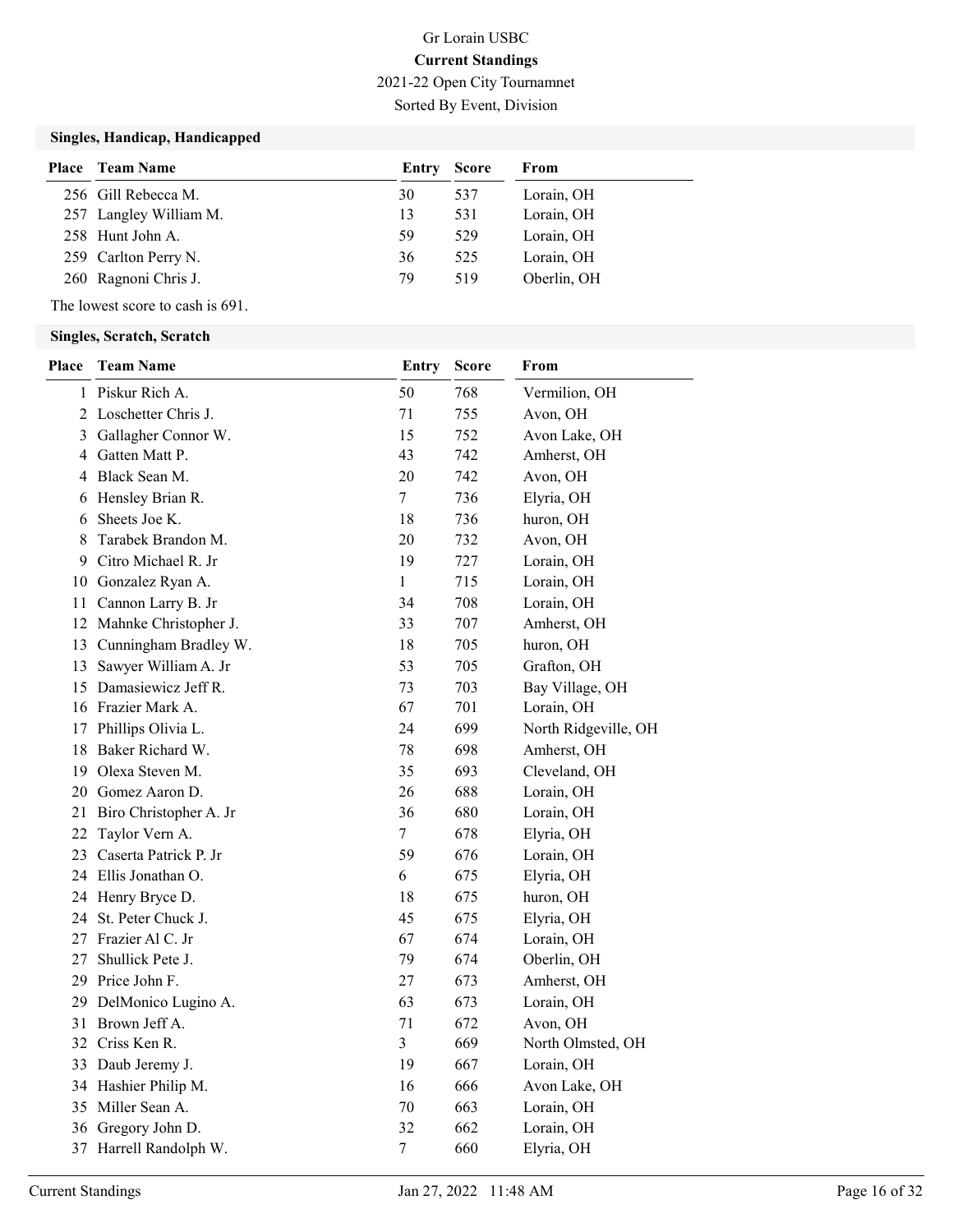Gr Lorain USBC

**Current Standings**

2021-22 Open City Tournamnet

Sorted By Event, Division

### Singles, Handicap, Handicapped

| Place | Team Name | Entry | Score | From |
|---|---|---|---|---|
| 256 | Gill Rebecca M. | 30 | 537 | Lorain, OH |
| 257 | Langley William M. | 13 | 531 | Lorain, OH |
| 258 | Hunt John A. | 59 | 529 | Lorain, OH |
| 259 | Carlton Perry N. | 36 | 525 | Lorain, OH |
| 260 | Ragnoni Chris J. | 79 | 519 | Oberlin, OH |

The lowest score to cash is 691.

### Singles, Scratch, Scratch

| Place | Team Name | Entry | Score | From |
|---|---|---|---|---|
| 1 | Piskur Rich A. | 50 | 768 | Vermilion, OH |
| 2 | Loschetter Chris J. | 71 | 755 | Avon, OH |
| 3 | Gallagher Connor W. | 15 | 752 | Avon Lake, OH |
| 4 | Gatten Matt P. | 43 | 742 | Amherst, OH |
| 4 | Black Sean M. | 20 | 742 | Avon, OH |
| 6 | Hensley Brian R. | 7 | 736 | Elyria, OH |
| 6 | Sheets Joe K. | 18 | 736 | huron, OH |
| 8 | Tarabek Brandon M. | 20 | 732 | Avon, OH |
| 9 | Citro Michael R. Jr | 19 | 727 | Lorain, OH |
| 10 | Gonzalez Ryan A. | 1 | 715 | Lorain, OH |
| 11 | Cannon Larry B. Jr | 34 | 708 | Lorain, OH |
| 12 | Mahnke Christopher J. | 33 | 707 | Amherst, OH |
| 13 | Cunningham Bradley W. | 18 | 705 | huron, OH |
| 13 | Sawyer William A. Jr | 53 | 705 | Grafton, OH |
| 15 | Damasiewicz Jeff R. | 73 | 703 | Bay Village, OH |
| 16 | Frazier Mark A. | 67 | 701 | Lorain, OH |
| 17 | Phillips Olivia L. | 24 | 699 | North Ridgeville, OH |
| 18 | Baker Richard W. | 78 | 698 | Amherst, OH |
| 19 | Olexa Steven M. | 35 | 693 | Cleveland, OH |
| 20 | Gomez Aaron D. | 26 | 688 | Lorain, OH |
| 21 | Biro Christopher A. Jr | 36 | 680 | Lorain, OH |
| 22 | Taylor Vern A. | 7 | 678 | Elyria, OH |
| 23 | Caserta Patrick P. Jr | 59 | 676 | Lorain, OH |
| 24 | Ellis Jonathan O. | 6 | 675 | Elyria, OH |
| 24 | Henry Bryce D. | 18 | 675 | huron, OH |
| 24 | St. Peter Chuck J. | 45 | 675 | Elyria, OH |
| 27 | Frazier Al C. Jr | 67 | 674 | Lorain, OH |
| 27 | Shullick Pete J. | 79 | 674 | Oberlin, OH |
| 29 | Price John F. | 27 | 673 | Amherst, OH |
| 29 | DelMonico Lugino A. | 63 | 673 | Lorain, OH |
| 31 | Brown Jeff A. | 71 | 672 | Avon, OH |
| 32 | Criss Ken R. | 3 | 669 | North Olmsted, OH |
| 33 | Daub Jeremy J. | 19 | 667 | Lorain, OH |
| 34 | Hashier Philip M. | 16 | 666 | Avon Lake, OH |
| 35 | Miller Sean A. | 70 | 663 | Lorain, OH |
| 36 | Gregory John D. | 32 | 662 | Lorain, OH |
| 37 | Harrell Randolph W. | 7 | 660 | Elyria, OH |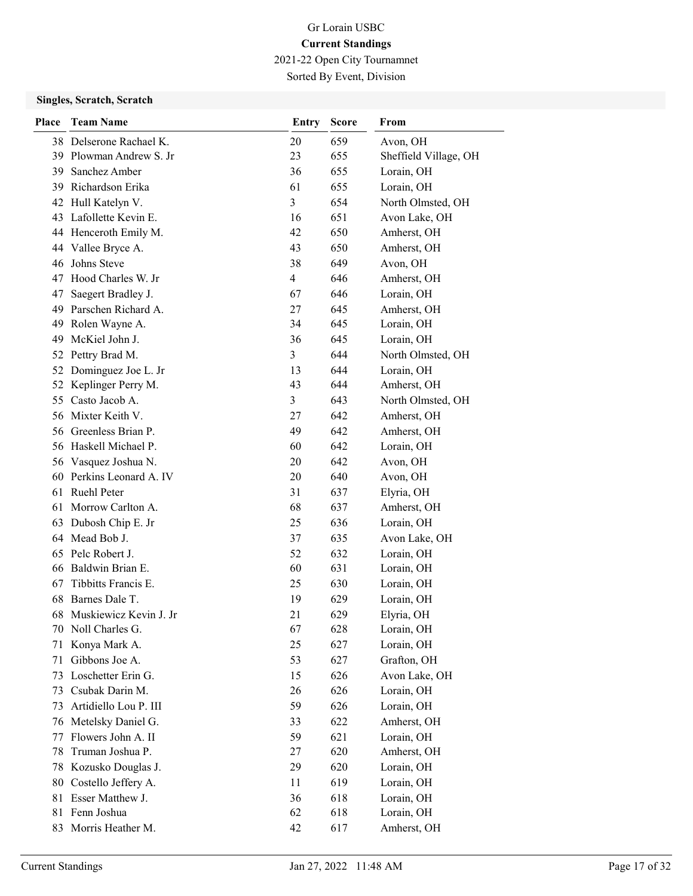# Gr Lorain USBC

**Current Standings**

2021-22 Open City Tournamnet

Sorted By Event, Division

### Singles, Scratch, Scratch

| Place | Team Name | Entry | Score | From |
|---|---|---|---|---|
| 38 | Delserone Rachael K. | 20 | 659 | Avon, OH |
| 39 | Plowman Andrew S. Jr | 23 | 655 | Sheffield Village, OH |
| 39 | Sanchez Amber | 36 | 655 | Lorain, OH |
| 39 | Richardson Erika | 61 | 655 | Lorain, OH |
| 42 | Hull Katelyn V. | 3 | 654 | North Olmsted, OH |
| 43 | Lafollette Kevin E. | 16 | 651 | Avon Lake, OH |
| 44 | Henceroth Emily M. | 42 | 650 | Amherst, OH |
| 44 | Vallee Bryce A. | 43 | 650 | Amherst, OH |
| 46 | Johns Steve | 38 | 649 | Avon, OH |
| 47 | Hood Charles W. Jr | 4 | 646 | Amherst, OH |
| 47 | Saegert Bradley J. | 67 | 646 | Lorain, OH |
| 49 | Parschen Richard A. | 27 | 645 | Amherst, OH |
| 49 | Rolen Wayne A. | 34 | 645 | Lorain, OH |
| 49 | McKiel John J. | 36 | 645 | Lorain, OH |
| 52 | Pettry Brad M. | 3 | 644 | North Olmsted, OH |
| 52 | Dominguez Joe L. Jr | 13 | 644 | Lorain, OH |
| 52 | Keplinger Perry M. | 43 | 644 | Amherst, OH |
| 55 | Casto Jacob A. | 3 | 643 | North Olmsted, OH |
| 56 | Mixter Keith V. | 27 | 642 | Amherst, OH |
| 56 | Greenless Brian P. | 49 | 642 | Amherst, OH |
| 56 | Haskell Michael P. | 60 | 642 | Lorain, OH |
| 56 | Vasquez Joshua N. | 20 | 642 | Avon, OH |
| 60 | Perkins Leonard A. IV | 20 | 640 | Avon, OH |
| 61 | Ruehl Peter | 31 | 637 | Elyria, OH |
| 61 | Morrow Carlton A. | 68 | 637 | Amherst, OH |
| 63 | Dubosh Chip E. Jr | 25 | 636 | Lorain, OH |
| 64 | Mead Bob J. | 37 | 635 | Avon Lake, OH |
| 65 | Pelc Robert J. | 52 | 632 | Lorain, OH |
| 66 | Baldwin Brian E. | 60 | 631 | Lorain, OH |
| 67 | Tibbitts Francis E. | 25 | 630 | Lorain, OH |
| 68 | Barnes Dale T. | 19 | 629 | Lorain, OH |
| 68 | Muskiewicz Kevin J. Jr | 21 | 629 | Elyria, OH |
| 70 | Noll Charles G. | 67 | 628 | Lorain, OH |
| 71 | Konya Mark A. | 25 | 627 | Lorain, OH |
| 71 | Gibbons Joe A. | 53 | 627 | Grafton, OH |
| 73 | Loschetter Erin G. | 15 | 626 | Avon Lake, OH |
| 73 | Csubak Darin M. | 26 | 626 | Lorain, OH |
| 73 | Artidiello Lou P. III | 59 | 626 | Lorain, OH |
| 76 | Metelsky Daniel G. | 33 | 622 | Amherst, OH |
| 77 | Flowers John A. II | 59 | 621 | Lorain, OH |
| 78 | Truman Joshua P. | 27 | 620 | Amherst, OH |
| 78 | Kozusko Douglas J. | 29 | 620 | Lorain, OH |
| 80 | Costello Jeffery A. | 11 | 619 | Lorain, OH |
| 81 | Esser Matthew J. | 36 | 618 | Lorain, OH |
| 81 | Fenn Joshua | 62 | 618 | Lorain, OH |
| 83 | Morris Heather M. | 42 | 617 | Amherst, OH |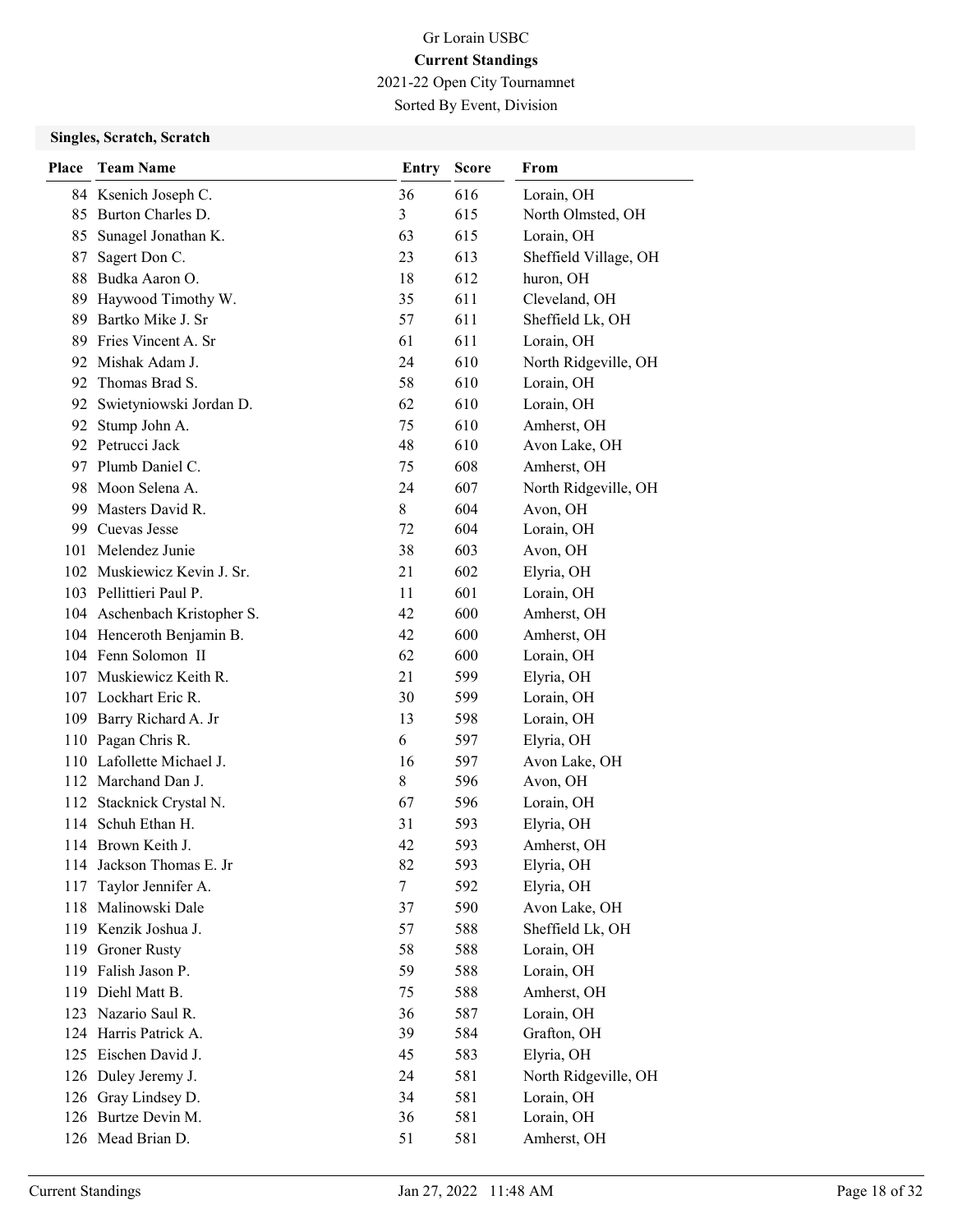Gr Lorain USBC

**Current Standings**

2021-22 Open City Tournamnet

Sorted By Event, Division

### Singles, Scratch, Scratch

| Place | Team Name | Entry | Score | From |
|---|---|---|---|---|
| 84 | Ksenich Joseph C. | 36 | 616 | Lorain, OH |
| 85 | Burton Charles D. | 3 | 615 | North Olmsted, OH |
| 85 | Sunagel Jonathan K. | 63 | 615 | Lorain, OH |
| 87 | Sagert Don C. | 23 | 613 | Sheffield Village, OH |
| 88 | Budka Aaron O. | 18 | 612 | huron, OH |
| 89 | Haywood Timothy W. | 35 | 611 | Cleveland, OH |
| 89 | Bartko Mike J. Sr | 57 | 611 | Sheffield Lk, OH |
| 89 | Fries Vincent A. Sr | 61 | 611 | Lorain, OH |
| 92 | Mishak Adam J. | 24 | 610 | North Ridgeville, OH |
| 92 | Thomas Brad S. | 58 | 610 | Lorain, OH |
| 92 | Swietyniowski Jordan D. | 62 | 610 | Lorain, OH |
| 92 | Stump John A. | 75 | 610 | Amherst, OH |
| 92 | Petrucci Jack | 48 | 610 | Avon Lake, OH |
| 97 | Plumb Daniel C. | 75 | 608 | Amherst, OH |
| 98 | Moon Selena A. | 24 | 607 | North Ridgeville, OH |
| 99 | Masters David R. | 8 | 604 | Avon, OH |
| 99 | Cuevas Jesse | 72 | 604 | Lorain, OH |
| 101 | Melendez Junie | 38 | 603 | Avon, OH |
| 102 | Muskiewicz Kevin J. Sr. | 21 | 602 | Elyria, OH |
| 103 | Pellittieri Paul P. | 11 | 601 | Lorain, OH |
| 104 | Aschenbach Kristopher S. | 42 | 600 | Amherst, OH |
| 104 | Henceroth Benjamin B. | 42 | 600 | Amherst, OH |
| 104 | Fenn Solomon II | 62 | 600 | Lorain, OH |
| 107 | Muskiewicz Keith R. | 21 | 599 | Elyria, OH |
| 107 | Lockhart Eric R. | 30 | 599 | Lorain, OH |
| 109 | Barry Richard A. Jr | 13 | 598 | Lorain, OH |
| 110 | Pagan Chris R. | 6 | 597 | Elyria, OH |
| 110 | Lafollette Michael J. | 16 | 597 | Avon Lake, OH |
| 112 | Marchand Dan J. | 8 | 596 | Avon, OH |
| 112 | Stacknick Crystal N. | 67 | 596 | Lorain, OH |
| 114 | Schuh Ethan H. | 31 | 593 | Elyria, OH |
| 114 | Brown Keith J. | 42 | 593 | Amherst, OH |
| 114 | Jackson Thomas E. Jr | 82 | 593 | Elyria, OH |
| 117 | Taylor Jennifer A. | 7 | 592 | Elyria, OH |
| 118 | Malinowski Dale | 37 | 590 | Avon Lake, OH |
| 119 | Kenzik Joshua J. | 57 | 588 | Sheffield Lk, OH |
| 119 | Groner Rusty | 58 | 588 | Lorain, OH |
| 119 | Falish Jason P. | 59 | 588 | Lorain, OH |
| 119 | Diehl Matt B. | 75 | 588 | Amherst, OH |
| 123 | Nazario Saul R. | 36 | 587 | Lorain, OH |
| 124 | Harris Patrick A. | 39 | 584 | Grafton, OH |
| 125 | Eischen David J. | 45 | 583 | Elyria, OH |
| 126 | Duley Jeremy J. | 24 | 581 | North Ridgeville, OH |
| 126 | Gray Lindsey D. | 34 | 581 | Lorain, OH |
| 126 | Burtze Devin M. | 36 | 581 | Lorain, OH |
| 126 | Mead Brian D. | 51 | 581 | Amherst, OH |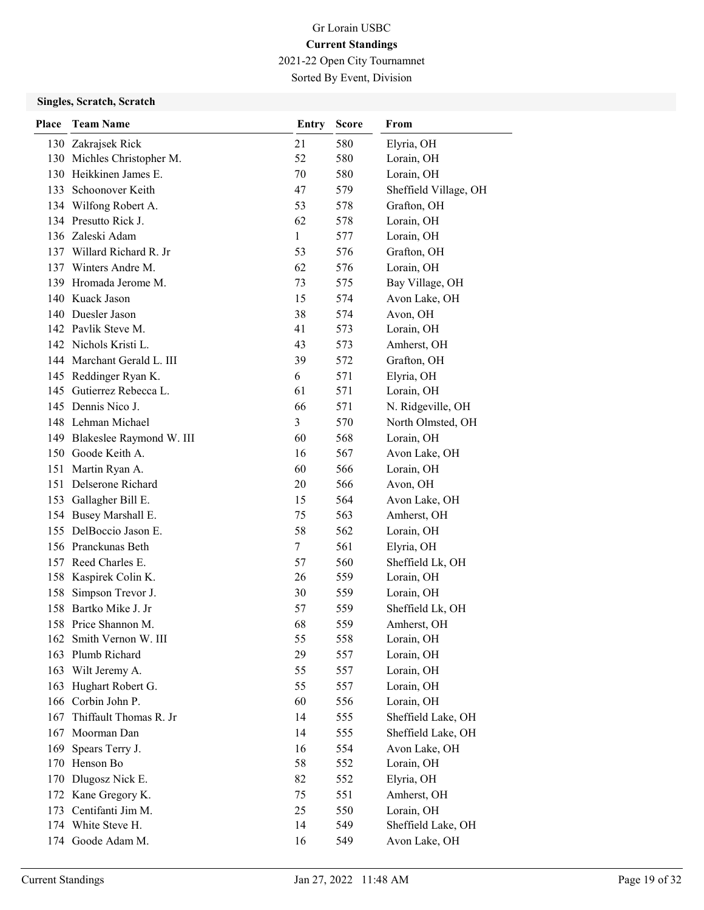# Gr Lorain USBC

**Current Standings**

2021-22 Open City Tournamnet

Sorted By Event, Division

### Singles, Scratch, Scratch

| Place | Team Name | Entry | Score | From |
|---|---|---|---|---|
| 130 | Zakrajsek Rick | 21 | 580 | Elyria, OH |
| 130 | Michles Christopher M. | 52 | 580 | Lorain, OH |
| 130 | Heikkinen James E. | 70 | 580 | Lorain, OH |
| 133 | Schoonover Keith | 47 | 579 | Sheffield Village, OH |
| 134 | Wilfong Robert A. | 53 | 578 | Grafton, OH |
| 134 | Presutto Rick J. | 62 | 578 | Lorain, OH |
| 136 | Zaleski Adam | 1 | 577 | Lorain, OH |
| 137 | Willard Richard R. Jr | 53 | 576 | Grafton, OH |
| 137 | Winters Andre M. | 62 | 576 | Lorain, OH |
| 139 | Hromada Jerome M. | 73 | 575 | Bay Village, OH |
| 140 | Kuack Jason | 15 | 574 | Avon Lake, OH |
| 140 | Duesler Jason | 38 | 574 | Avon, OH |
| 142 | Pavlik Steve M. | 41 | 573 | Lorain, OH |
| 142 | Nichols Kristi L. | 43 | 573 | Amherst, OH |
| 144 | Marchant Gerald L. III | 39 | 572 | Grafton, OH |
| 145 | Reddinger Ryan K. | 6 | 571 | Elyria, OH |
| 145 | Gutierrez Rebecca L. | 61 | 571 | Lorain, OH |
| 145 | Dennis Nico J. | 66 | 571 | N. Ridgeville, OH |
| 148 | Lehman Michael | 3 | 570 | North Olmsted, OH |
| 149 | Blakeslee Raymond W. III | 60 | 568 | Lorain, OH |
| 150 | Goode Keith A. | 16 | 567 | Avon Lake, OH |
| 151 | Martin Ryan A. | 60 | 566 | Lorain, OH |
| 151 | Delserone Richard | 20 | 566 | Avon, OH |
| 153 | Gallagher Bill E. | 15 | 564 | Avon Lake, OH |
| 154 | Busey Marshall E. | 75 | 563 | Amherst, OH |
| 155 | DelBoccio Jason E. | 58 | 562 | Lorain, OH |
| 156 | Pranckunas Beth | 7 | 561 | Elyria, OH |
| 157 | Reed Charles E. | 57 | 560 | Sheffield Lk, OH |
| 158 | Kaspirek Colin K. | 26 | 559 | Lorain, OH |
| 158 | Simpson Trevor J. | 30 | 559 | Lorain, OH |
| 158 | Bartko Mike J. Jr | 57 | 559 | Sheffield Lk, OH |
| 158 | Price Shannon M. | 68 | 559 | Amherst, OH |
| 162 | Smith Vernon W. III | 55 | 558 | Lorain, OH |
| 163 | Plumb Richard | 29 | 557 | Lorain, OH |
| 163 | Wilt Jeremy A. | 55 | 557 | Lorain, OH |
| 163 | Hughart Robert G. | 55 | 557 | Lorain, OH |
| 166 | Corbin John P. | 60 | 556 | Lorain, OH |
| 167 | Thiffault Thomas R. Jr | 14 | 555 | Sheffield Lake, OH |
| 167 | Moorman Dan | 14 | 555 | Sheffield Lake, OH |
| 169 | Spears Terry J. | 16 | 554 | Avon Lake, OH |
| 170 | Henson Bo | 58 | 552 | Lorain, OH |
| 170 | Dlugosz Nick E. | 82 | 552 | Elyria, OH |
| 172 | Kane Gregory K. | 75 | 551 | Amherst, OH |
| 173 | Centifanti Jim M. | 25 | 550 | Lorain, OH |
| 174 | White Steve H. | 14 | 549 | Sheffield Lake, OH |
| 174 | Goode Adam M. | 16 | 549 | Avon Lake, OH |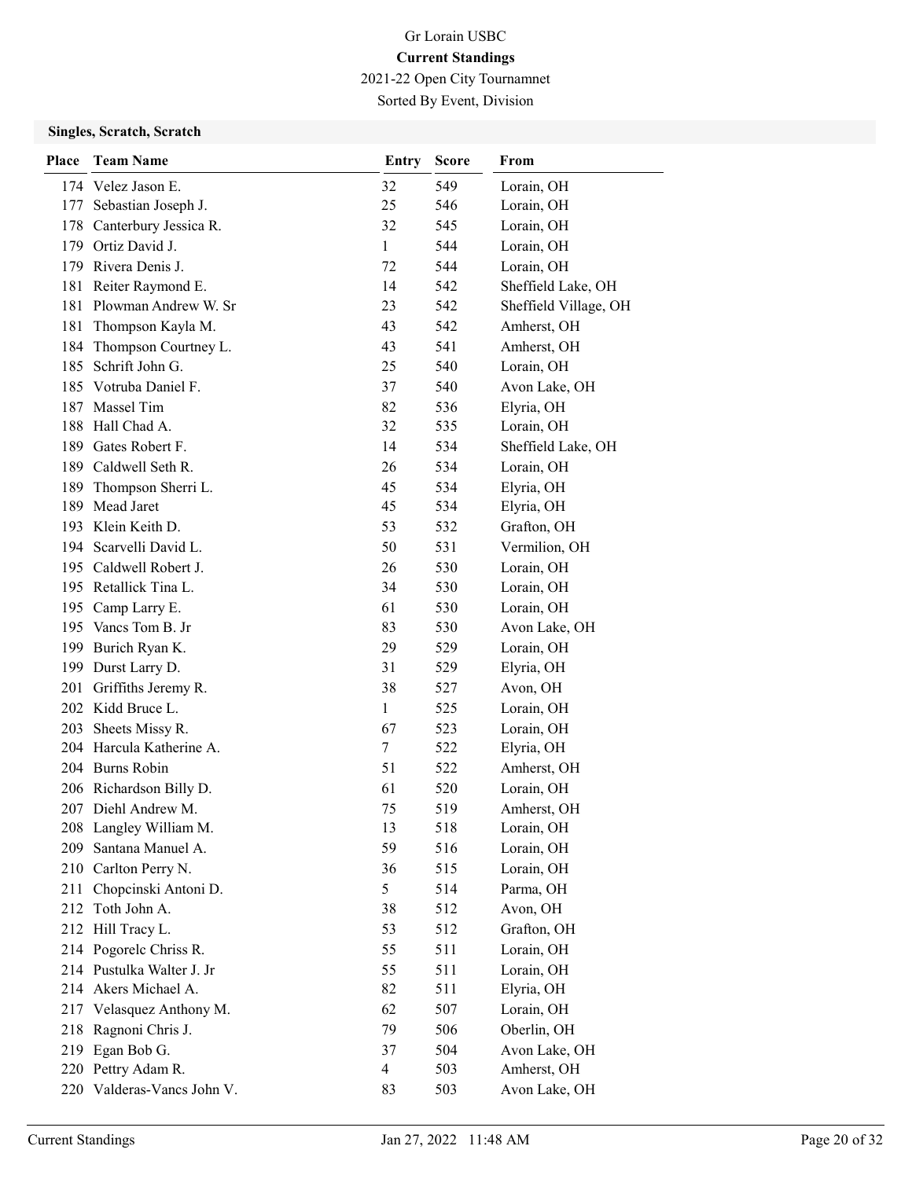# Gr Lorain USBC

## Current Standings

2021-22 Open City Tournamnet

Sorted By Event, Division

### Singles, Scratch, Scratch

| Place | Team Name | Entry | Score | From |
|---|---|---|---|---|
| 174 | Velez Jason E. | 32 | 549 | Lorain, OH |
| 177 | Sebastian Joseph J. | 25 | 546 | Lorain, OH |
| 178 | Canterbury Jessica R. | 32 | 545 | Lorain, OH |
| 179 | Ortiz David J. | 1 | 544 | Lorain, OH |
| 179 | Rivera Denis J. | 72 | 544 | Lorain, OH |
| 181 | Reiter Raymond E. | 14 | 542 | Sheffield Lake, OH |
| 181 | Plowman Andrew W. Sr | 23 | 542 | Sheffield Village, OH |
| 181 | Thompson Kayla M. | 43 | 542 | Amherst, OH |
| 184 | Thompson Courtney L. | 43 | 541 | Amherst, OH |
| 185 | Schrift John G. | 25 | 540 | Lorain, OH |
| 185 | Votruba Daniel F. | 37 | 540 | Avon Lake, OH |
| 187 | Massel Tim | 82 | 536 | Elyria, OH |
| 188 | Hall Chad A. | 32 | 535 | Lorain, OH |
| 189 | Gates Robert F. | 14 | 534 | Sheffield Lake, OH |
| 189 | Caldwell Seth R. | 26 | 534 | Lorain, OH |
| 189 | Thompson Sherri L. | 45 | 534 | Elyria, OH |
| 189 | Mead Jaret | 45 | 534 | Elyria, OH |
| 193 | Klein Keith D. | 53 | 532 | Grafton, OH |
| 194 | Scarvelli David L. | 50 | 531 | Vermilion, OH |
| 195 | Caldwell Robert J. | 26 | 530 | Lorain, OH |
| 195 | Retallick Tina L. | 34 | 530 | Lorain, OH |
| 195 | Camp Larry E. | 61 | 530 | Lorain, OH |
| 195 | Vancs Tom B. Jr | 83 | 530 | Avon Lake, OH |
| 199 | Burich Ryan K. | 29 | 529 | Lorain, OH |
| 199 | Durst Larry D. | 31 | 529 | Elyria, OH |
| 201 | Griffiths Jeremy R. | 38 | 527 | Avon, OH |
| 202 | Kidd Bruce L. | 1 | 525 | Lorain, OH |
| 203 | Sheets Missy R. | 67 | 523 | Lorain, OH |
| 204 | Harcula Katherine A. | 7 | 522 | Elyria, OH |
| 204 | Burns Robin | 51 | 522 | Amherst, OH |
| 206 | Richardson Billy D. | 61 | 520 | Lorain, OH |
| 207 | Diehl Andrew M. | 75 | 519 | Amherst, OH |
| 208 | Langley William M. | 13 | 518 | Lorain, OH |
| 209 | Santana Manuel A. | 59 | 516 | Lorain, OH |
| 210 | Carlton Perry N. | 36 | 515 | Lorain, OH |
| 211 | Chopcinski Antoni D. | 5 | 514 | Parma, OH |
| 212 | Toth John A. | 38 | 512 | Avon, OH |
| 212 | Hill Tracy L. | 53 | 512 | Grafton, OH |
| 214 | Pogorelc Chriss R. | 55 | 511 | Lorain, OH |
| 214 | Pustulka Walter J. Jr | 55 | 511 | Lorain, OH |
| 214 | Akers Michael A. | 82 | 511 | Elyria, OH |
| 217 | Velasquez Anthony M. | 62 | 507 | Lorain, OH |
| 218 | Ragnoni Chris J. | 79 | 506 | Oberlin, OH |
| 219 | Egan Bob G. | 37 | 504 | Avon Lake, OH |
| 220 | Pettry Adam R. | 4 | 503 | Amherst, OH |
| 220 | Valderas-Vancs John V. | 83 | 503 | Avon Lake, OH |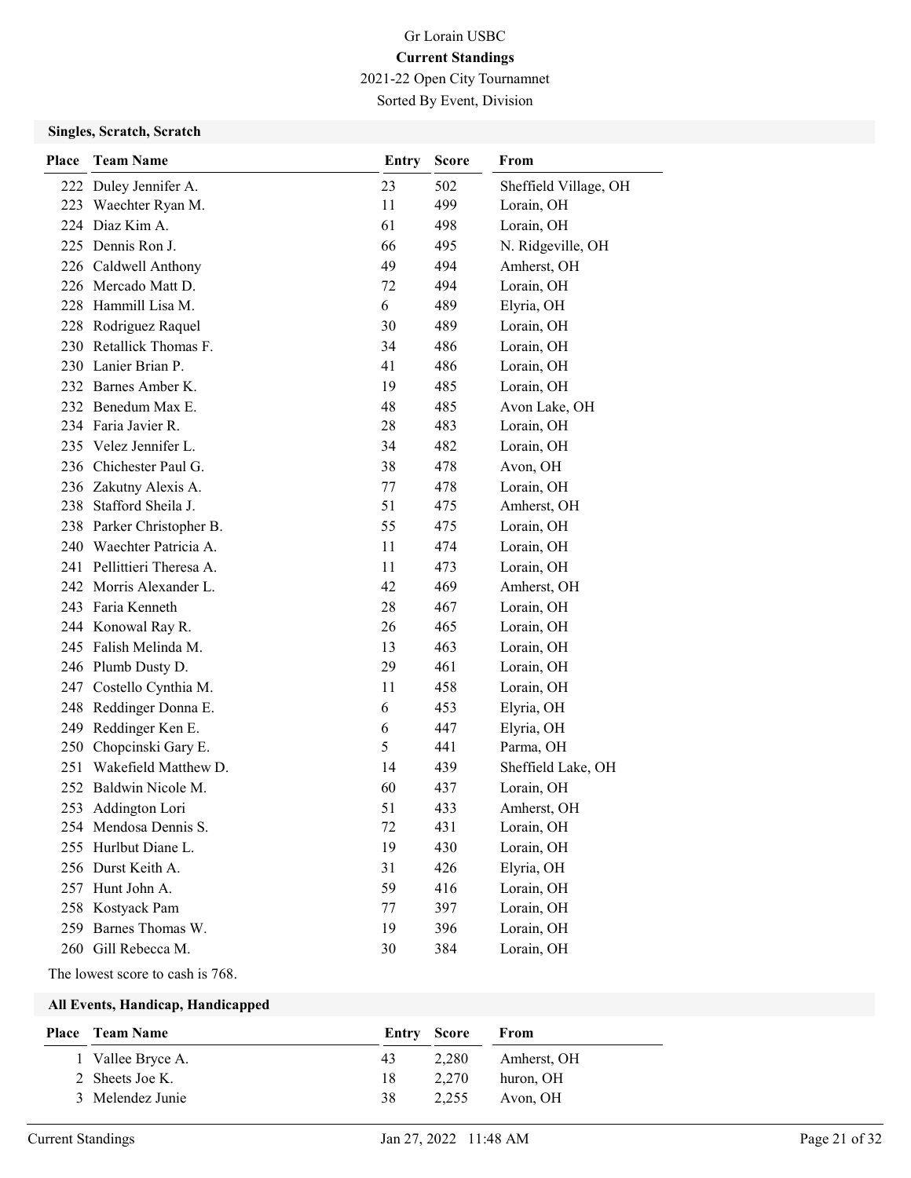# Gr Lorain USBC

**Current Standings**

2021-22 Open City Tournamnet

Sorted By Event, Division

### Singles, Scratch, Scratch

| Place | Team Name | Entry | Score | From |
|---|---|---|---|---|
| 222 | Duley Jennifer A. | 23 | 502 | Sheffield Village, OH |
| 223 | Waechter Ryan M. | 11 | 499 | Lorain, OH |
| 224 | Diaz Kim A. | 61 | 498 | Lorain, OH |
| 225 | Dennis Ron J. | 66 | 495 | N. Ridgeville, OH |
| 226 | Caldwell Anthony | 49 | 494 | Amherst, OH |
| 226 | Mercado Matt D. | 72 | 494 | Lorain, OH |
| 228 | Hammill Lisa M. | 6 | 489 | Elyria, OH |
| 228 | Rodriguez Raquel | 30 | 489 | Lorain, OH |
| 230 | Retallick Thomas F. | 34 | 486 | Lorain, OH |
| 230 | Lanier Brian P. | 41 | 486 | Lorain, OH |
| 232 | Barnes Amber K. | 19 | 485 | Lorain, OH |
| 232 | Benedum Max E. | 48 | 485 | Avon Lake, OH |
| 234 | Faria Javier R. | 28 | 483 | Lorain, OH |
| 235 | Velez Jennifer L. | 34 | 482 | Lorain, OH |
| 236 | Chichester Paul G. | 38 | 478 | Avon, OH |
| 236 | Zakutny Alexis A. | 77 | 478 | Lorain, OH |
| 238 | Stafford Sheila J. | 51 | 475 | Amherst, OH |
| 238 | Parker Christopher B. | 55 | 475 | Lorain, OH |
| 240 | Waechter Patricia A. | 11 | 474 | Lorain, OH |
| 241 | Pellittieri Theresa A. | 11 | 473 | Lorain, OH |
| 242 | Morris Alexander L. | 42 | 469 | Amherst, OH |
| 243 | Faria Kenneth | 28 | 467 | Lorain, OH |
| 244 | Konowal Ray R. | 26 | 465 | Lorain, OH |
| 245 | Falish Melinda M. | 13 | 463 | Lorain, OH |
| 246 | Plumb Dusty D. | 29 | 461 | Lorain, OH |
| 247 | Costello Cynthia M. | 11 | 458 | Lorain, OH |
| 248 | Reddinger Donna E. | 6 | 453 | Elyria, OH |
| 249 | Reddinger Ken E. | 6 | 447 | Elyria, OH |
| 250 | Chopcinski Gary E. | 5 | 441 | Parma, OH |
| 251 | Wakefield Matthew D. | 14 | 439 | Sheffield Lake, OH |
| 252 | Baldwin Nicole M. | 60 | 437 | Lorain, OH |
| 253 | Addington Lori | 51 | 433 | Amherst, OH |
| 254 | Mendosa Dennis S. | 72 | 431 | Lorain, OH |
| 255 | Hurlbut Diane L. | 19 | 430 | Lorain, OH |
| 256 | Durst Keith A. | 31 | 426 | Elyria, OH |
| 257 | Hunt John A. | 59 | 416 | Lorain, OH |
| 258 | Kostyack Pam | 77 | 397 | Lorain, OH |
| 259 | Barnes Thomas W. | 19 | 396 | Lorain, OH |
| 260 | Gill Rebecca M. | 30 | 384 | Lorain, OH |

The lowest score to cash is 768.

### All Events, Handicap, Handicapped

| Place | Team Name | Entry | Score | From |
|---|---|---|---|---|
| 1 | Vallee Bryce A. | 43 | 2,280 | Amherst, OH |
| 2 | Sheets Joe K. | 18 | 2,270 | huron, OH |
| 3 | Melendez Junie | 38 | 2,255 | Avon, OH |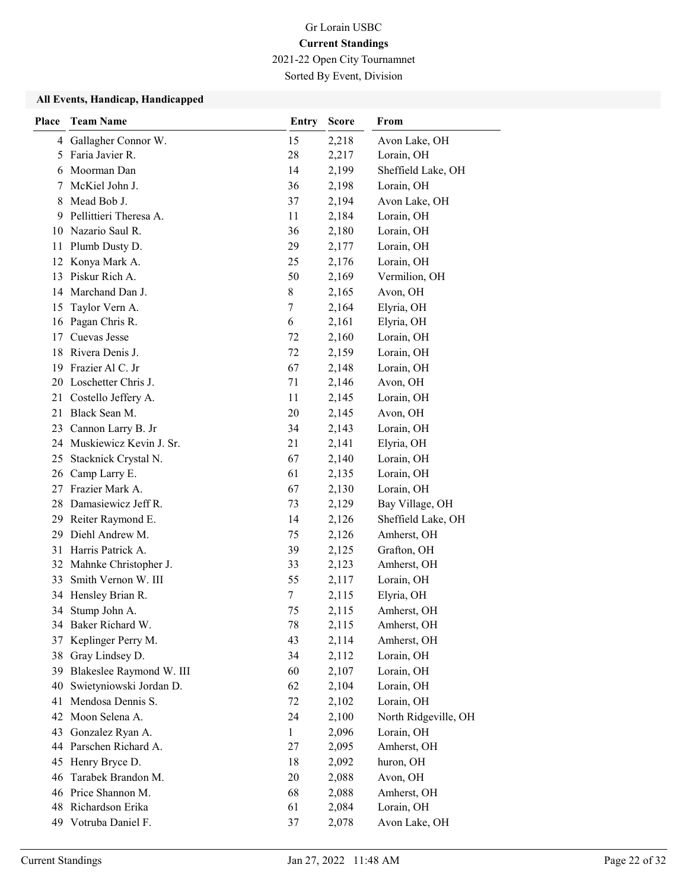Gr Lorain USBC

**Current Standings**

2021-22 Open City Tournamnet

Sorted By Event, Division

### All Events, Handicap, Handicapped

| Place | Team Name | Entry | Score | From |
|---|---|---|---|---|
| 4 | Gallagher Connor W. | 15 | 2,218 | Avon Lake, OH |
| 5 | Faria Javier R. | 28 | 2,217 | Lorain, OH |
| 6 | Moorman Dan | 14 | 2,199 | Sheffield Lake, OH |
| 7 | McKiel John J. | 36 | 2,198 | Lorain, OH |
| 8 | Mead Bob J. | 37 | 2,194 | Avon Lake, OH |
| 9 | Pellittieri Theresa A. | 11 | 2,184 | Lorain, OH |
| 10 | Nazario Saul R. | 36 | 2,180 | Lorain, OH |
| 11 | Plumb Dusty D. | 29 | 2,177 | Lorain, OH |
| 12 | Konya Mark A. | 25 | 2,176 | Lorain, OH |
| 13 | Piskur Rich A. | 50 | 2,169 | Vermilion, OH |
| 14 | Marchand Dan J. | 8 | 2,165 | Avon, OH |
| 15 | Taylor Vern A. | 7 | 2,164 | Elyria, OH |
| 16 | Pagan Chris R. | 6 | 2,161 | Elyria, OH |
| 17 | Cuevas Jesse | 72 | 2,160 | Lorain, OH |
| 18 | Rivera Denis J. | 72 | 2,159 | Lorain, OH |
| 19 | Frazier Al C. Jr | 67 | 2,148 | Lorain, OH |
| 20 | Loschetter Chris J. | 71 | 2,146 | Avon, OH |
| 21 | Costello Jeffery A. | 11 | 2,145 | Lorain, OH |
| 21 | Black Sean M. | 20 | 2,145 | Avon, OH |
| 23 | Cannon Larry B. Jr | 34 | 2,143 | Lorain, OH |
| 24 | Muskiewicz Kevin J. Sr. | 21 | 2,141 | Elyria, OH |
| 25 | Stacknick Crystal N. | 67 | 2,140 | Lorain, OH |
| 26 | Camp Larry E. | 61 | 2,135 | Lorain, OH |
| 27 | Frazier Mark A. | 67 | 2,130 | Lorain, OH |
| 28 | Damasiewicz Jeff R. | 73 | 2,129 | Bay Village, OH |
| 29 | Reiter Raymond E. | 14 | 2,126 | Sheffield Lake, OH |
| 29 | Diehl Andrew M. | 75 | 2,126 | Amherst, OH |
| 31 | Harris Patrick A. | 39 | 2,125 | Grafton, OH |
| 32 | Mahnke Christopher J. | 33 | 2,123 | Amherst, OH |
| 33 | Smith Vernon W. III | 55 | 2,117 | Lorain, OH |
| 34 | Hensley Brian R. | 7 | 2,115 | Elyria, OH |
| 34 | Stump John A. | 75 | 2,115 | Amherst, OH |
| 34 | Baker Richard W. | 78 | 2,115 | Amherst, OH |
| 37 | Keplinger Perry M. | 43 | 2,114 | Amherst, OH |
| 38 | Gray Lindsey D. | 34 | 2,112 | Lorain, OH |
| 39 | Blakeslee Raymond W. III | 60 | 2,107 | Lorain, OH |
| 40 | Swietyniowski Jordan D. | 62 | 2,104 | Lorain, OH |
| 41 | Mendosa Dennis S. | 72 | 2,102 | Lorain, OH |
| 42 | Moon Selena A. | 24 | 2,100 | North Ridgeville, OH |
| 43 | Gonzalez Ryan A. | 1 | 2,096 | Lorain, OH |
| 44 | Parschen Richard A. | 27 | 2,095 | Amherst, OH |
| 45 | Henry Bryce D. | 18 | 2,092 | huron, OH |
| 46 | Tarabek Brandon M. | 20 | 2,088 | Avon, OH |
| 46 | Price Shannon M. | 68 | 2,088 | Amherst, OH |
| 48 | Richardson Erika | 61 | 2,084 | Lorain, OH |
| 49 | Votruba Daniel F. | 37 | 2,078 | Avon Lake, OH |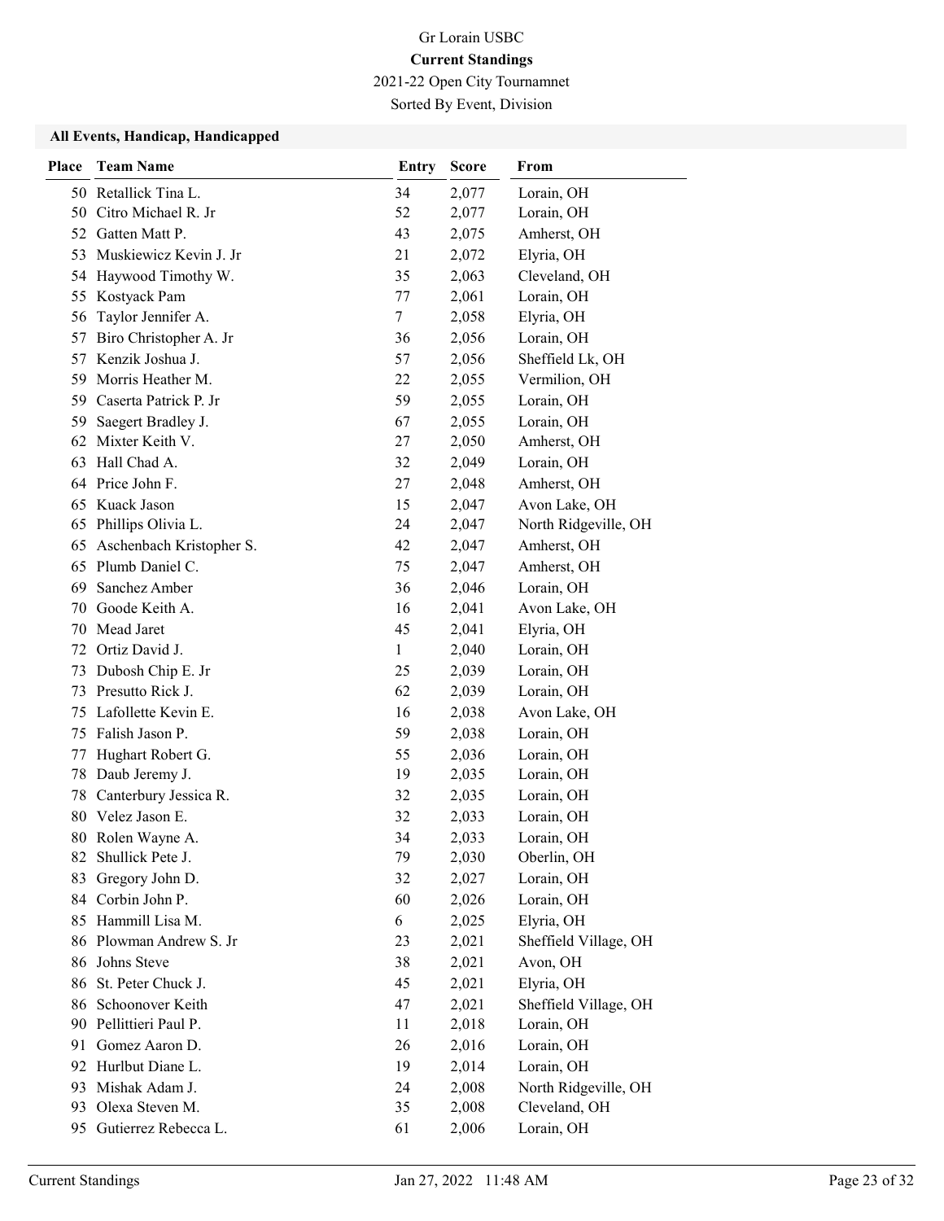Gr Lorain USBC

**Current Standings**

2021-22 Open City Tournamnet

Sorted By Event, Division

### All Events, Handicap, Handicapped

| Place | Team Name | Entry | Score | From |
|---|---|---|---|---|
| 50 | Retallick Tina L. | 34 | 2,077 | Lorain, OH |
| 50 | Citro Michael R. Jr | 52 | 2,077 | Lorain, OH |
| 52 | Gatten Matt P. | 43 | 2,075 | Amherst, OH |
| 53 | Muskiewicz Kevin J. Jr | 21 | 2,072 | Elyria, OH |
| 54 | Haywood Timothy W. | 35 | 2,063 | Cleveland, OH |
| 55 | Kostyack Pam | 77 | 2,061 | Lorain, OH |
| 56 | Taylor Jennifer A. | 7 | 2,058 | Elyria, OH |
| 57 | Biro Christopher A. Jr | 36 | 2,056 | Lorain, OH |
| 57 | Kenzik Joshua J. | 57 | 2,056 | Sheffield Lk, OH |
| 59 | Morris Heather M. | 22 | 2,055 | Vermilion, OH |
| 59 | Caserta Patrick P. Jr | 59 | 2,055 | Lorain, OH |
| 59 | Saegert Bradley J. | 67 | 2,055 | Lorain, OH |
| 62 | Mixter Keith V. | 27 | 2,050 | Amherst, OH |
| 63 | Hall Chad A. | 32 | 2,049 | Lorain, OH |
| 64 | Price John F. | 27 | 2,048 | Amherst, OH |
| 65 | Kuack Jason | 15 | 2,047 | Avon Lake, OH |
| 65 | Phillips Olivia L. | 24 | 2,047 | North Ridgeville, OH |
| 65 | Aschenbach Kristopher S. | 42 | 2,047 | Amherst, OH |
| 65 | Plumb Daniel C. | 75 | 2,047 | Amherst, OH |
| 69 | Sanchez Amber | 36 | 2,046 | Lorain, OH |
| 70 | Goode Keith A. | 16 | 2,041 | Avon Lake, OH |
| 70 | Mead Jaret | 45 | 2,041 | Elyria, OH |
| 72 | Ortiz David J. | 1 | 2,040 | Lorain, OH |
| 73 | Dubosh Chip E. Jr | 25 | 2,039 | Lorain, OH |
| 73 | Presutto Rick J. | 62 | 2,039 | Lorain, OH |
| 75 | Lafollette Kevin E. | 16 | 2,038 | Avon Lake, OH |
| 75 | Falish Jason P. | 59 | 2,038 | Lorain, OH |
| 77 | Hughart Robert G. | 55 | 2,036 | Lorain, OH |
| 78 | Daub Jeremy J. | 19 | 2,035 | Lorain, OH |
| 78 | Canterbury Jessica R. | 32 | 2,035 | Lorain, OH |
| 80 | Velez Jason E. | 32 | 2,033 | Lorain, OH |
| 80 | Rolen Wayne A. | 34 | 2,033 | Lorain, OH |
| 82 | Shullick Pete J. | 79 | 2,030 | Oberlin, OH |
| 83 | Gregory John D. | 32 | 2,027 | Lorain, OH |
| 84 | Corbin John P. | 60 | 2,026 | Lorain, OH |
| 85 | Hammill Lisa M. | 6 | 2,025 | Elyria, OH |
| 86 | Plowman Andrew S. Jr | 23 | 2,021 | Sheffield Village, OH |
| 86 | Johns Steve | 38 | 2,021 | Avon, OH |
| 86 | St. Peter Chuck J. | 45 | 2,021 | Elyria, OH |
| 86 | Schoonover Keith | 47 | 2,021 | Sheffield Village, OH |
| 90 | Pellittieri Paul P. | 11 | 2,018 | Lorain, OH |
| 91 | Gomez Aaron D. | 26 | 2,016 | Lorain, OH |
| 92 | Hurlbut Diane L. | 19 | 2,014 | Lorain, OH |
| 93 | Mishak Adam J. | 24 | 2,008 | North Ridgeville, OH |
| 93 | Olexa Steven M. | 35 | 2,008 | Cleveland, OH |
| 95 | Gutierrez Rebecca L. | 61 | 2,006 | Lorain, OH |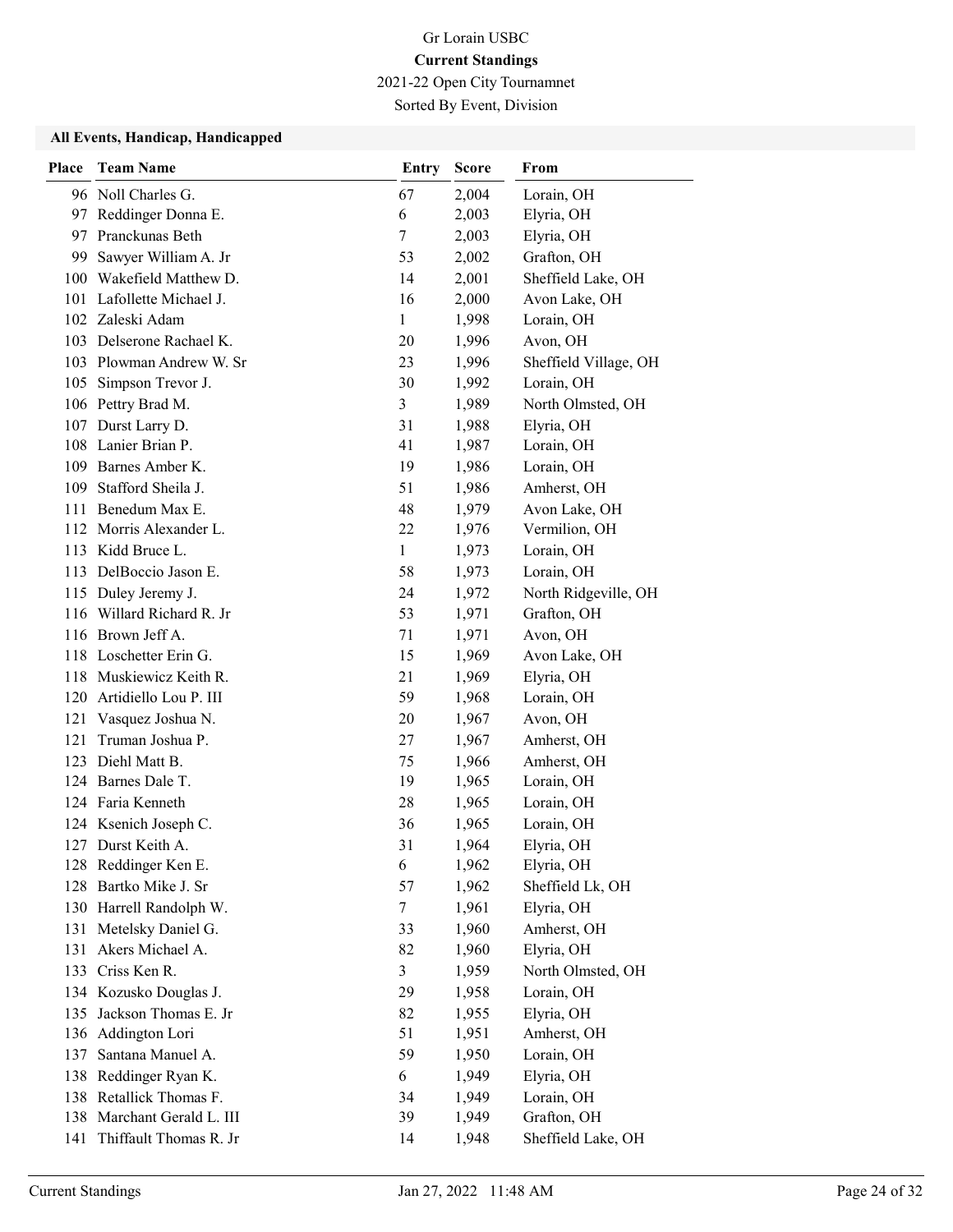Gr Lorain USBC

**Current Standings**

2021-22 Open City Tournamnet

Sorted By Event, Division

### All Events, Handicap, Handicapped

| Place | Team Name | Entry | Score | From |
|---|---|---|---|---|
| 96 | Noll Charles G. | 67 | 2,004 | Lorain, OH |
| 97 | Reddinger Donna E. | 6 | 2,003 | Elyria, OH |
| 97 | Pranckunas Beth | 7 | 2,003 | Elyria, OH |
| 99 | Sawyer William A. Jr | 53 | 2,002 | Grafton, OH |
| 100 | Wakefield Matthew D. | 14 | 2,001 | Sheffield Lake, OH |
| 101 | Lafollette Michael J. | 16 | 2,000 | Avon Lake, OH |
| 102 | Zaleski Adam | 1 | 1,998 | Lorain, OH |
| 103 | Delserone Rachael K. | 20 | 1,996 | Avon, OH |
| 103 | Plowman Andrew W. Sr | 23 | 1,996 | Sheffield Village, OH |
| 105 | Simpson Trevor J. | 30 | 1,992 | Lorain, OH |
| 106 | Pettry Brad M. | 3 | 1,989 | North Olmsted, OH |
| 107 | Durst Larry D. | 31 | 1,988 | Elyria, OH |
| 108 | Lanier Brian P. | 41 | 1,987 | Lorain, OH |
| 109 | Barnes Amber K. | 19 | 1,986 | Lorain, OH |
| 109 | Stafford Sheila J. | 51 | 1,986 | Amherst, OH |
| 111 | Benedum Max E. | 48 | 1,979 | Avon Lake, OH |
| 112 | Morris Alexander L. | 22 | 1,976 | Vermilion, OH |
| 113 | Kidd Bruce L. | 1 | 1,973 | Lorain, OH |
| 113 | DelBoccio Jason E. | 58 | 1,973 | Lorain, OH |
| 115 | Duley Jeremy J. | 24 | 1,972 | North Ridgeville, OH |
| 116 | Willard Richard R. Jr | 53 | 1,971 | Grafton, OH |
| 116 | Brown Jeff A. | 71 | 1,971 | Avon, OH |
| 118 | Loschetter Erin G. | 15 | 1,969 | Avon Lake, OH |
| 118 | Muskiewicz Keith R. | 21 | 1,969 | Elyria, OH |
| 120 | Artidiello Lou P. III | 59 | 1,968 | Lorain, OH |
| 121 | Vasquez Joshua N. | 20 | 1,967 | Avon, OH |
| 121 | Truman Joshua P. | 27 | 1,967 | Amherst, OH |
| 123 | Diehl Matt B. | 75 | 1,966 | Amherst, OH |
| 124 | Barnes Dale T. | 19 | 1,965 | Lorain, OH |
| 124 | Faria Kenneth | 28 | 1,965 | Lorain, OH |
| 124 | Ksenich Joseph C. | 36 | 1,965 | Lorain, OH |
| 127 | Durst Keith A. | 31 | 1,964 | Elyria, OH |
| 128 | Reddinger Ken E. | 6 | 1,962 | Elyria, OH |
| 128 | Bartko Mike J. Sr | 57 | 1,962 | Sheffield Lk, OH |
| 130 | Harrell Randolph W. | 7 | 1,961 | Elyria, OH |
| 131 | Metelsky Daniel G. | 33 | 1,960 | Amherst, OH |
| 131 | Akers Michael A. | 82 | 1,960 | Elyria, OH |
| 133 | Criss Ken R. | 3 | 1,959 | North Olmsted, OH |
| 134 | Kozusko Douglas J. | 29 | 1,958 | Lorain, OH |
| 135 | Jackson Thomas E. Jr | 82 | 1,955 | Elyria, OH |
| 136 | Addington Lori | 51 | 1,951 | Amherst, OH |
| 137 | Santana Manuel A. | 59 | 1,950 | Lorain, OH |
| 138 | Reddinger Ryan K. | 6 | 1,949 | Elyria, OH |
| 138 | Retallick Thomas F. | 34 | 1,949 | Lorain, OH |
| 138 | Marchant Gerald L. III | 39 | 1,949 | Grafton, OH |
| 141 | Thiffault Thomas R. Jr | 14 | 1,948 | Sheffield Lake, OH |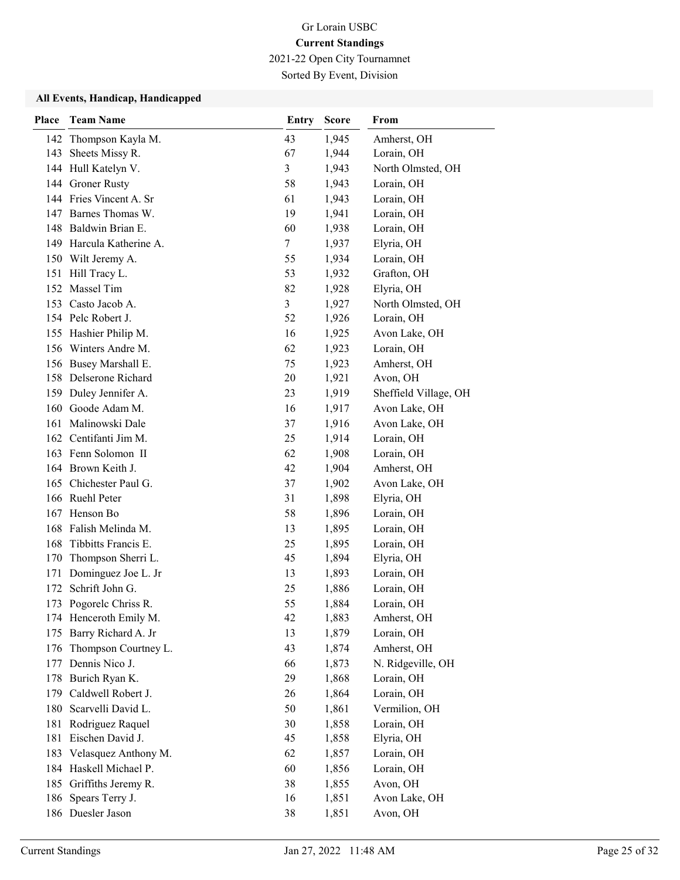Gr Lorain USBC

**Current Standings**

2021-22 Open City Tournamnet

Sorted By Event, Division

### All Events, Handicap, Handicapped

| Place | Team Name | Entry | Score | From |
|---|---|---|---|---|
| 142 | Thompson Kayla M. | 43 | 1,945 | Amherst, OH |
| 143 | Sheets Missy R. | 67 | 1,944 | Lorain, OH |
| 144 | Hull Katelyn V. | 3 | 1,943 | North Olmsted, OH |
| 144 | Groner Rusty | 58 | 1,943 | Lorain, OH |
| 144 | Fries Vincent A. Sr | 61 | 1,943 | Lorain, OH |
| 147 | Barnes Thomas W. | 19 | 1,941 | Lorain, OH |
| 148 | Baldwin Brian E. | 60 | 1,938 | Lorain, OH |
| 149 | Harcula Katherine A. | 7 | 1,937 | Elyria, OH |
| 150 | Wilt Jeremy A. | 55 | 1,934 | Lorain, OH |
| 151 | Hill Tracy L. | 53 | 1,932 | Grafton, OH |
| 152 | Massel Tim | 82 | 1,928 | Elyria, OH |
| 153 | Casto Jacob A. | 3 | 1,927 | North Olmsted, OH |
| 154 | Pelc Robert J. | 52 | 1,926 | Lorain, OH |
| 155 | Hashier Philip M. | 16 | 1,925 | Avon Lake, OH |
| 156 | Winters Andre M. | 62 | 1,923 | Lorain, OH |
| 156 | Busey Marshall E. | 75 | 1,923 | Amherst, OH |
| 158 | Delserone Richard | 20 | 1,921 | Avon, OH |
| 159 | Duley Jennifer A. | 23 | 1,919 | Sheffield Village, OH |
| 160 | Goode Adam M. | 16 | 1,917 | Avon Lake, OH |
| 161 | Malinowski Dale | 37 | 1,916 | Avon Lake, OH |
| 162 | Centifanti Jim M. | 25 | 1,914 | Lorain, OH |
| 163 | Fenn Solomon II | 62 | 1,908 | Lorain, OH |
| 164 | Brown Keith J. | 42 | 1,904 | Amherst, OH |
| 165 | Chichester Paul G. | 37 | 1,902 | Avon Lake, OH |
| 166 | Ruehl Peter | 31 | 1,898 | Elyria, OH |
| 167 | Henson Bo | 58 | 1,896 | Lorain, OH |
| 168 | Falish Melinda M. | 13 | 1,895 | Lorain, OH |
| 168 | Tibbitts Francis E. | 25 | 1,895 | Lorain, OH |
| 170 | Thompson Sherri L. | 45 | 1,894 | Elyria, OH |
| 171 | Dominguez Joe L. Jr | 13 | 1,893 | Lorain, OH |
| 172 | Schrift John G. | 25 | 1,886 | Lorain, OH |
| 173 | Pogorelc Chriss R. | 55 | 1,884 | Lorain, OH |
| 174 | Henceroth Emily M. | 42 | 1,883 | Amherst, OH |
| 175 | Barry Richard A. Jr | 13 | 1,879 | Lorain, OH |
| 176 | Thompson Courtney L. | 43 | 1,874 | Amherst, OH |
| 177 | Dennis Nico J. | 66 | 1,873 | N. Ridgeville, OH |
| 178 | Burich Ryan K. | 29 | 1,868 | Lorain, OH |
| 179 | Caldwell Robert J. | 26 | 1,864 | Lorain, OH |
| 180 | Scarvelli David L. | 50 | 1,861 | Vermilion, OH |
| 181 | Rodriguez Raquel | 30 | 1,858 | Lorain, OH |
| 181 | Eischen David J. | 45 | 1,858 | Elyria, OH |
| 183 | Velasquez Anthony M. | 62 | 1,857 | Lorain, OH |
| 184 | Haskell Michael P. | 60 | 1,856 | Lorain, OH |
| 185 | Griffiths Jeremy R. | 38 | 1,855 | Avon, OH |
| 186 | Spears Terry J. | 16 | 1,851 | Avon Lake, OH |
| 186 | Duesler Jason | 38 | 1,851 | Avon, OH |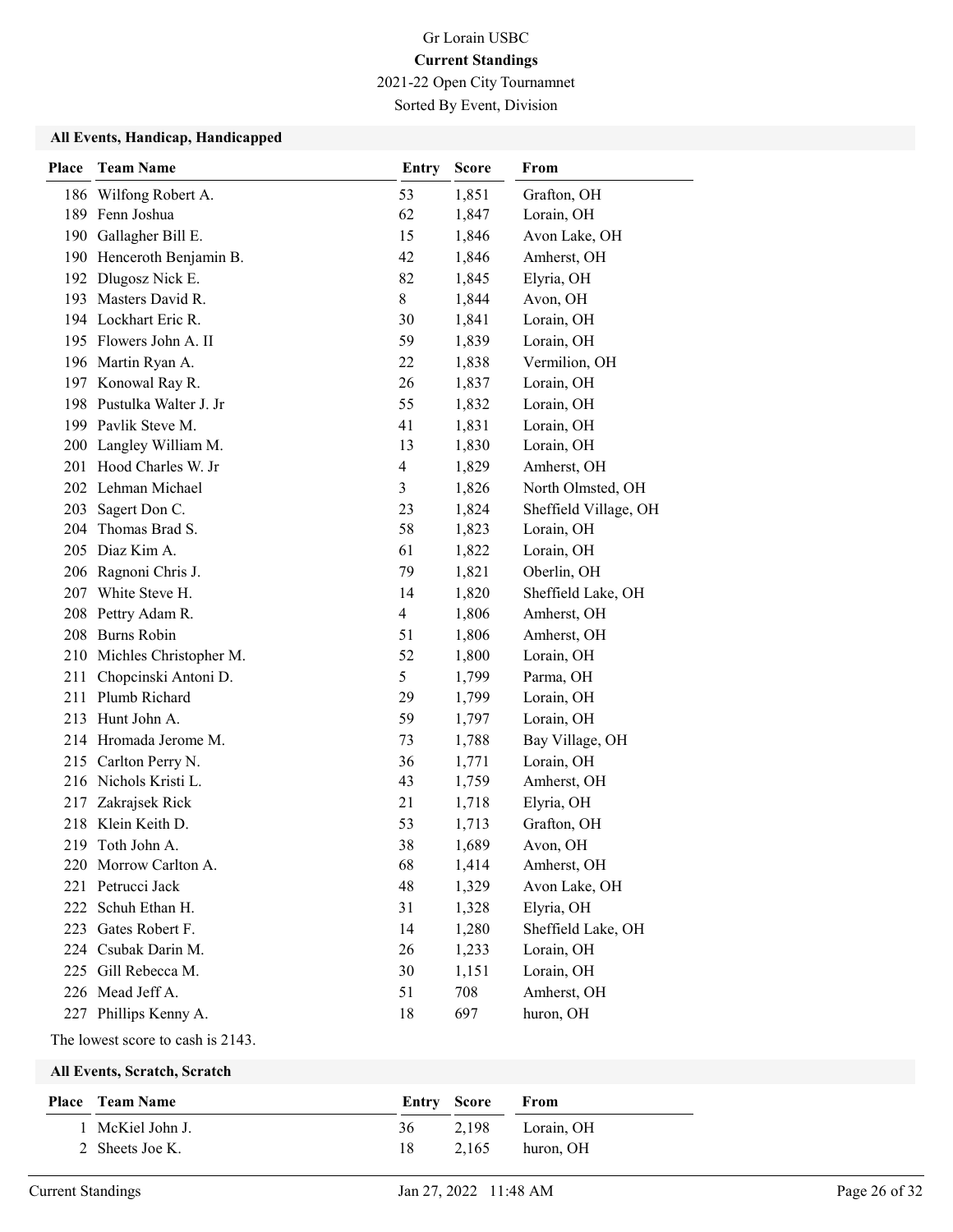# Gr Lorain USBC

**Current Standings**

2021-22 Open City Tournamnet

Sorted By Event, Division

### All Events, Handicap, Handicapped

| Place | Team Name | Entry | Score | From |
|---|---|---|---|---|
| 186 | Wilfong Robert A. | 53 | 1,851 | Grafton, OH |
| 189 | Fenn Joshua | 62 | 1,847 | Lorain, OH |
| 190 | Gallagher Bill E. | 15 | 1,846 | Avon Lake, OH |
| 190 | Henceroth Benjamin B. | 42 | 1,846 | Amherst, OH |
| 192 | Dlugosz Nick E. | 82 | 1,845 | Elyria, OH |
| 193 | Masters David R. | 8 | 1,844 | Avon, OH |
| 194 | Lockhart Eric R. | 30 | 1,841 | Lorain, OH |
| 195 | Flowers John A. II | 59 | 1,839 | Lorain, OH |
| 196 | Martin Ryan A. | 22 | 1,838 | Vermilion, OH |
| 197 | Konowal Ray R. | 26 | 1,837 | Lorain, OH |
| 198 | Pustulka Walter J. Jr | 55 | 1,832 | Lorain, OH |
| 199 | Pavlik Steve M. | 41 | 1,831 | Lorain, OH |
| 200 | Langley William M. | 13 | 1,830 | Lorain, OH |
| 201 | Hood Charles W. Jr | 4 | 1,829 | Amherst, OH |
| 202 | Lehman Michael | 3 | 1,826 | North Olmsted, OH |
| 203 | Sagert Don C. | 23 | 1,824 | Sheffield Village, OH |
| 204 | Thomas Brad S. | 58 | 1,823 | Lorain, OH |
| 205 | Diaz Kim A. | 61 | 1,822 | Lorain, OH |
| 206 | Ragnoni Chris J. | 79 | 1,821 | Oberlin, OH |
| 207 | White Steve H. | 14 | 1,820 | Sheffield Lake, OH |
| 208 | Pettry Adam R. | 4 | 1,806 | Amherst, OH |
| 208 | Burns Robin | 51 | 1,806 | Amherst, OH |
| 210 | Michles Christopher M. | 52 | 1,800 | Lorain, OH |
| 211 | Chopcinski Antoni D. | 5 | 1,799 | Parma, OH |
| 211 | Plumb Richard | 29 | 1,799 | Lorain, OH |
| 213 | Hunt John A. | 59 | 1,797 | Lorain, OH |
| 214 | Hromada Jerome M. | 73 | 1,788 | Bay Village, OH |
| 215 | Carlton Perry N. | 36 | 1,771 | Lorain, OH |
| 216 | Nichols Kristi L. | 43 | 1,759 | Amherst, OH |
| 217 | Zakrajsek Rick | 21 | 1,718 | Elyria, OH |
| 218 | Klein Keith D. | 53 | 1,713 | Grafton, OH |
| 219 | Toth John A. | 38 | 1,689 | Avon, OH |
| 220 | Morrow Carlton A. | 68 | 1,414 | Amherst, OH |
| 221 | Petrucci Jack | 48 | 1,329 | Avon Lake, OH |
| 222 | Schuh Ethan H. | 31 | 1,328 | Elyria, OH |
| 223 | Gates Robert F. | 14 | 1,280 | Sheffield Lake, OH |
| 224 | Csubak Darin M. | 26 | 1,233 | Lorain, OH |
| 225 | Gill Rebecca M. | 30 | 1,151 | Lorain, OH |
| 226 | Mead Jeff A. | 51 | 708 | Amherst, OH |
| 227 | Phillips Kenny A. | 18 | 697 | huron, OH |

The lowest score to cash is 2143.

### All Events, Scratch, Scratch

| Place | Team Name | Entry | Score | From |
|---|---|---|---|---|
| 1 | McKiel John J. | 36 | 2,198 | Lorain, OH |
| 2 | Sheets Joe K. | 18 | 2,165 | huron, OH |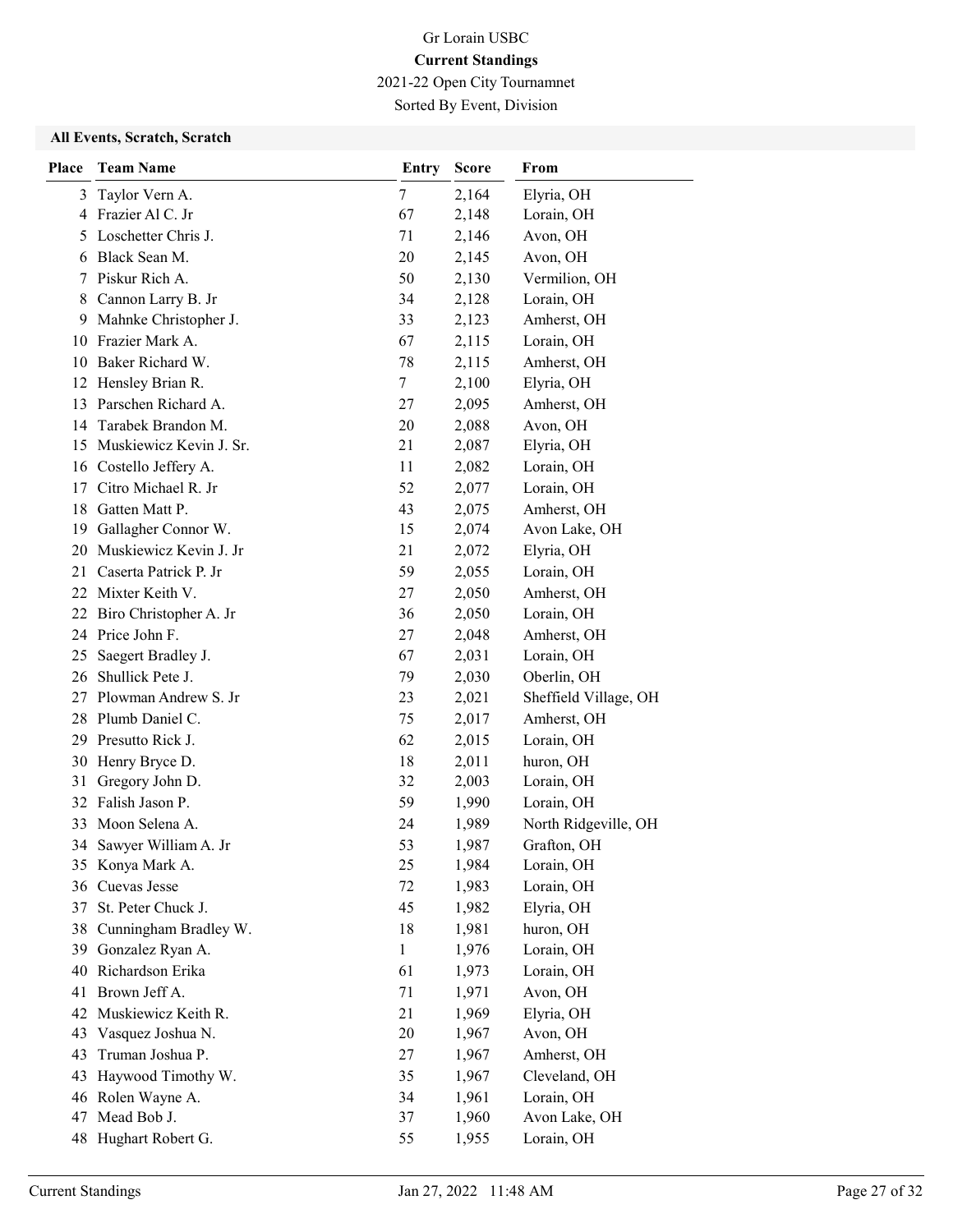Gr Lorain USBC

**Current Standings**

2021-22 Open City Tournamnet

Sorted By Event, Division

### All Events, Scratch, Scratch

| Place | Team Name | Entry | Score | From |
|---|---|---|---|---|
| 3 | Taylor Vern A. | 7 | 2,164 | Elyria, OH |
| 4 | Frazier Al C. Jr | 67 | 2,148 | Lorain, OH |
| 5 | Loschetter Chris J. | 71 | 2,146 | Avon, OH |
| 6 | Black Sean M. | 20 | 2,145 | Avon, OH |
| 7 | Piskur Rich A. | 50 | 2,130 | Vermilion, OH |
| 8 | Cannon Larry B. Jr | 34 | 2,128 | Lorain, OH |
| 9 | Mahnke Christopher J. | 33 | 2,123 | Amherst, OH |
| 10 | Frazier Mark A. | 67 | 2,115 | Lorain, OH |
| 10 | Baker Richard W. | 78 | 2,115 | Amherst, OH |
| 12 | Hensley Brian R. | 7 | 2,100 | Elyria, OH |
| 13 | Parschen Richard A. | 27 | 2,095 | Amherst, OH |
| 14 | Tarabek Brandon M. | 20 | 2,088 | Avon, OH |
| 15 | Muskiewicz Kevin J. Sr. | 21 | 2,087 | Elyria, OH |
| 16 | Costello Jeffery A. | 11 | 2,082 | Lorain, OH |
| 17 | Citro Michael R. Jr | 52 | 2,077 | Lorain, OH |
| 18 | Gatten Matt P. | 43 | 2,075 | Amherst, OH |
| 19 | Gallagher Connor W. | 15 | 2,074 | Avon Lake, OH |
| 20 | Muskiewicz Kevin J. Jr | 21 | 2,072 | Elyria, OH |
| 21 | Caserta Patrick P. Jr | 59 | 2,055 | Lorain, OH |
| 22 | Mixter Keith V. | 27 | 2,050 | Amherst, OH |
| 22 | Biro Christopher A. Jr | 36 | 2,050 | Lorain, OH |
| 24 | Price John F. | 27 | 2,048 | Amherst, OH |
| 25 | Saegert Bradley J. | 67 | 2,031 | Lorain, OH |
| 26 | Shullick Pete J. | 79 | 2,030 | Oberlin, OH |
| 27 | Plowman Andrew S. Jr | 23 | 2,021 | Sheffield Village, OH |
| 28 | Plumb Daniel C. | 75 | 2,017 | Amherst, OH |
| 29 | Presutto Rick J. | 62 | 2,015 | Lorain, OH |
| 30 | Henry Bryce D. | 18 | 2,011 | huron, OH |
| 31 | Gregory John D. | 32 | 2,003 | Lorain, OH |
| 32 | Falish Jason P. | 59 | 1,990 | Lorain, OH |
| 33 | Moon Selena A. | 24 | 1,989 | North Ridgeville, OH |
| 34 | Sawyer William A. Jr | 53 | 1,987 | Grafton, OH |
| 35 | Konya Mark A. | 25 | 1,984 | Lorain, OH |
| 36 | Cuevas Jesse | 72 | 1,983 | Lorain, OH |
| 37 | St. Peter Chuck J. | 45 | 1,982 | Elyria, OH |
| 38 | Cunningham Bradley W. | 18 | 1,981 | huron, OH |
| 39 | Gonzalez Ryan A. | 1 | 1,976 | Lorain, OH |
| 40 | Richardson Erika | 61 | 1,973 | Lorain, OH |
| 41 | Brown Jeff A. | 71 | 1,971 | Avon, OH |
| 42 | Muskiewicz Keith R. | 21 | 1,969 | Elyria, OH |
| 43 | Vasquez Joshua N. | 20 | 1,967 | Avon, OH |
| 43 | Truman Joshua P. | 27 | 1,967 | Amherst, OH |
| 43 | Haywood Timothy W. | 35 | 1,967 | Cleveland, OH |
| 46 | Rolen Wayne A. | 34 | 1,961 | Lorain, OH |
| 47 | Mead Bob J. | 37 | 1,960 | Avon Lake, OH |
| 48 | Hughart Robert G. | 55 | 1,955 | Lorain, OH |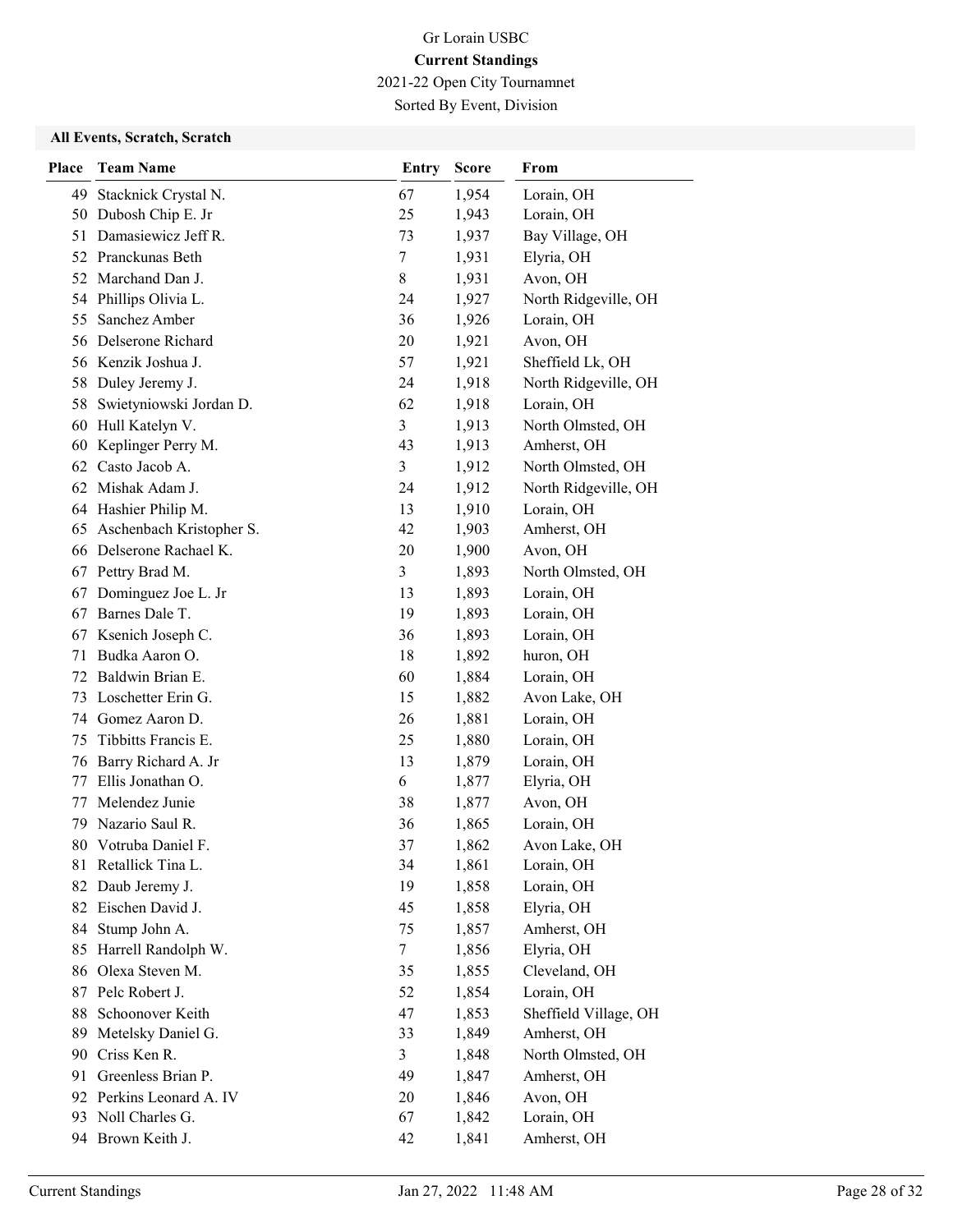# Gr Lorain USBC

**Current Standings**

2021-22 Open City Tournamnet

Sorted By Event, Division

### All Events, Scratch, Scratch

| Place | Team Name | Entry | Score | From |
|---|---|---|---|---|
| 49 | Stacknick Crystal N. | 67 | 1,954 | Lorain, OH |
| 50 | Dubosh Chip E. Jr | 25 | 1,943 | Lorain, OH |
| 51 | Damasiewicz Jeff R. | 73 | 1,937 | Bay Village, OH |
| 52 | Pranckunas Beth | 7 | 1,931 | Elyria, OH |
| 52 | Marchand Dan J. | 8 | 1,931 | Avon, OH |
| 54 | Phillips Olivia L. | 24 | 1,927 | North Ridgeville, OH |
| 55 | Sanchez Amber | 36 | 1,926 | Lorain, OH |
| 56 | Delserone Richard | 20 | 1,921 | Avon, OH |
| 56 | Kenzik Joshua J. | 57 | 1,921 | Sheffield Lk, OH |
| 58 | Duley Jeremy J. | 24 | 1,918 | North Ridgeville, OH |
| 58 | Swietyniowski Jordan D. | 62 | 1,918 | Lorain, OH |
| 60 | Hull Katelyn V. | 3 | 1,913 | North Olmsted, OH |
| 60 | Keplinger Perry M. | 43 | 1,913 | Amherst, OH |
| 62 | Casto Jacob A. | 3 | 1,912 | North Olmsted, OH |
| 62 | Mishak Adam J. | 24 | 1,912 | North Ridgeville, OH |
| 64 | Hashier Philip M. | 13 | 1,910 | Lorain, OH |
| 65 | Aschenbach Kristopher S. | 42 | 1,903 | Amherst, OH |
| 66 | Delserone Rachael K. | 20 | 1,900 | Avon, OH |
| 67 | Pettry Brad M. | 3 | 1,893 | North Olmsted, OH |
| 67 | Dominguez Joe L. Jr | 13 | 1,893 | Lorain, OH |
| 67 | Barnes Dale T. | 19 | 1,893 | Lorain, OH |
| 67 | Ksenich Joseph C. | 36 | 1,893 | Lorain, OH |
| 71 | Budka Aaron O. | 18 | 1,892 | huron, OH |
| 72 | Baldwin Brian E. | 60 | 1,884 | Lorain, OH |
| 73 | Loschetter Erin G. | 15 | 1,882 | Avon Lake, OH |
| 74 | Gomez Aaron D. | 26 | 1,881 | Lorain, OH |
| 75 | Tibbitts Francis E. | 25 | 1,880 | Lorain, OH |
| 76 | Barry Richard A. Jr | 13 | 1,879 | Lorain, OH |
| 77 | Ellis Jonathan O. | 6 | 1,877 | Elyria, OH |
| 77 | Melendez Junie | 38 | 1,877 | Avon, OH |
| 79 | Nazario Saul R. | 36 | 1,865 | Lorain, OH |
| 80 | Votruba Daniel F. | 37 | 1,862 | Avon Lake, OH |
| 81 | Retallick Tina L. | 34 | 1,861 | Lorain, OH |
| 82 | Daub Jeremy J. | 19 | 1,858 | Lorain, OH |
| 82 | Eischen David J. | 45 | 1,858 | Elyria, OH |
| 84 | Stump John A. | 75 | 1,857 | Amherst, OH |
| 85 | Harrell Randolph W. | 7 | 1,856 | Elyria, OH |
| 86 | Olexa Steven M. | 35 | 1,855 | Cleveland, OH |
| 87 | Pelc Robert J. | 52 | 1,854 | Lorain, OH |
| 88 | Schoonover Keith | 47 | 1,853 | Sheffield Village, OH |
| 89 | Metelsky Daniel G. | 33 | 1,849 | Amherst, OH |
| 90 | Criss Ken R. | 3 | 1,848 | North Olmsted, OH |
| 91 | Greenless Brian P. | 49 | 1,847 | Amherst, OH |
| 92 | Perkins Leonard A. IV | 20 | 1,846 | Avon, OH |
| 93 | Noll Charles G. | 67 | 1,842 | Lorain, OH |
| 94 | Brown Keith J. | 42 | 1,841 | Amherst, OH |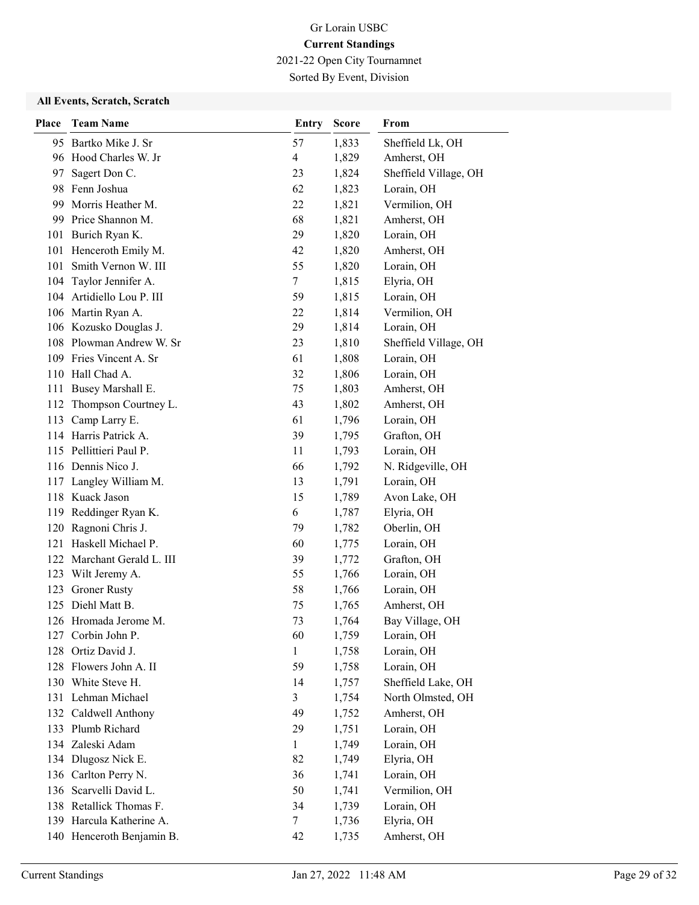# Gr Lorain USBC

**Current Standings**

2021-22 Open City Tournamnet

Sorted By Event, Division

**All Events, Scratch, Scratch**

| Place | Team Name | Entry | Score | From |
|---|---|---|---|---|
| 95 | Bartko Mike J. Sr | 57 | 1,833 | Sheffield Lk, OH |
| 96 | Hood Charles W. Jr | 4 | 1,829 | Amherst, OH |
| 97 | Sagert Don C. | 23 | 1,824 | Sheffield Village, OH |
| 98 | Fenn Joshua | 62 | 1,823 | Lorain, OH |
| 99 | Morris Heather M. | 22 | 1,821 | Vermilion, OH |
| 99 | Price Shannon M. | 68 | 1,821 | Amherst, OH |
| 101 | Burich Ryan K. | 29 | 1,820 | Lorain, OH |
| 101 | Henceroth Emily M. | 42 | 1,820 | Amherst, OH |
| 101 | Smith Vernon W. III | 55 | 1,820 | Lorain, OH |
| 104 | Taylor Jennifer A. | 7 | 1,815 | Elyria, OH |
| 104 | Artidiello Lou P. III | 59 | 1,815 | Lorain, OH |
| 106 | Martin Ryan A. | 22 | 1,814 | Vermilion, OH |
| 106 | Kozusko Douglas J. | 29 | 1,814 | Lorain, OH |
| 108 | Plowman Andrew W. Sr | 23 | 1,810 | Sheffield Village, OH |
| 109 | Fries Vincent A. Sr | 61 | 1,808 | Lorain, OH |
| 110 | Hall Chad A. | 32 | 1,806 | Lorain, OH |
| 111 | Busey Marshall E. | 75 | 1,803 | Amherst, OH |
| 112 | Thompson Courtney L. | 43 | 1,802 | Amherst, OH |
| 113 | Camp Larry E. | 61 | 1,796 | Lorain, OH |
| 114 | Harris Patrick A. | 39 | 1,795 | Grafton, OH |
| 115 | Pellittieri Paul P. | 11 | 1,793 | Lorain, OH |
| 116 | Dennis Nico J. | 66 | 1,792 | N. Ridgeville, OH |
| 117 | Langley William M. | 13 | 1,791 | Lorain, OH |
| 118 | Kuack Jason | 15 | 1,789 | Avon Lake, OH |
| 119 | Reddinger Ryan K. | 6 | 1,787 | Elyria, OH |
| 120 | Ragnoni Chris J. | 79 | 1,782 | Oberlin, OH |
| 121 | Haskell Michael P. | 60 | 1,775 | Lorain, OH |
| 122 | Marchant Gerald L. III | 39 | 1,772 | Grafton, OH |
| 123 | Wilt Jeremy A. | 55 | 1,766 | Lorain, OH |
| 123 | Groner Rusty | 58 | 1,766 | Lorain, OH |
| 125 | Diehl Matt B. | 75 | 1,765 | Amherst, OH |
| 126 | Hromada Jerome M. | 73 | 1,764 | Bay Village, OH |
| 127 | Corbin John P. | 60 | 1,759 | Lorain, OH |
| 128 | Ortiz David J. | 1 | 1,758 | Lorain, OH |
| 128 | Flowers John A. II | 59 | 1,758 | Lorain, OH |
| 130 | White Steve H. | 14 | 1,757 | Sheffield Lake, OH |
| 131 | Lehman Michael | 3 | 1,754 | North Olmsted, OH |
| 132 | Caldwell Anthony | 49 | 1,752 | Amherst, OH |
| 133 | Plumb Richard | 29 | 1,751 | Lorain, OH |
| 134 | Zaleski Adam | 1 | 1,749 | Lorain, OH |
| 134 | Dlugosz Nick E. | 82 | 1,749 | Elyria, OH |
| 136 | Carlton Perry N. | 36 | 1,741 | Lorain, OH |
| 136 | Scarvelli David L. | 50 | 1,741 | Vermilion, OH |
| 138 | Retallick Thomas F. | 34 | 1,739 | Lorain, OH |
| 139 | Harcula Katherine A. | 7 | 1,736 | Elyria, OH |
| 140 | Henceroth Benjamin B. | 42 | 1,735 | Amherst, OH |

Current Standings — Jan 27, 2022 11:48 AM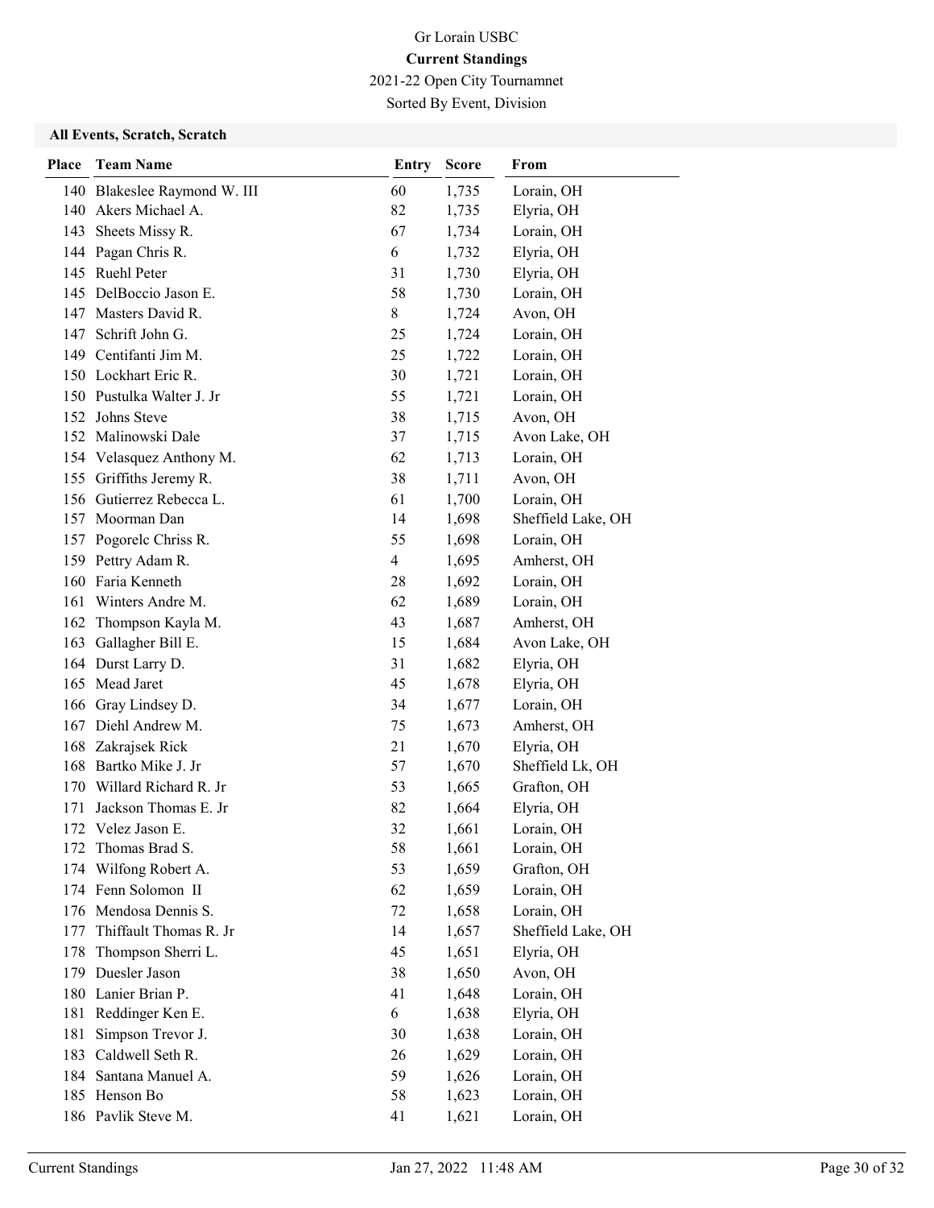# Gr Lorain USBC

**Current Standings**

2021-22 Open City Tournamnet

Sorted By Event, Division

### All Events, Scratch, Scratch

| Place | Team Name | Entry | Score | From |
|---|---|---|---|---|
| 140 | Blakeslee Raymond W. III | 60 | 1,735 | Lorain, OH |
| 140 | Akers Michael A. | 82 | 1,735 | Elyria, OH |
| 143 | Sheets Missy R. | 67 | 1,734 | Lorain, OH |
| 144 | Pagan Chris R. | 6 | 1,732 | Elyria, OH |
| 145 | Ruehl Peter | 31 | 1,730 | Elyria, OH |
| 145 | DelBoccio Jason E. | 58 | 1,730 | Lorain, OH |
| 147 | Masters David R. | 8 | 1,724 | Avon, OH |
| 147 | Schrift John G. | 25 | 1,724 | Lorain, OH |
| 149 | Centifanti Jim M. | 25 | 1,722 | Lorain, OH |
| 150 | Lockhart Eric R. | 30 | 1,721 | Lorain, OH |
| 150 | Pustulka Walter J. Jr | 55 | 1,721 | Lorain, OH |
| 152 | Johns Steve | 38 | 1,715 | Avon, OH |
| 152 | Malinowski Dale | 37 | 1,715 | Avon Lake, OH |
| 154 | Velasquez Anthony M. | 62 | 1,713 | Lorain, OH |
| 155 | Griffiths Jeremy R. | 38 | 1,711 | Avon, OH |
| 156 | Gutierrez Rebecca L. | 61 | 1,700 | Lorain, OH |
| 157 | Moorman Dan | 14 | 1,698 | Sheffield Lake, OH |
| 157 | Pogorelc Chriss R. | 55 | 1,698 | Lorain, OH |
| 159 | Pettry Adam R. | 4 | 1,695 | Amherst, OH |
| 160 | Faria Kenneth | 28 | 1,692 | Lorain, OH |
| 161 | Winters Andre M. | 62 | 1,689 | Lorain, OH |
| 162 | Thompson Kayla M. | 43 | 1,687 | Amherst, OH |
| 163 | Gallagher Bill E. | 15 | 1,684 | Avon Lake, OH |
| 164 | Durst Larry D. | 31 | 1,682 | Elyria, OH |
| 165 | Mead Jaret | 45 | 1,678 | Elyria, OH |
| 166 | Gray Lindsey D. | 34 | 1,677 | Lorain, OH |
| 167 | Diehl Andrew M. | 75 | 1,673 | Amherst, OH |
| 168 | Zakrajsek Rick | 21 | 1,670 | Elyria, OH |
| 168 | Bartko Mike J. Jr | 57 | 1,670 | Sheffield Lk, OH |
| 170 | Willard Richard R. Jr | 53 | 1,665 | Grafton, OH |
| 171 | Jackson Thomas E. Jr | 82 | 1,664 | Elyria, OH |
| 172 | Velez Jason E. | 32 | 1,661 | Lorain, OH |
| 172 | Thomas Brad S. | 58 | 1,661 | Lorain, OH |
| 174 | Wilfong Robert A. | 53 | 1,659 | Grafton, OH |
| 174 | Fenn Solomon II | 62 | 1,659 | Lorain, OH |
| 176 | Mendosa Dennis S. | 72 | 1,658 | Lorain, OH |
| 177 | Thiffault Thomas R. Jr | 14 | 1,657 | Sheffield Lake, OH |
| 178 | Thompson Sherri L. | 45 | 1,651 | Elyria, OH |
| 179 | Duesler Jason | 38 | 1,650 | Avon, OH |
| 180 | Lanier Brian P. | 41 | 1,648 | Lorain, OH |
| 181 | Reddinger Ken E. | 6 | 1,638 | Elyria, OH |
| 181 | Simpson Trevor J. | 30 | 1,638 | Lorain, OH |
| 183 | Caldwell Seth R. | 26 | 1,629 | Lorain, OH |
| 184 | Santana Manuel A. | 59 | 1,626 | Lorain, OH |
| 185 | Henson Bo | 58 | 1,623 | Lorain, OH |
| 186 | Pavlik Steve M. | 41 | 1,621 | Lorain, OH |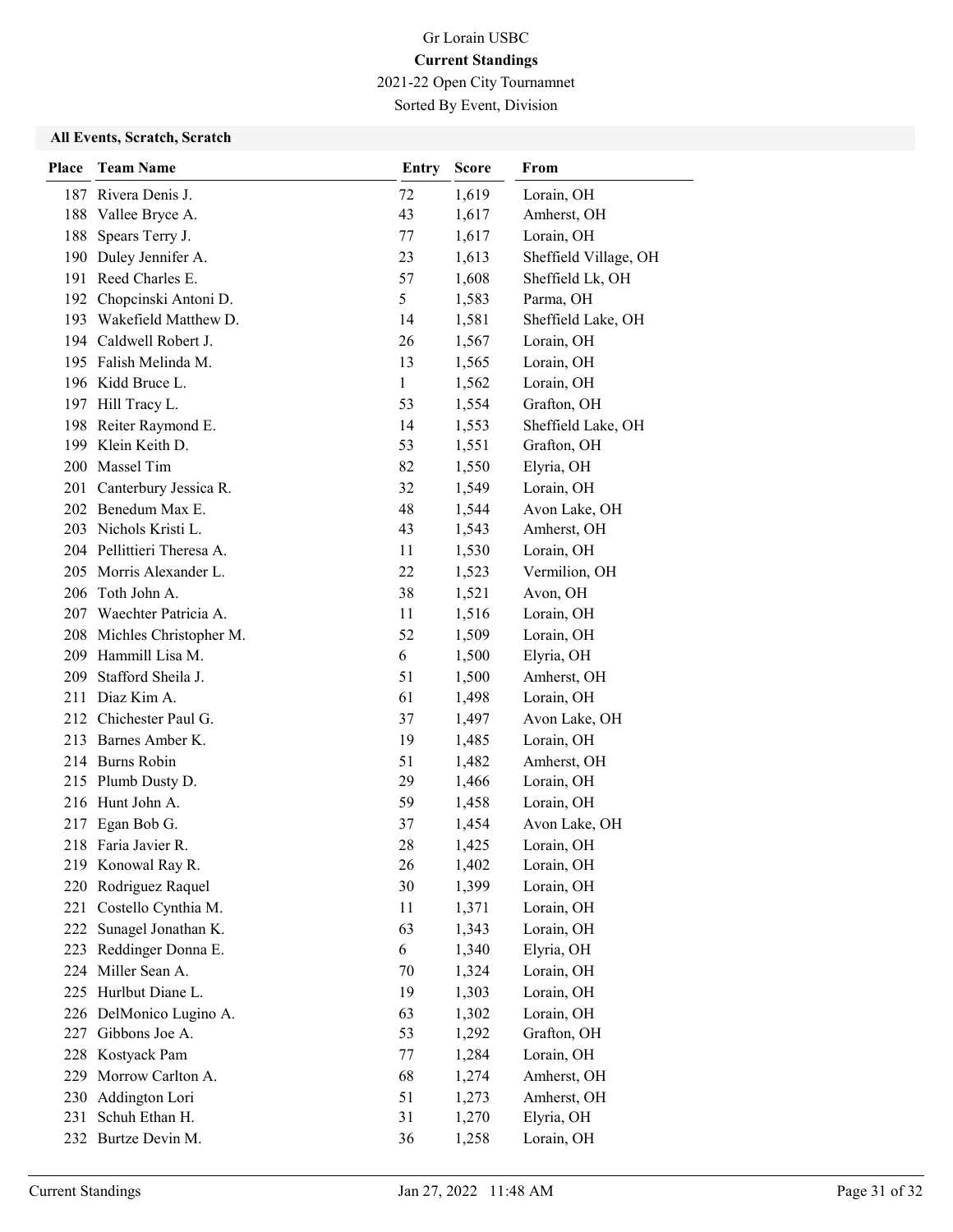Gr Lorain USBC
**Current Standings**
2021-22 Open City Tournamnet
Sorted By Event, Division

### All Events, Scratch, Scratch

| Place | Team Name | Entry | Score | From |
|---|---|---|---|---|
| 187 | Rivera Denis J. | 72 | 1,619 | Lorain, OH |
| 188 | Vallee Bryce A. | 43 | 1,617 | Amherst, OH |
| 188 | Spears Terry J. | 77 | 1,617 | Lorain, OH |
| 190 | Duley Jennifer A. | 23 | 1,613 | Sheffield Village, OH |
| 191 | Reed Charles E. | 57 | 1,608 | Sheffield Lk, OH |
| 192 | Chopcinski Antoni D. | 5 | 1,583 | Parma, OH |
| 193 | Wakefield Matthew D. | 14 | 1,581 | Sheffield Lake, OH |
| 194 | Caldwell Robert J. | 26 | 1,567 | Lorain, OH |
| 195 | Falish Melinda M. | 13 | 1,565 | Lorain, OH |
| 196 | Kidd Bruce L. | 1 | 1,562 | Lorain, OH |
| 197 | Hill Tracy L. | 53 | 1,554 | Grafton, OH |
| 198 | Reiter Raymond E. | 14 | 1,553 | Sheffield Lake, OH |
| 199 | Klein Keith D. | 53 | 1,551 | Grafton, OH |
| 200 | Massel Tim | 82 | 1,550 | Elyria, OH |
| 201 | Canterbury Jessica R. | 32 | 1,549 | Lorain, OH |
| 202 | Benedum Max E. | 48 | 1,544 | Avon Lake, OH |
| 203 | Nichols Kristi L. | 43 | 1,543 | Amherst, OH |
| 204 | Pellittieri Theresa A. | 11 | 1,530 | Lorain, OH |
| 205 | Morris Alexander L. | 22 | 1,523 | Vermilion, OH |
| 206 | Toth John A. | 38 | 1,521 | Avon, OH |
| 207 | Waechter Patricia A. | 11 | 1,516 | Lorain, OH |
| 208 | Michles Christopher M. | 52 | 1,509 | Lorain, OH |
| 209 | Hammill Lisa M. | 6 | 1,500 | Elyria, OH |
| 209 | Stafford Sheila J. | 51 | 1,500 | Amherst, OH |
| 211 | Diaz Kim A. | 61 | 1,498 | Lorain, OH |
| 212 | Chichester Paul G. | 37 | 1,497 | Avon Lake, OH |
| 213 | Barnes Amber K. | 19 | 1,485 | Lorain, OH |
| 214 | Burns Robin | 51 | 1,482 | Amherst, OH |
| 215 | Plumb Dusty D. | 29 | 1,466 | Lorain, OH |
| 216 | Hunt John A. | 59 | 1,458 | Lorain, OH |
| 217 | Egan Bob G. | 37 | 1,454 | Avon Lake, OH |
| 218 | Faria Javier R. | 28 | 1,425 | Lorain, OH |
| 219 | Konowal Ray R. | 26 | 1,402 | Lorain, OH |
| 220 | Rodriguez Raquel | 30 | 1,399 | Lorain, OH |
| 221 | Costello Cynthia M. | 11 | 1,371 | Lorain, OH |
| 222 | Sunagel Jonathan K. | 63 | 1,343 | Lorain, OH |
| 223 | Reddinger Donna E. | 6 | 1,340 | Elyria, OH |
| 224 | Miller Sean A. | 70 | 1,324 | Lorain, OH |
| 225 | Hurlbut Diane L. | 19 | 1,303 | Lorain, OH |
| 226 | DelMonico Lugino A. | 63 | 1,302 | Lorain, OH |
| 227 | Gibbons Joe A. | 53 | 1,292 | Grafton, OH |
| 228 | Kostyack Pam | 77 | 1,284 | Lorain, OH |
| 229 | Morrow Carlton A. | 68 | 1,274 | Amherst, OH |
| 230 | Addington Lori | 51 | 1,273 | Amherst, OH |
| 231 | Schuh Ethan H. | 31 | 1,270 | Elyria, OH |
| 232 | Burtze Devin M. | 36 | 1,258 | Lorain, OH |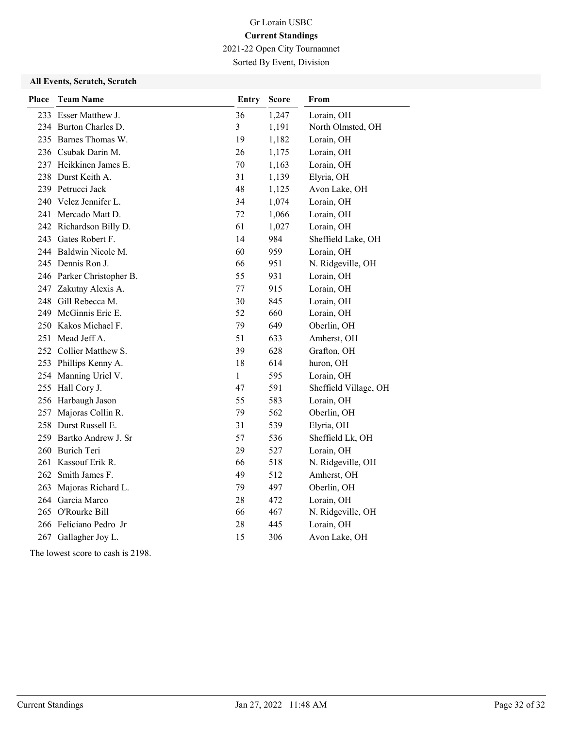Gr Lorain USBC

**Current Standings**

2021-22 Open City Tournamnet

Sorted By Event, Division

**All Events, Scratch, Scratch**

| Place | Team Name | Entry | Score | From |
|---|---|---|---|---|
| 233 | Esser Matthew J. | 36 | 1,247 | Lorain, OH |
| 234 | Burton Charles D. | 3 | 1,191 | North Olmsted, OH |
| 235 | Barnes Thomas W. | 19 | 1,182 | Lorain, OH |
| 236 | Csubak Darin M. | 26 | 1,175 | Lorain, OH |
| 237 | Heikkinen James E. | 70 | 1,163 | Lorain, OH |
| 238 | Durst Keith A. | 31 | 1,139 | Elyria, OH |
| 239 | Petrucci Jack | 48 | 1,125 | Avon Lake, OH |
| 240 | Velez Jennifer L. | 34 | 1,074 | Lorain, OH |
| 241 | Mercado Matt D. | 72 | 1,066 | Lorain, OH |
| 242 | Richardson Billy D. | 61 | 1,027 | Lorain, OH |
| 243 | Gates Robert F. | 14 | 984 | Sheffield Lake, OH |
| 244 | Baldwin Nicole M. | 60 | 959 | Lorain, OH |
| 245 | Dennis Ron J. | 66 | 951 | N. Ridgeville, OH |
| 246 | Parker Christopher B. | 55 | 931 | Lorain, OH |
| 247 | Zakutny Alexis A. | 77 | 915 | Lorain, OH |
| 248 | Gill Rebecca M. | 30 | 845 | Lorain, OH |
| 249 | McGinnis Eric E. | 52 | 660 | Lorain, OH |
| 250 | Kakos Michael F. | 79 | 649 | Oberlin, OH |
| 251 | Mead Jeff A. | 51 | 633 | Amherst, OH |
| 252 | Collier Matthew S. | 39 | 628 | Grafton, OH |
| 253 | Phillips Kenny A. | 18 | 614 | huron, OH |
| 254 | Manning Uriel V. | 1 | 595 | Lorain, OH |
| 255 | Hall Cory J. | 47 | 591 | Sheffield Village, OH |
| 256 | Harbaugh Jason | 55 | 583 | Lorain, OH |
| 257 | Majoras Collin R. | 79 | 562 | Oberlin, OH |
| 258 | Durst Russell E. | 31 | 539 | Elyria, OH |
| 259 | Bartko Andrew J. Sr | 57 | 536 | Sheffield Lk, OH |
| 260 | Burich Teri | 29 | 527 | Lorain, OH |
| 261 | Kassouf Erik R. | 66 | 518 | N. Ridgeville, OH |
| 262 | Smith James F. | 49 | 512 | Amherst, OH |
| 263 | Majoras Richard L. | 79 | 497 | Oberlin, OH |
| 264 | Garcia Marco | 28 | 472 | Lorain, OH |
| 265 | O'Rourke Bill | 66 | 467 | N. Ridgeville, OH |
| 266 | Feliciano Pedro Jr | 28 | 445 | Lorain, OH |
| 267 | Gallagher Joy L. | 15 | 306 | Avon Lake, OH |

The lowest score to cash is 2198.